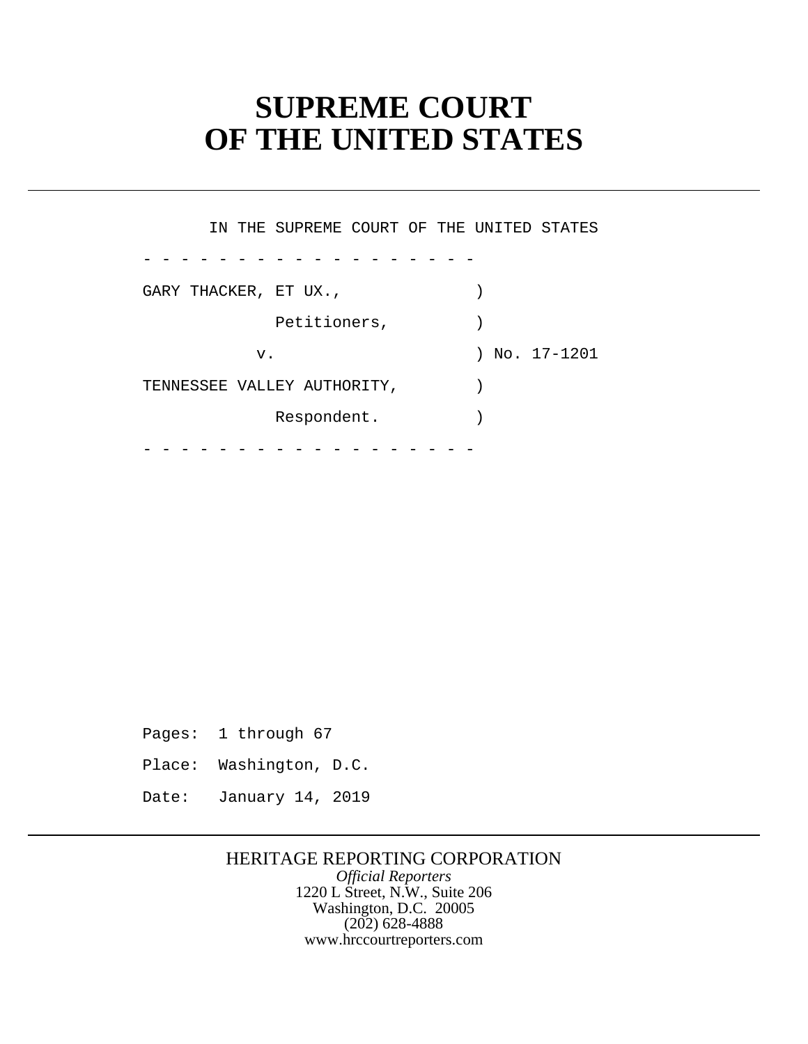# SUPREME COURT OF THE UNITED STATES

IN THE SUPREME COURT OF THE UNITED STATES

\- - - - - - - - - - - - - - - - - -

GARY THACKER, ET UX., )

Petitioners, )

v. ) No. 17-1201

TENNESSEE VALLEY AUTHORITY, )

Respondent. )

\- - - - - - - - - - - - - - - - - -

Pages: 1 through 67

Place: Washington, D.C.

Date: January 14, 2019

HERITAGE REPORTING CORPORATION

*Official Reporters*

1220 L Street, N.W., Suite 206

Washington, D.C. 20005

(202) 628-4888

www.hrccourtreporters.com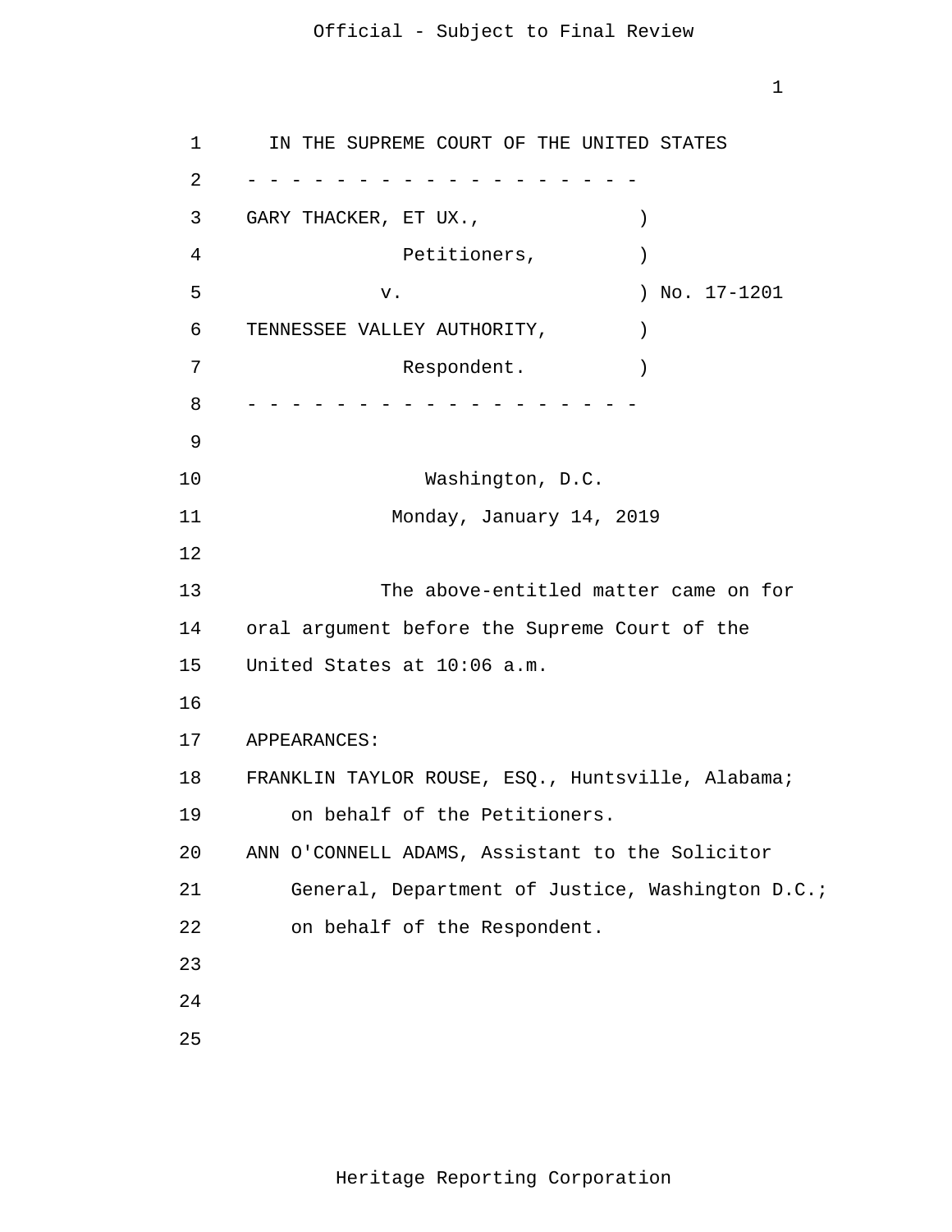IN THE SUPREME COURT OF THE UNITED STATES

- - - - - - - - - - - - - - - - - -

GARY THACKER, ET UX., )

Petitioners, )

v. ) No. 17-1201

TENNESSEE VALLEY AUTHORITY, )

Respondent. )

- - - - - - - - - - - - - - - - - -

Washington, D.C.

Monday, January 14, 2019

The above-entitled matter came on for oral argument before the Supreme Court of the United States at 10:06 a.m.

APPEARANCES:

FRANKLIN TAYLOR ROUSE, ESQ., Huntsville, Alabama; on behalf of the Petitioners.

ANN O'CONNELL ADAMS, Assistant to the Solicitor General, Department of Justice, Washington D.C.; on behalf of the Respondent.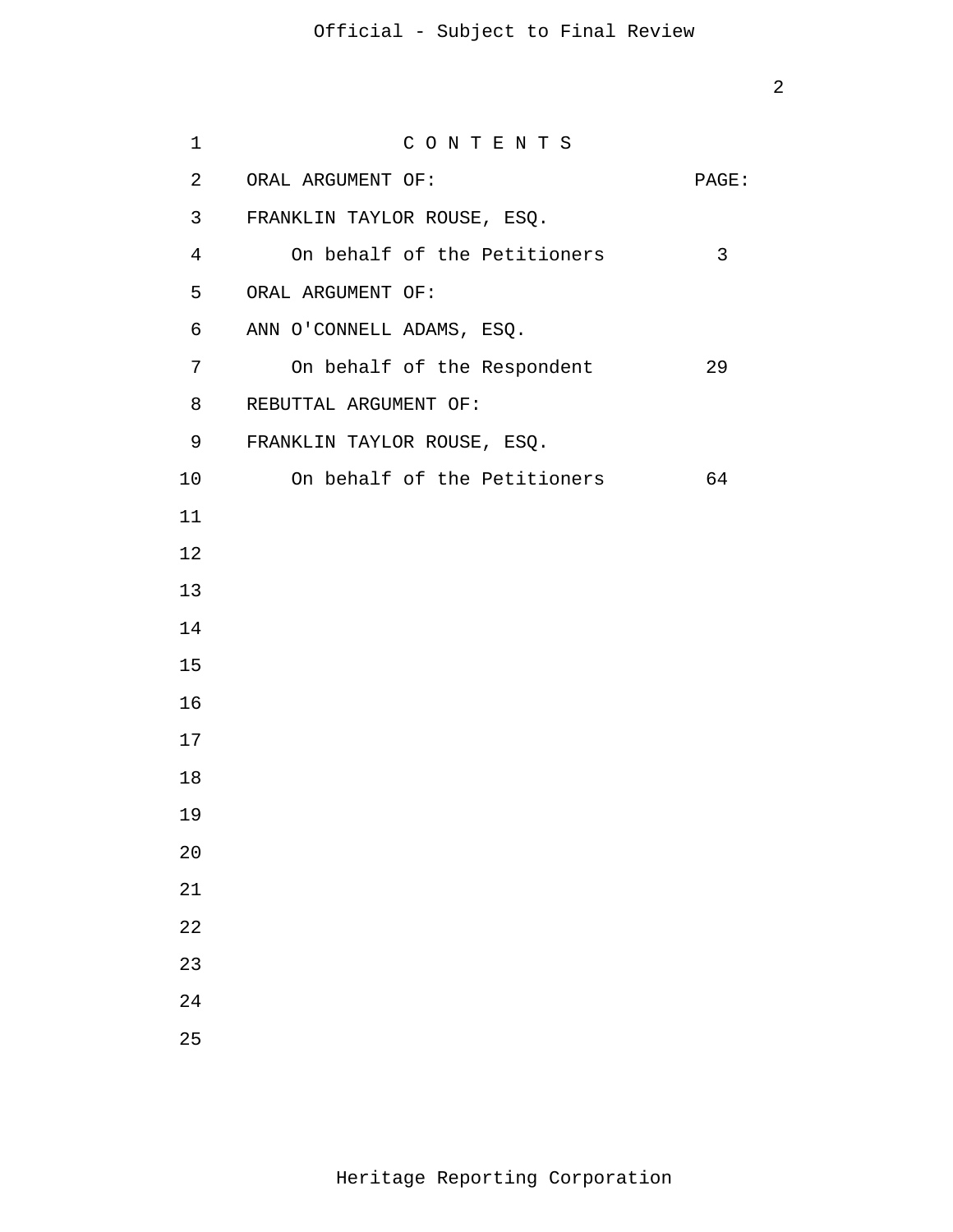C O N T E N T S

| ORAL ARGUMENT OF: | PAGE: |
|---|---|
| FRANKLIN TAYLOR ROUSE, ESQ. | |
| On behalf of the Petitioners | 3 |
| ORAL ARGUMENT OF: | |
| ANN O'CONNELL ADAMS, ESQ. | |
| On behalf of the Respondent | 29 |
| REBUTTAL ARGUMENT OF: | |
| FRANKLIN TAYLOR ROUSE, ESQ. | |
| On behalf of the Petitioners | 64 |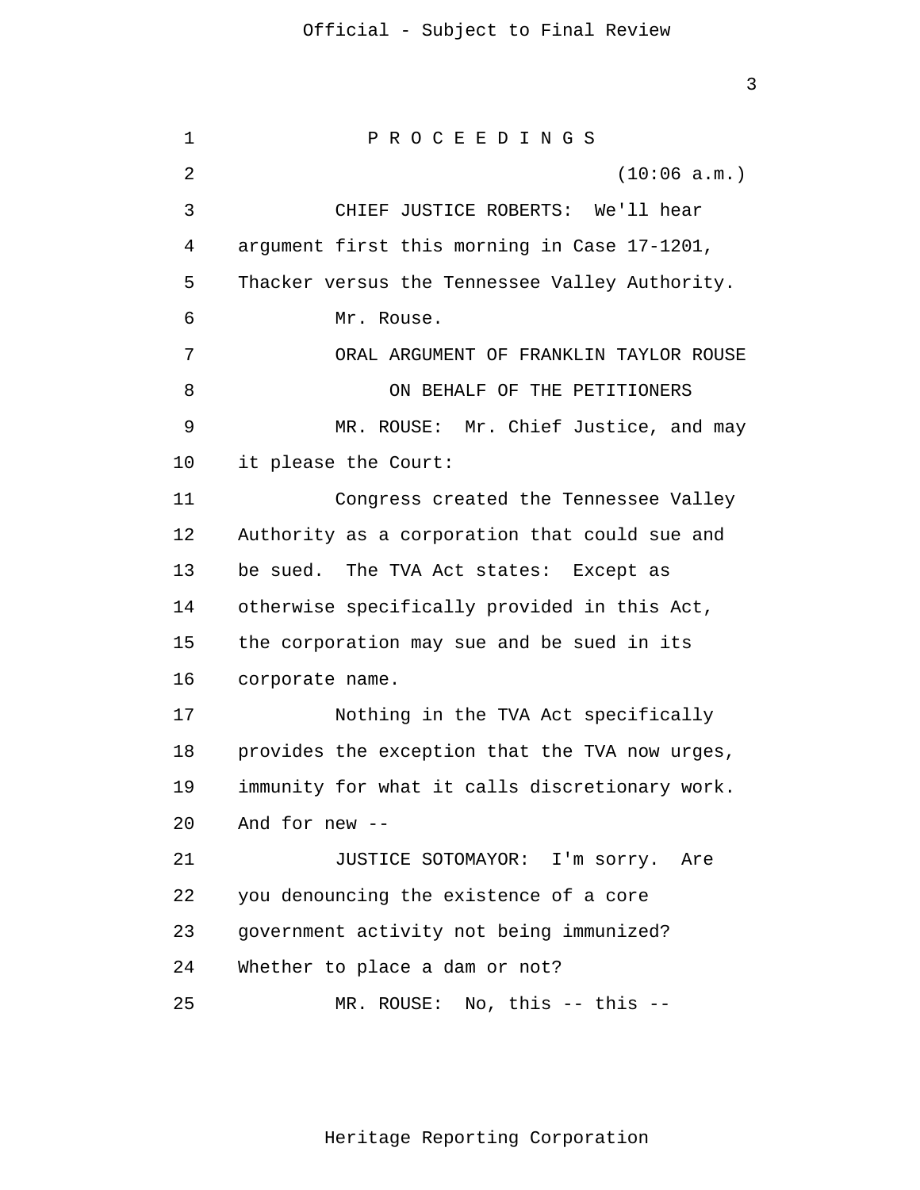P R O C E E D I N G S

(10:06 a.m.)

CHIEF JUSTICE ROBERTS: We'll hear argument first this morning in Case 17-1201, Thacker versus the Tennessee Valley Authority.

Mr. Rouse.

ORAL ARGUMENT OF FRANKLIN TAYLOR ROUSE

ON BEHALF OF THE PETITIONERS

MR. ROUSE: Mr. Chief Justice, and may it please the Court:

Congress created the Tennessee Valley Authority as a corporation that could sue and be sued. The TVA Act states: Except as otherwise specifically provided in this Act, the corporation may sue and be sued in its corporate name.

Nothing in the TVA Act specifically provides the exception that the TVA now urges, immunity for what it calls discretionary work. And for new --

JUSTICE SOTOMAYOR: I'm sorry. Are you denouncing the existence of a core government activity not being immunized? Whether to place a dam or not?

MR. ROUSE: No, this -- this --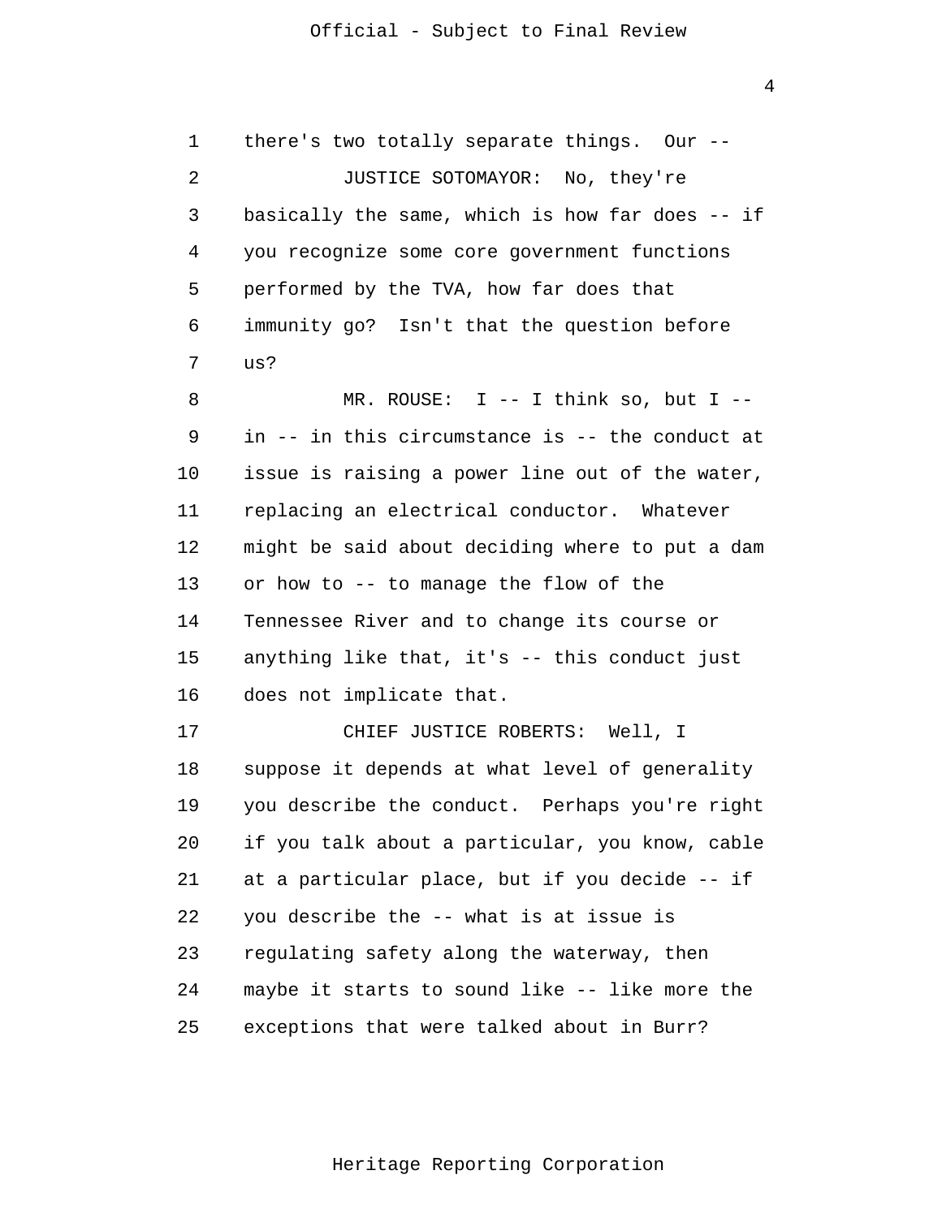there's two totally separate things. Our --

JUSTICE SOTOMAYOR: No, they're basically the same, which is how far does -- if you recognize some core government functions performed by the TVA, how far does that immunity go? Isn't that the question before us?

MR. ROUSE: I -- I think so, but I -- in -- in this circumstance is -- the conduct at issue is raising a power line out of the water, replacing an electrical conductor. Whatever might be said about deciding where to put a dam or how to -- to manage the flow of the Tennessee River and to change its course or anything like that, it's -- this conduct just does not implicate that.

CHIEF JUSTICE ROBERTS: Well, I suppose it depends at what level of generality you describe the conduct. Perhaps you're right if you talk about a particular, you know, cable at a particular place, but if you decide -- if you describe the -- what is at issue is regulating safety along the waterway, then maybe it starts to sound like -- like more the exceptions that were talked about in Burr?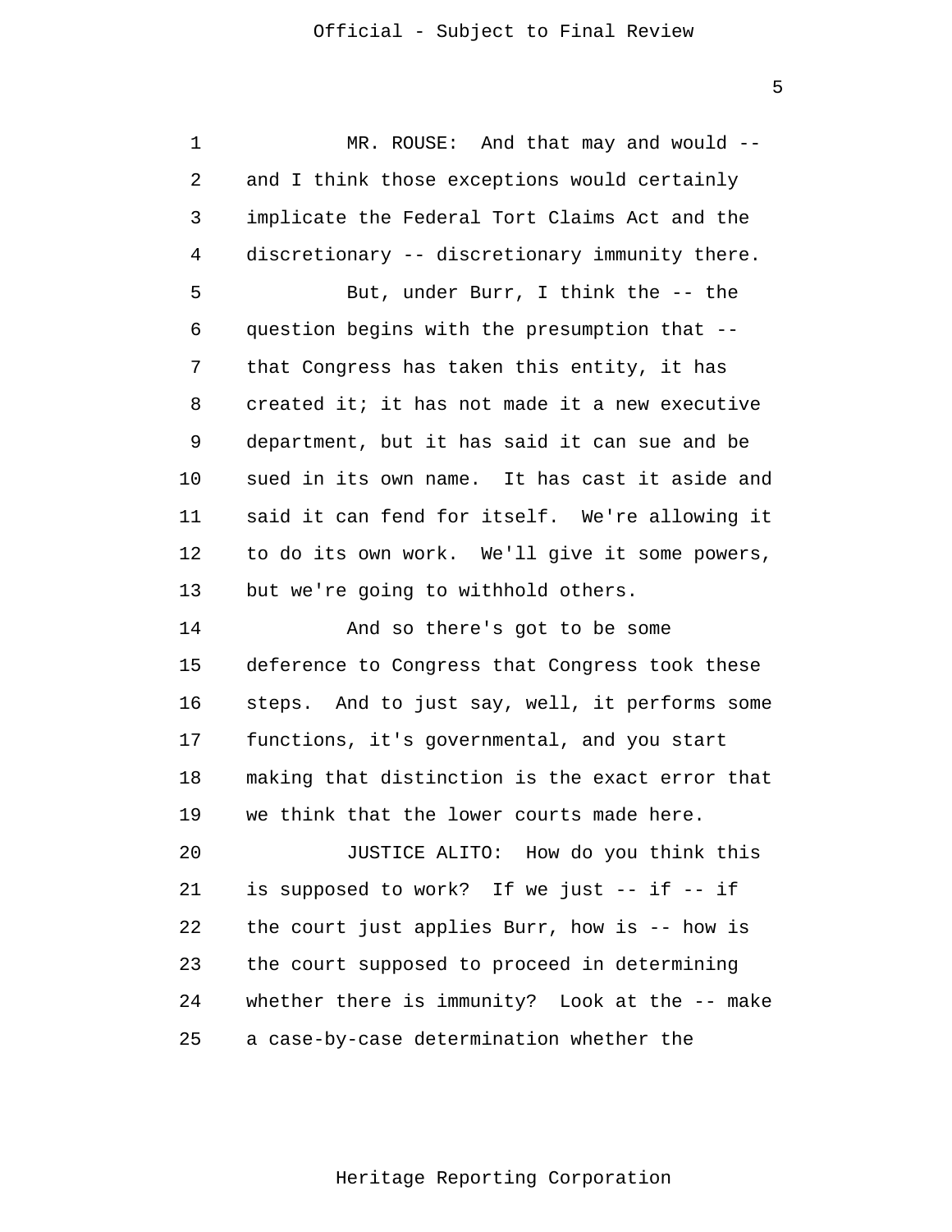MR. ROUSE: And that may and would -- and I think those exceptions would certainly implicate the Federal Tort Claims Act and the discretionary -- discretionary immunity there.

But, under Burr, I think the -- the question begins with the presumption that -- that Congress has taken this entity, it has created it; it has not made it a new executive department, but it has said it can sue and be sued in its own name. It has cast it aside and said it can fend for itself. We're allowing it to do its own work. We'll give it some powers, but we're going to withhold others.

And so there's got to be some deference to Congress that Congress took these steps. And to just say, well, it performs some functions, it's governmental, and you start making that distinction is the exact error that we think that the lower courts made here.

JUSTICE ALITO: How do you think this is supposed to work? If we just -- if -- if the court just applies Burr, how is -- how is the court supposed to proceed in determining whether there is immunity? Look at the -- make a case-by-case determination whether the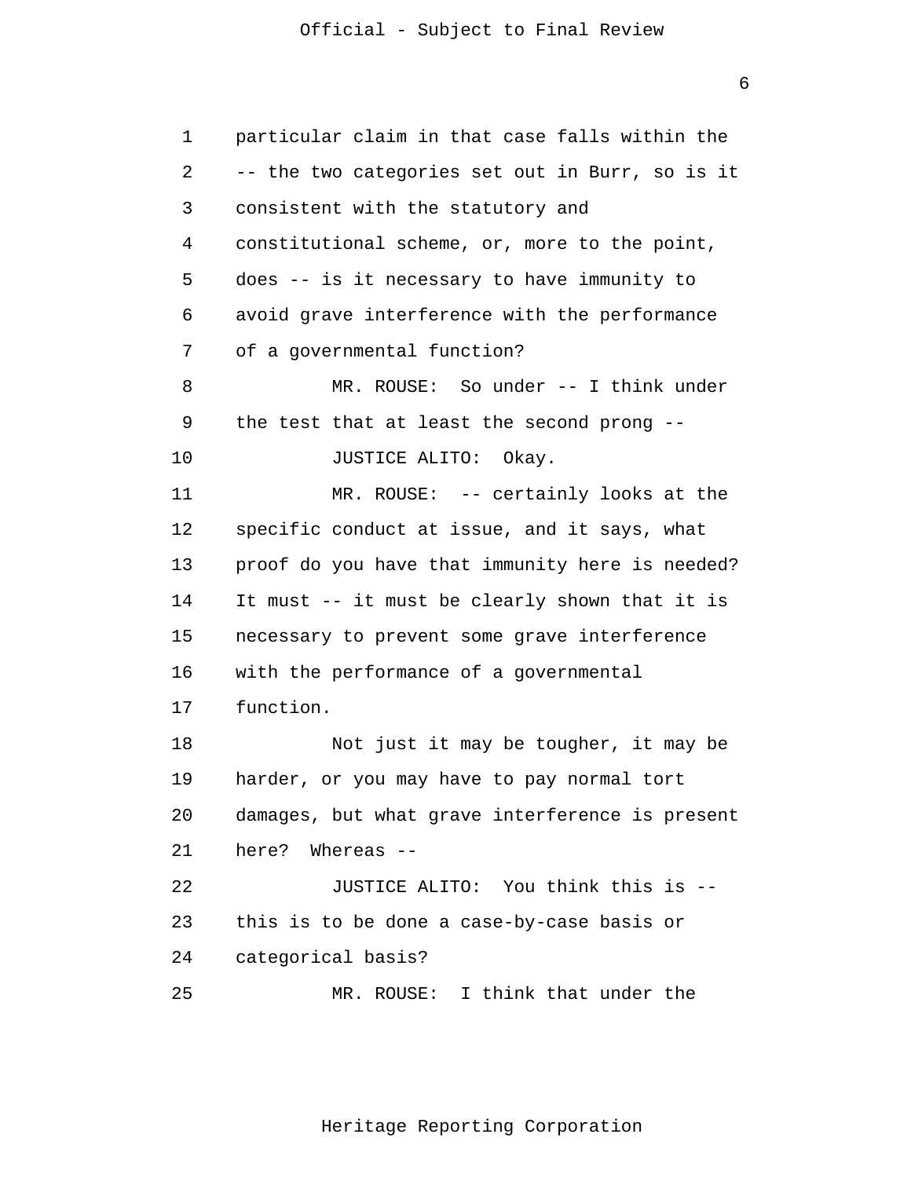particular claim in that case falls within the -- the two categories set out in Burr, so is it consistent with the statutory and constitutional scheme, or, more to the point, does -- is it necessary to have immunity to avoid grave interference with the performance of a governmental function?

MR. ROUSE: So under -- I think under the test that at least the second prong --

JUSTICE ALITO: Okay.

MR. ROUSE: -- certainly looks at the specific conduct at issue, and it says, what proof do you have that immunity here is needed? It must -- it must be clearly shown that it is necessary to prevent some grave interference with the performance of a governmental function.

Not just it may be tougher, it may be harder, or you may have to pay normal tort damages, but what grave interference is present here? Whereas --

JUSTICE ALITO: You think this is -- this is to be done a case-by-case basis or categorical basis?

MR. ROUSE: I think that under the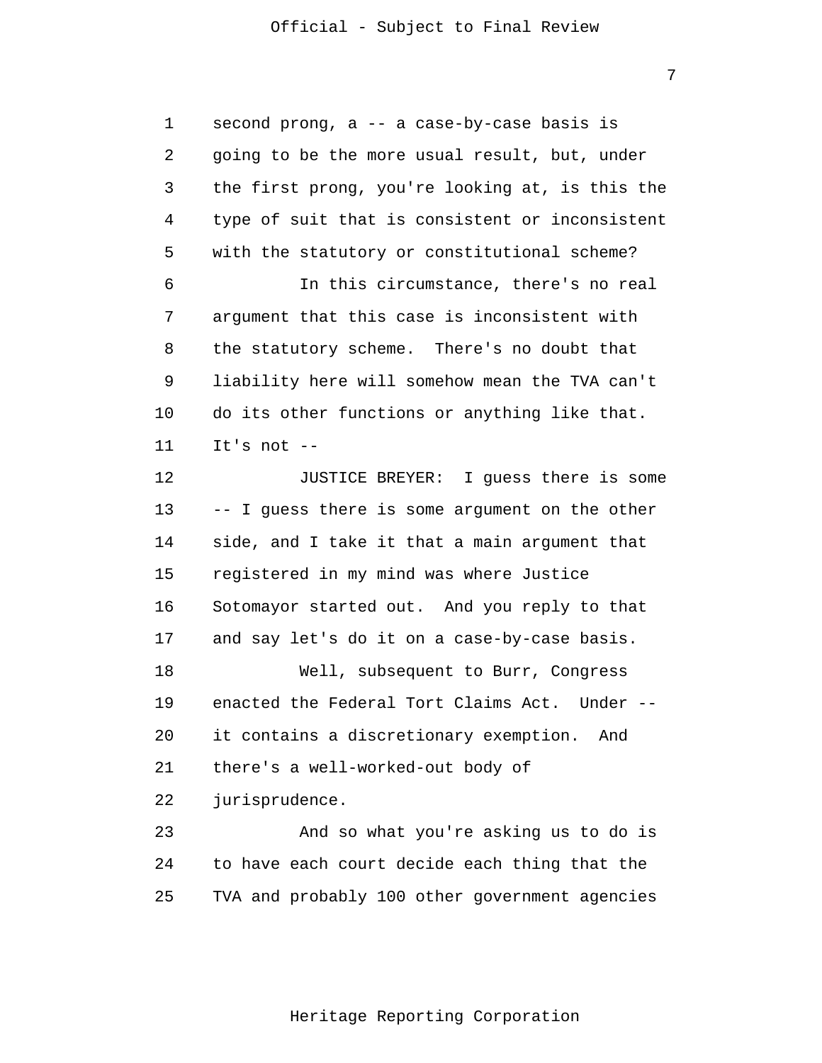second prong, a -- a case-by-case basis is going to be the more usual result, but, under the first prong, you're looking at, is this the type of suit that is consistent or inconsistent with the statutory or constitutional scheme?

In this circumstance, there's no real argument that this case is inconsistent with the statutory scheme. There's no doubt that liability here will somehow mean the TVA can't do its other functions or anything like that. It's not --

JUSTICE BREYER: I guess there is some -- I guess there is some argument on the other side, and I take it that a main argument that registered in my mind was where Justice Sotomayor started out. And you reply to that and say let's do it on a case-by-case basis.

Well, subsequent to Burr, Congress enacted the Federal Tort Claims Act. Under -- it contains a discretionary exemption. And there's a well-worked-out body of jurisprudence.

And so what you're asking us to do is to have each court decide each thing that the TVA and probably 100 other government agencies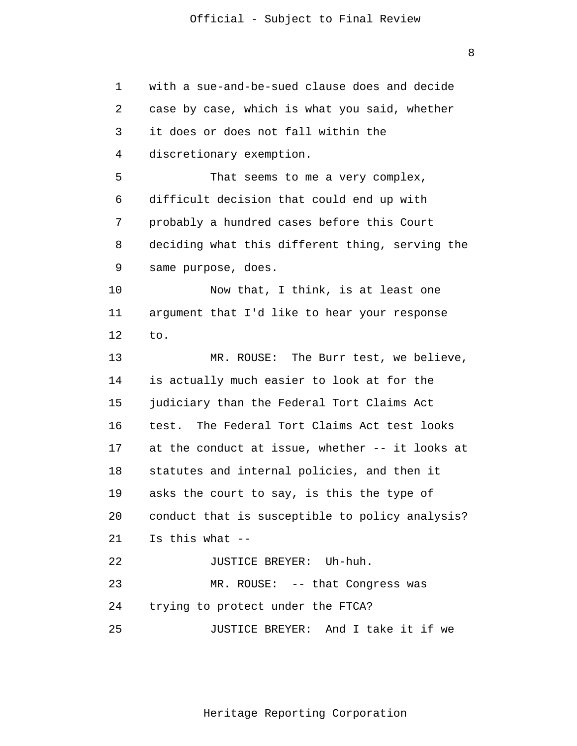with a sue-and-be-sued clause does and decide case by case, which is what you said, whether it does or does not fall within the discretionary exemption.

That seems to me a very complex, difficult decision that could end up with probably a hundred cases before this Court deciding what this different thing, serving the same purpose, does.

Now that, I think, is at least one argument that I'd like to hear your response to.

MR. ROUSE: The Burr test, we believe, is actually much easier to look at for the judiciary than the Federal Tort Claims Act test. The Federal Tort Claims Act test looks at the conduct at issue, whether -- it looks at statutes and internal policies, and then it asks the court to say, is this the type of conduct that is susceptible to policy analysis? Is this what --

JUSTICE BREYER: Uh-huh.

MR. ROUSE: -- that Congress was trying to protect under the FTCA?

JUSTICE BREYER: And I take it if we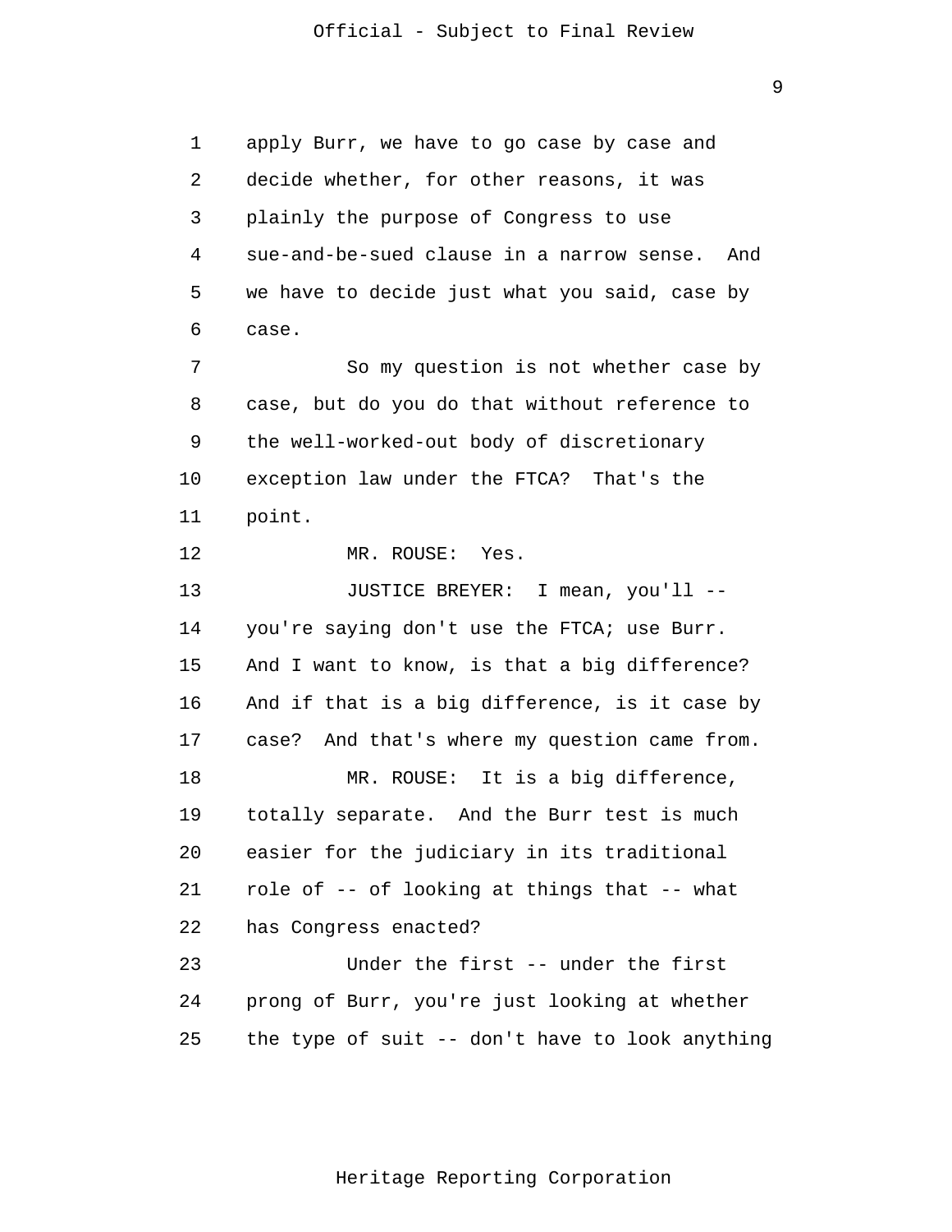apply Burr, we have to go case by case and decide whether, for other reasons, it was plainly the purpose of Congress to use sue-and-be-sued clause in a narrow sense. And we have to decide just what you said, case by case.

So my question is not whether case by case, but do you do that without reference to the well-worked-out body of discretionary exception law under the FTCA? That's the point.

MR. ROUSE: Yes.

JUSTICE BREYER: I mean, you'll -- you're saying don't use the FTCA; use Burr. And I want to know, is that a big difference? And if that is a big difference, is it case by case? And that's where my question came from.

MR. ROUSE: It is a big difference, totally separate. And the Burr test is much easier for the judiciary in its traditional role of -- of looking at things that -- what has Congress enacted?

Under the first -- under the first prong of Burr, you're just looking at whether the type of suit -- don't have to look anything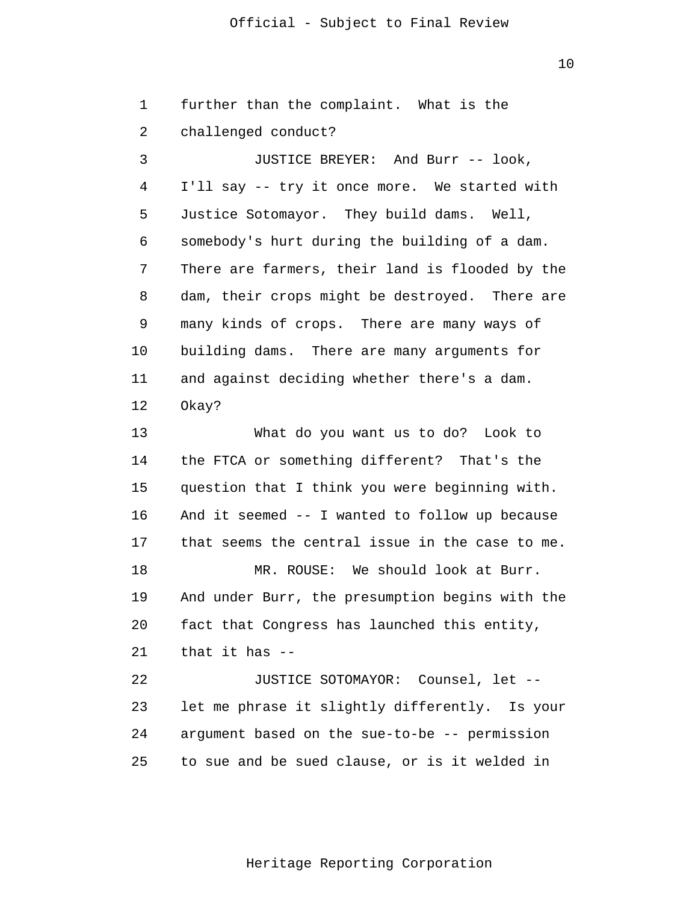further than the complaint. What is the challenged conduct?

JUSTICE BREYER: And Burr -- look, I'll say -- try it once more. We started with Justice Sotomayor. They build dams. Well, somebody's hurt during the building of a dam. There are farmers, their land is flooded by the dam, their crops might be destroyed. There are many kinds of crops. There are many ways of building dams. There are many arguments for and against deciding whether there's a dam. Okay?

What do you want us to do? Look to the FTCA or something different? That's the question that I think you were beginning with. And it seemed -- I wanted to follow up because that seems the central issue in the case to me.

MR. ROUSE: We should look at Burr. And under Burr, the presumption begins with the fact that Congress has launched this entity, that it has --

JUSTICE SOTOMAYOR: Counsel, let -- let me phrase it slightly differently. Is your argument based on the sue-to-be -- permission to sue and be sued clause, or is it welded in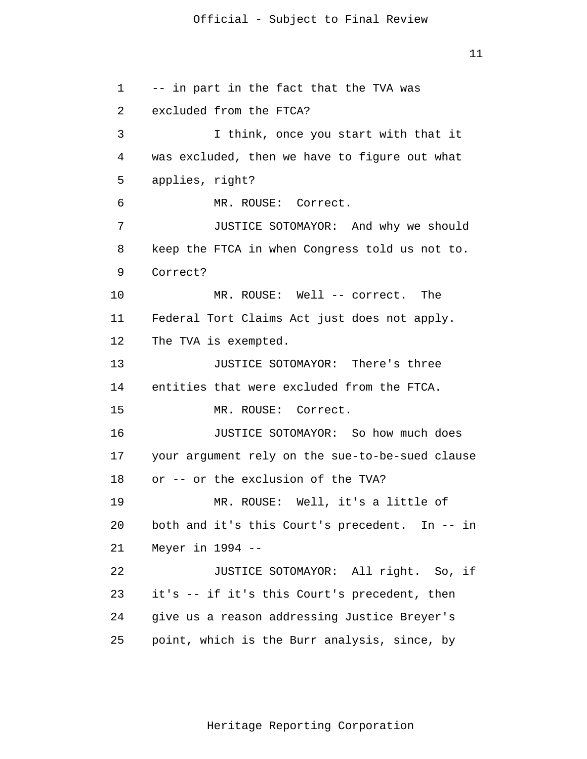-- in part in the fact that the TVA was excluded from the FTCA?

I think, once you start with that it was excluded, then we have to figure out what applies, right?

MR. ROUSE: Correct.

JUSTICE SOTOMAYOR: And why we should keep the FTCA in when Congress told us not to. Correct?

MR. ROUSE: Well -- correct. The Federal Tort Claims Act just does not apply. The TVA is exempted.

JUSTICE SOTOMAYOR: There's three entities that were excluded from the FTCA.

MR. ROUSE: Correct.

JUSTICE SOTOMAYOR: So how much does your argument rely on the sue-to-be-sued clause or -- or the exclusion of the TVA?

MR. ROUSE: Well, it's a little of both and it's this Court's precedent. In -- in Meyer in 1994 --

JUSTICE SOTOMAYOR: All right. So, if it's -- if it's this Court's precedent, then give us a reason addressing Justice Breyer's point, which is the Burr analysis, since, by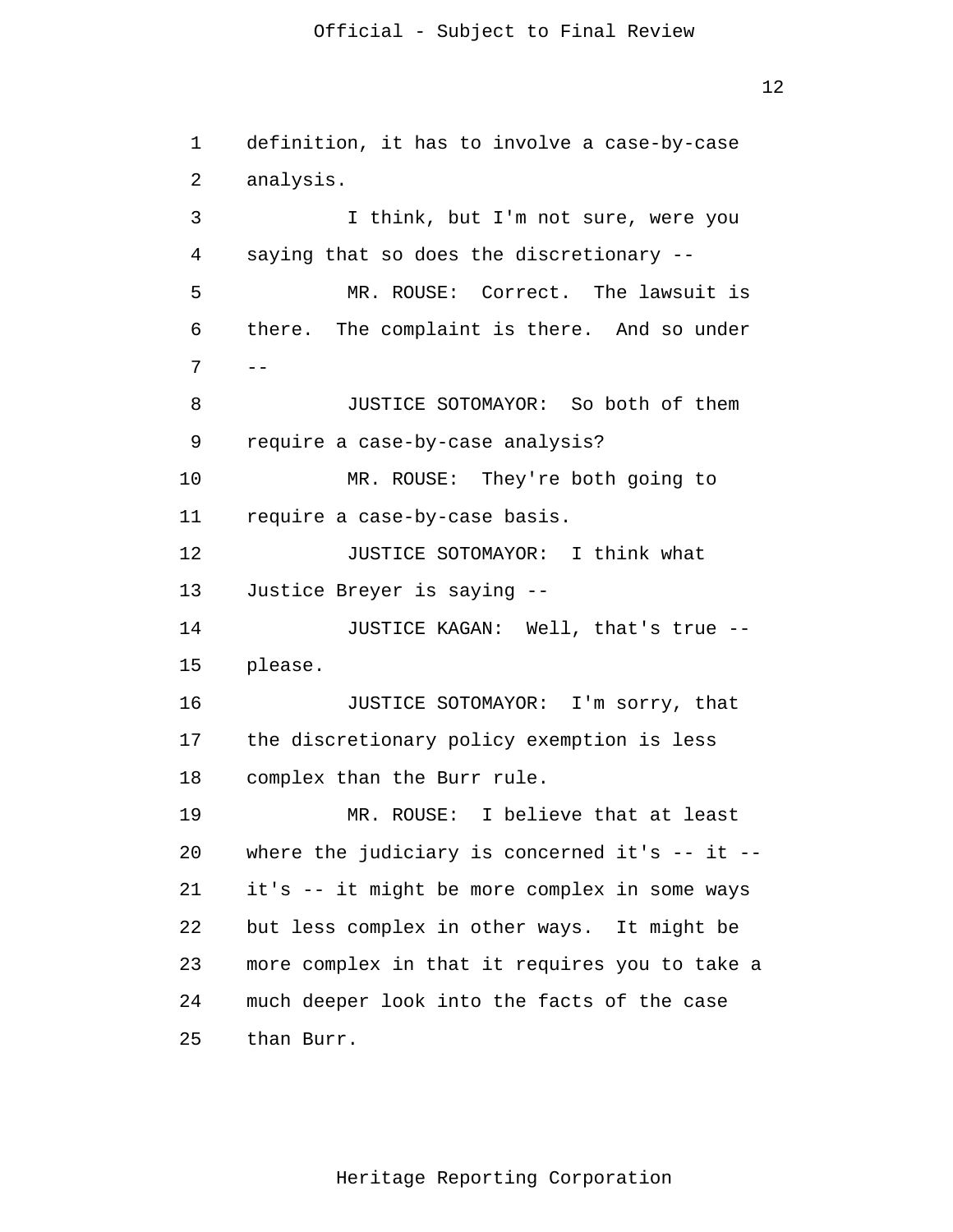definition, it has to involve a case-by-case analysis.

I think, but I'm not sure, were you saying that so does the discretionary --

MR. ROUSE: Correct. The lawsuit is there. The complaint is there. And so under --

JUSTICE SOTOMAYOR: So both of them require a case-by-case analysis?

MR. ROUSE: They're both going to require a case-by-case basis.

JUSTICE SOTOMAYOR: I think what Justice Breyer is saying --

JUSTICE KAGAN: Well, that's true -- please.

JUSTICE SOTOMAYOR: I'm sorry, that the discretionary policy exemption is less complex than the Burr rule.

MR. ROUSE: I believe that at least where the judiciary is concerned it's -- it -- it's -- it might be more complex in some ways but less complex in other ways. It might be more complex in that it requires you to take a much deeper look into the facts of the case than Burr.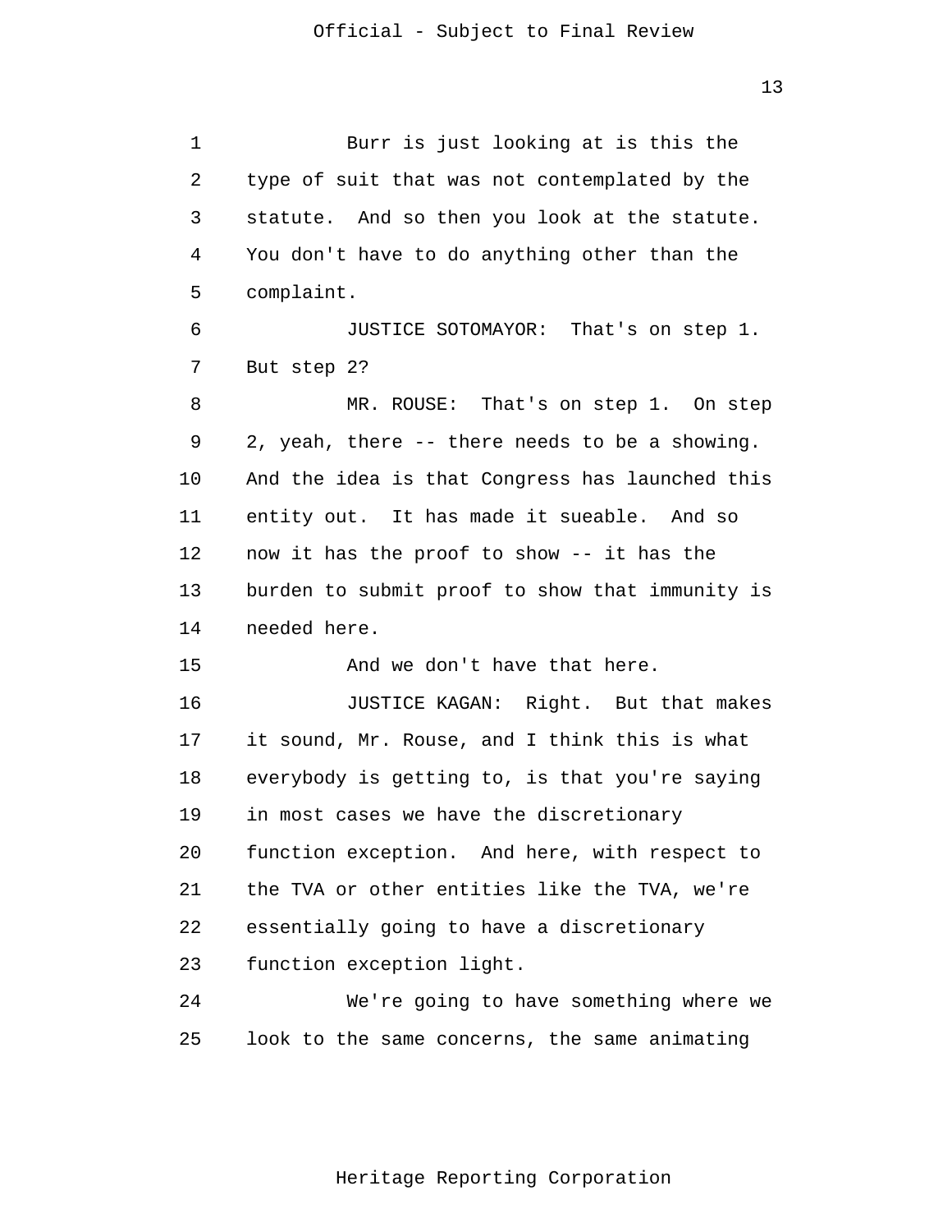Burr is just looking at is this the type of suit that was not contemplated by the statute. And so then you look at the statute. You don't have to do anything other than the complaint.

JUSTICE SOTOMAYOR: That's on step 1. But step 2?

MR. ROUSE: That's on step 1. On step 2, yeah, there -- there needs to be a showing. And the idea is that Congress has launched this entity out. It has made it sueable. And so now it has the proof to show -- it has the burden to submit proof to show that immunity is needed here.

And we don't have that here.

JUSTICE KAGAN: Right. But that makes it sound, Mr. Rouse, and I think this is what everybody is getting to, is that you're saying in most cases we have the discretionary function exception. And here, with respect to the TVA or other entities like the TVA, we're essentially going to have a discretionary function exception light.

We're going to have something where we look to the same concerns, the same animating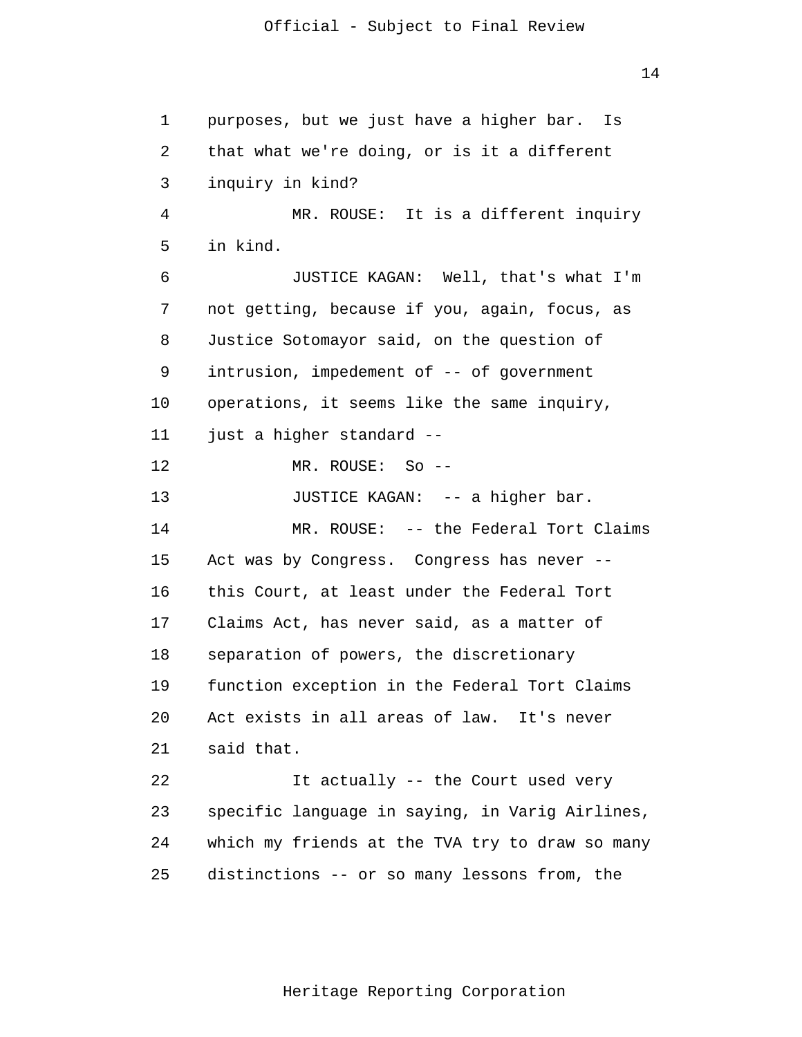purposes, but we just have a higher bar. Is that what we're doing, or is it a different inquiry in kind?

MR. ROUSE: It is a different inquiry in kind.

JUSTICE KAGAN: Well, that's what I'm not getting, because if you, again, focus, as Justice Sotomayor said, on the question of intrusion, impedement of -- of government operations, it seems like the same inquiry, just a higher standard --

MR. ROUSE: So --

JUSTICE KAGAN: -- a higher bar.

MR. ROUSE: -- the Federal Tort Claims Act was by Congress. Congress has never -- this Court, at least under the Federal Tort Claims Act, has never said, as a matter of separation of powers, the discretionary function exception in the Federal Tort Claims Act exists in all areas of law. It's never said that.

It actually -- the Court used very specific language in saying, in Varig Airlines, which my friends at the TVA try to draw so many distinctions -- or so many lessons from, the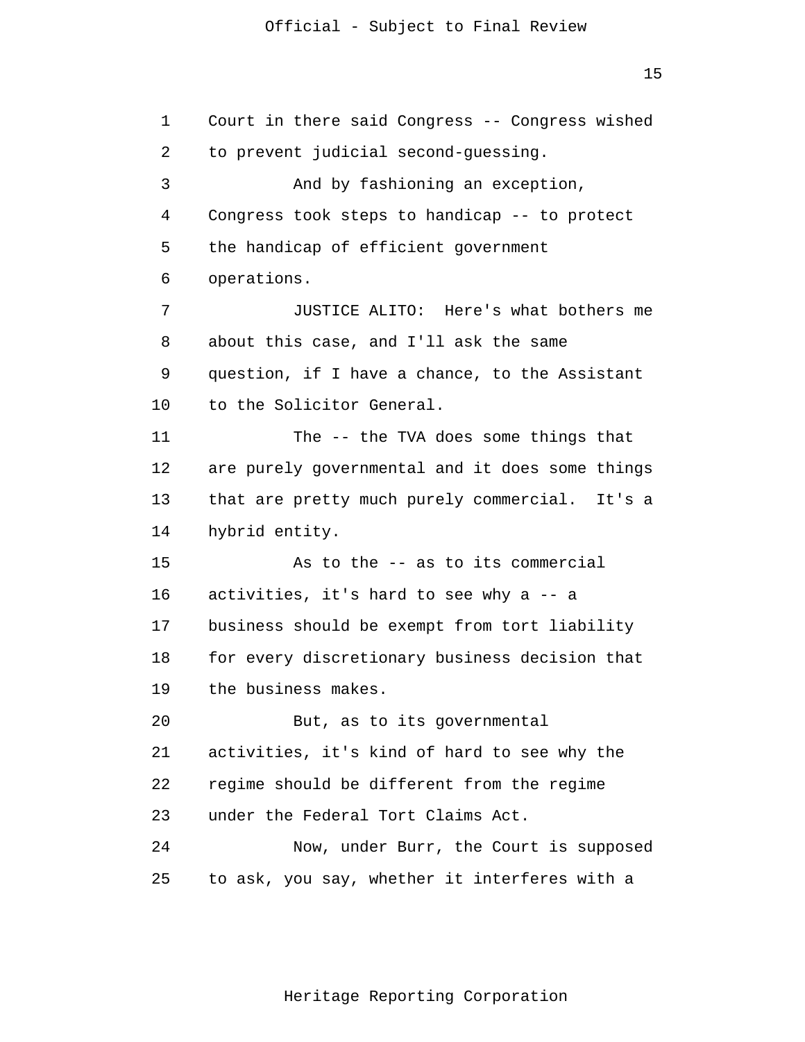Court in there said Congress -- Congress wished to prevent judicial second-guessing.

And by fashioning an exception, Congress took steps to handicap -- to protect the handicap of efficient government operations.

JUSTICE ALITO: Here's what bothers me about this case, and I'll ask the same question, if I have a chance, to the Assistant to the Solicitor General.

The -- the TVA does some things that are purely governmental and it does some things that are pretty much purely commercial. It's a hybrid entity.

As to the -- as to its commercial activities, it's hard to see why a -- a business should be exempt from tort liability for every discretionary business decision that the business makes.

But, as to its governmental activities, it's kind of hard to see why the regime should be different from the regime under the Federal Tort Claims Act.

Now, under Burr, the Court is supposed to ask, you say, whether it interferes with a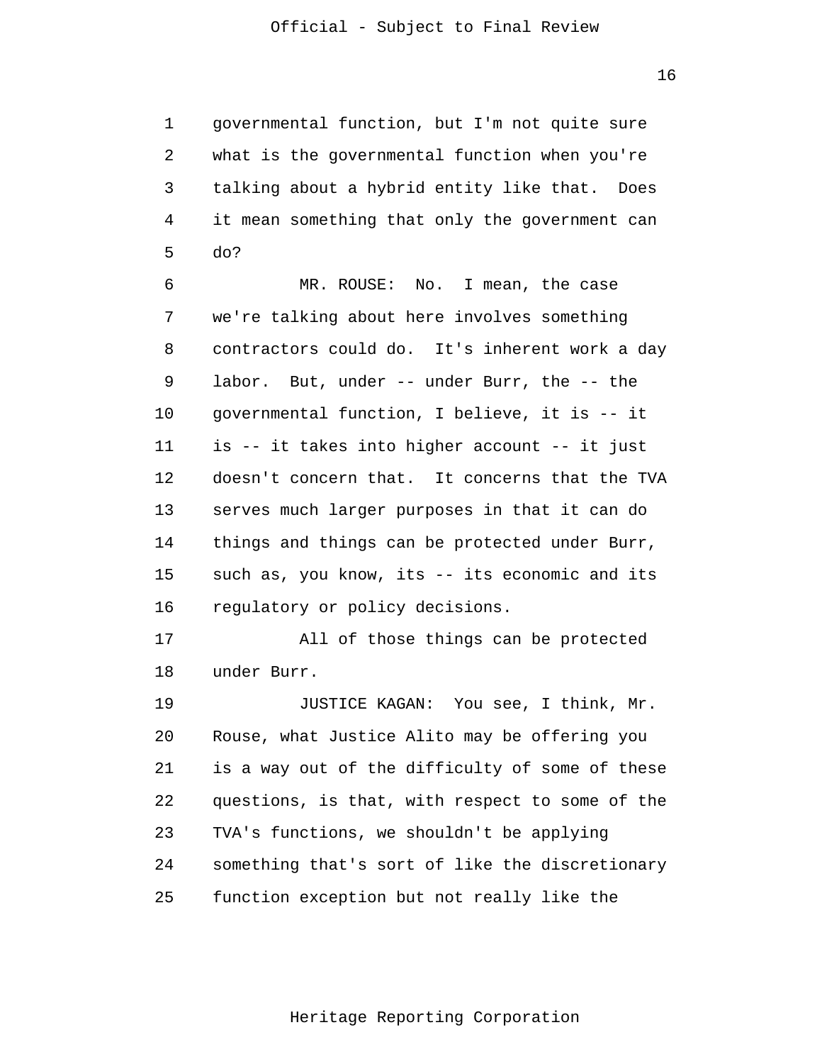governmental function, but I'm not quite sure what is the governmental function when you're talking about a hybrid entity like that. Does it mean something that only the government can do?

MR. ROUSE: No. I mean, the case we're talking about here involves something contractors could do. It's inherent work a day labor. But, under -- under Burr, the -- the governmental function, I believe, it is -- it is -- it takes into higher account -- it just doesn't concern that. It concerns that the TVA serves much larger purposes in that it can do things and things can be protected under Burr, such as, you know, its -- its economic and its regulatory or policy decisions.

All of those things can be protected under Burr.

JUSTICE KAGAN: You see, I think, Mr. Rouse, what Justice Alito may be offering you is a way out of the difficulty of some of these questions, is that, with respect to some of the TVA's functions, we shouldn't be applying something that's sort of like the discretionary function exception but not really like the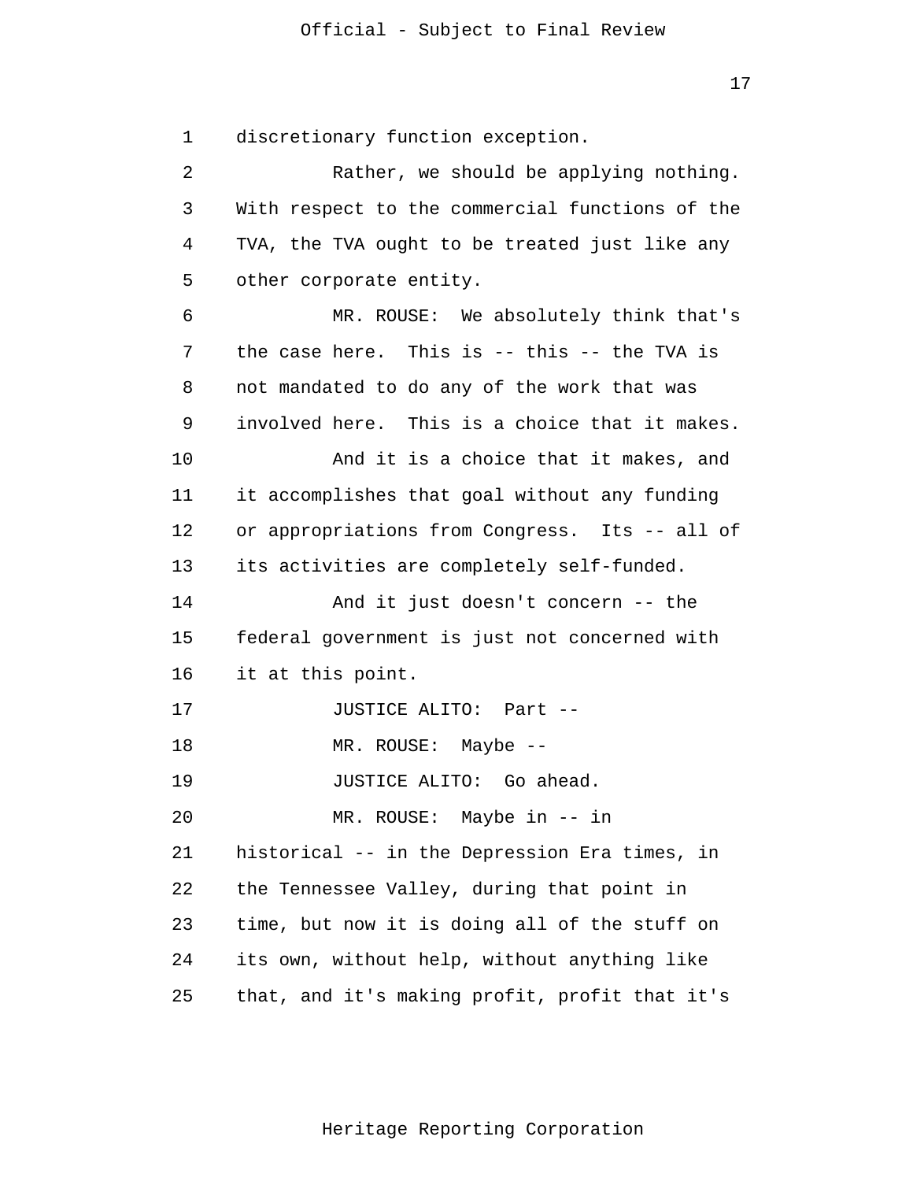discretionary function exception.

Rather, we should be applying nothing. With respect to the commercial functions of the TVA, the TVA ought to be treated just like any other corporate entity.

MR. ROUSE: We absolutely think that's the case here. This is -- this -- the TVA is not mandated to do any of the work that was involved here. This is a choice that it makes.

And it is a choice that it makes, and it accomplishes that goal without any funding or appropriations from Congress. Its -- all of its activities are completely self-funded.

And it just doesn't concern -- the federal government is just not concerned with it at this point.

JUSTICE ALITO: Part --

MR. ROUSE: Maybe --

JUSTICE ALITO: Go ahead.

MR. ROUSE: Maybe in -- in historical -- in the Depression Era times, in the Tennessee Valley, during that point in time, but now it is doing all of the stuff on its own, without help, without anything like that, and it's making profit, profit that it's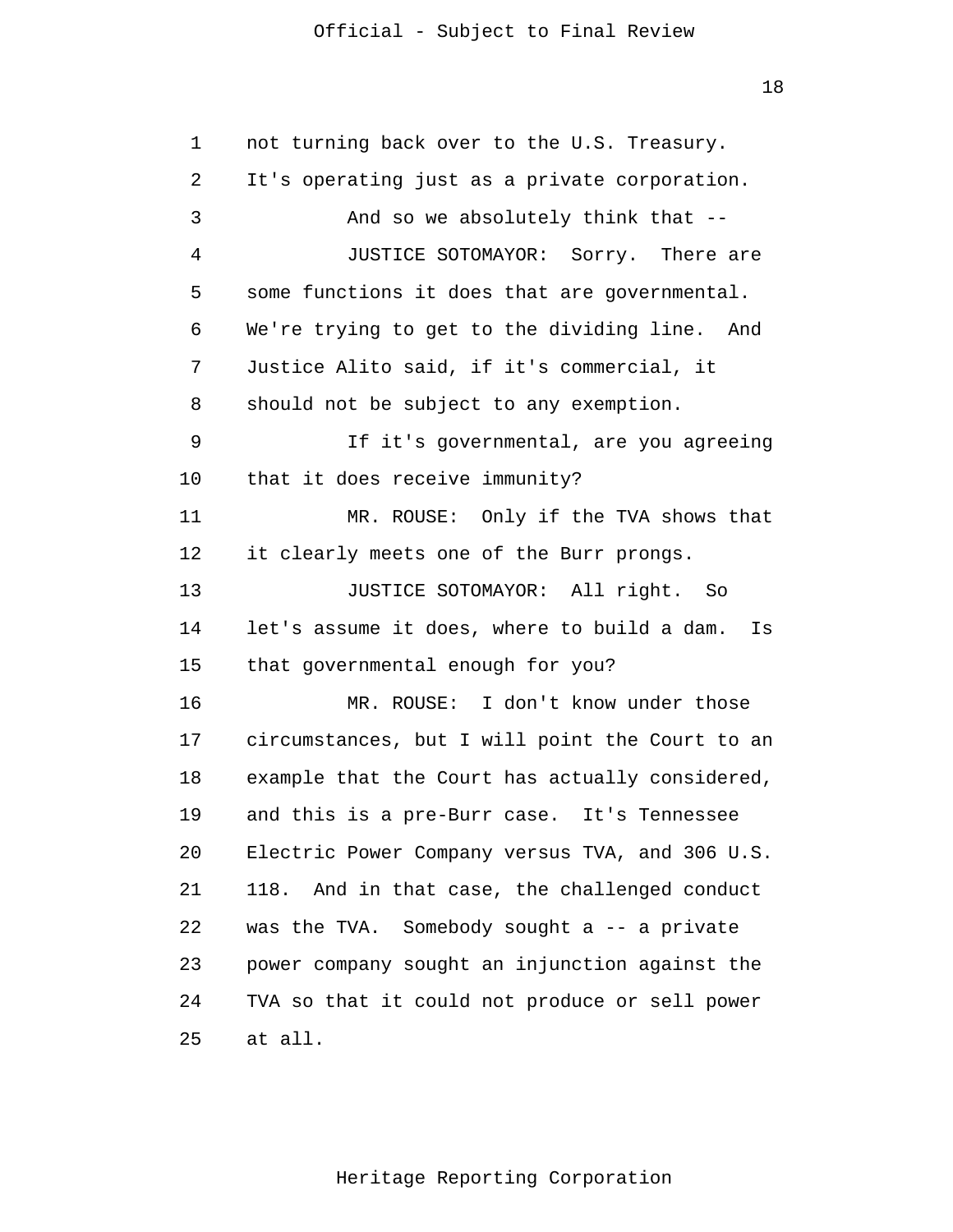not turning back over to the U.S. Treasury. It's operating just as a private corporation.

And so we absolutely think that --

JUSTICE SOTOMAYOR: Sorry. There are some functions it does that are governmental. We're trying to get to the dividing line. And Justice Alito said, if it's commercial, it should not be subject to any exemption.

If it's governmental, are you agreeing that it does receive immunity?

MR. ROUSE: Only if the TVA shows that it clearly meets one of the Burr prongs.

JUSTICE SOTOMAYOR: All right. So let's assume it does, where to build a dam. Is that governmental enough for you?

MR. ROUSE: I don't know under those circumstances, but I will point the Court to an example that the Court has actually considered, and this is a pre-Burr case. It's Tennessee Electric Power Company versus TVA, and 306 U.S. 118. And in that case, the challenged conduct was the TVA. Somebody sought a -- a private power company sought an injunction against the TVA so that it could not produce or sell power at all.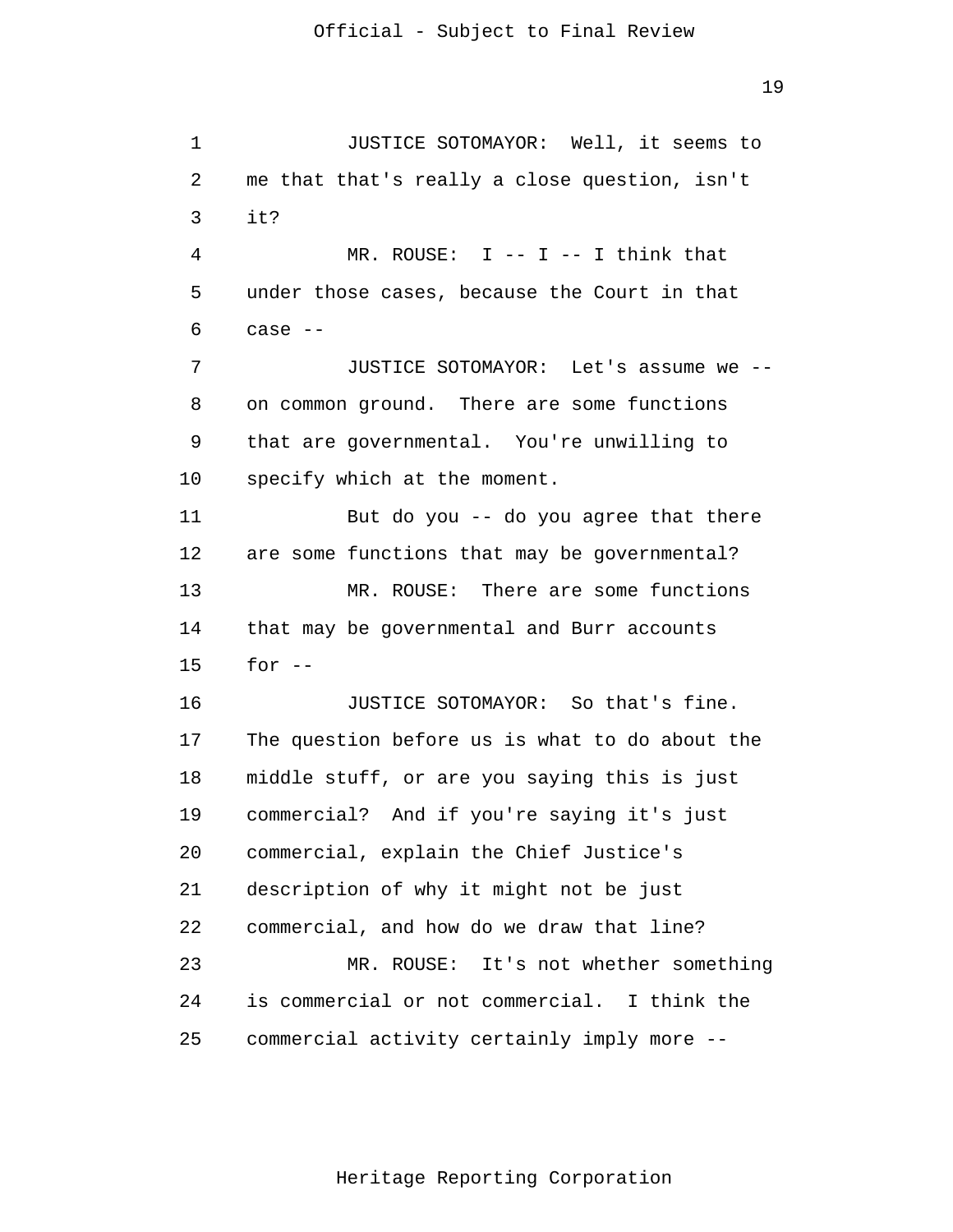JUSTICE SOTOMAYOR: Well, it seems to me that that's really a close question, isn't it?

MR. ROUSE: I -- I -- I think that under those cases, because the Court in that case --

JUSTICE SOTOMAYOR: Let's assume we -- on common ground. There are some functions that are governmental. You're unwilling to specify which at the moment.

But do you -- do you agree that there are some functions that may be governmental?

MR. ROUSE: There are some functions that may be governmental and Burr accounts for --

JUSTICE SOTOMAYOR: So that's fine. The question before us is what to do about the middle stuff, or are you saying this is just commercial? And if you're saying it's just commercial, explain the Chief Justice's description of why it might not be just commercial, and how do we draw that line?

MR. ROUSE: It's not whether something is commercial or not commercial. I think the commercial activity certainly imply more --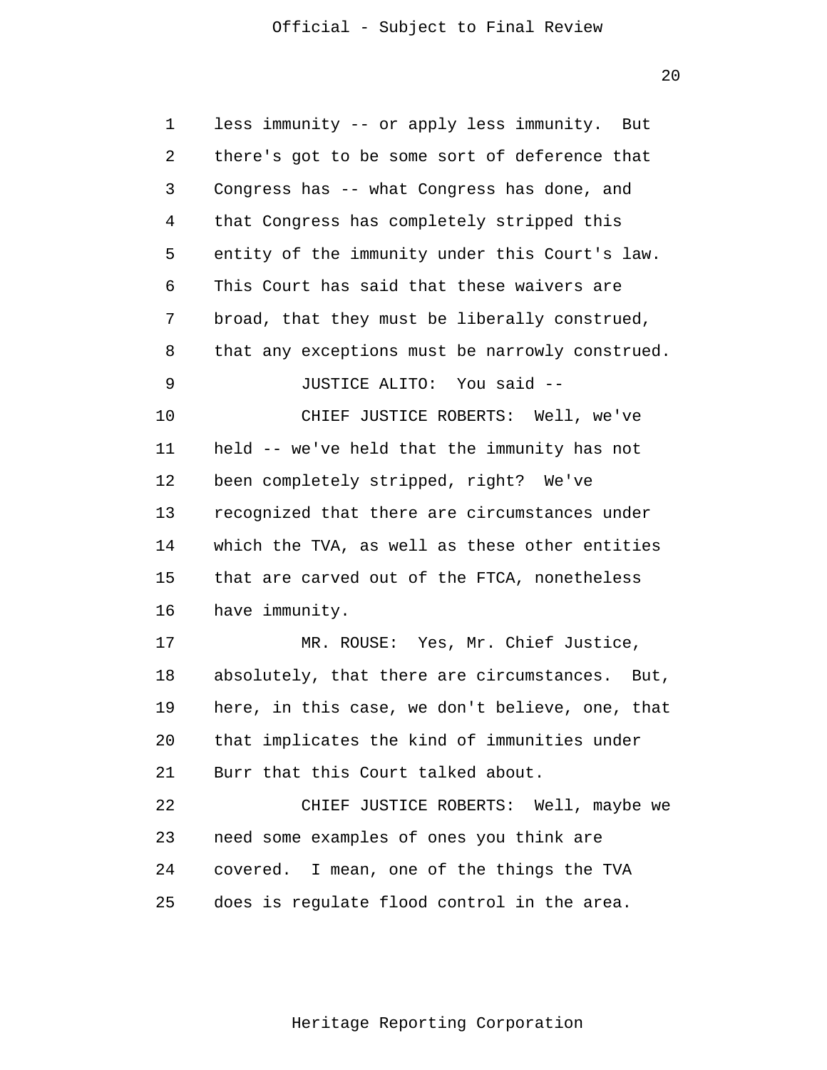less immunity -- or apply less immunity. But there's got to be some sort of deference that Congress has -- what Congress has done, and that Congress has completely stripped this entity of the immunity under this Court's law. This Court has said that these waivers are broad, that they must be liberally construed, that any exceptions must be narrowly construed.

JUSTICE ALITO: You said --

CHIEF JUSTICE ROBERTS: Well, we've held -- we've held that the immunity has not been completely stripped, right? We've recognized that there are circumstances under which the TVA, as well as these other entities that are carved out of the FTCA, nonetheless have immunity.

MR. ROUSE: Yes, Mr. Chief Justice, absolutely, that there are circumstances. But, here, in this case, we don't believe, one, that that implicates the kind of immunities under Burr that this Court talked about.

CHIEF JUSTICE ROBERTS: Well, maybe we need some examples of ones you think are covered. I mean, one of the things the TVA does is regulate flood control in the area.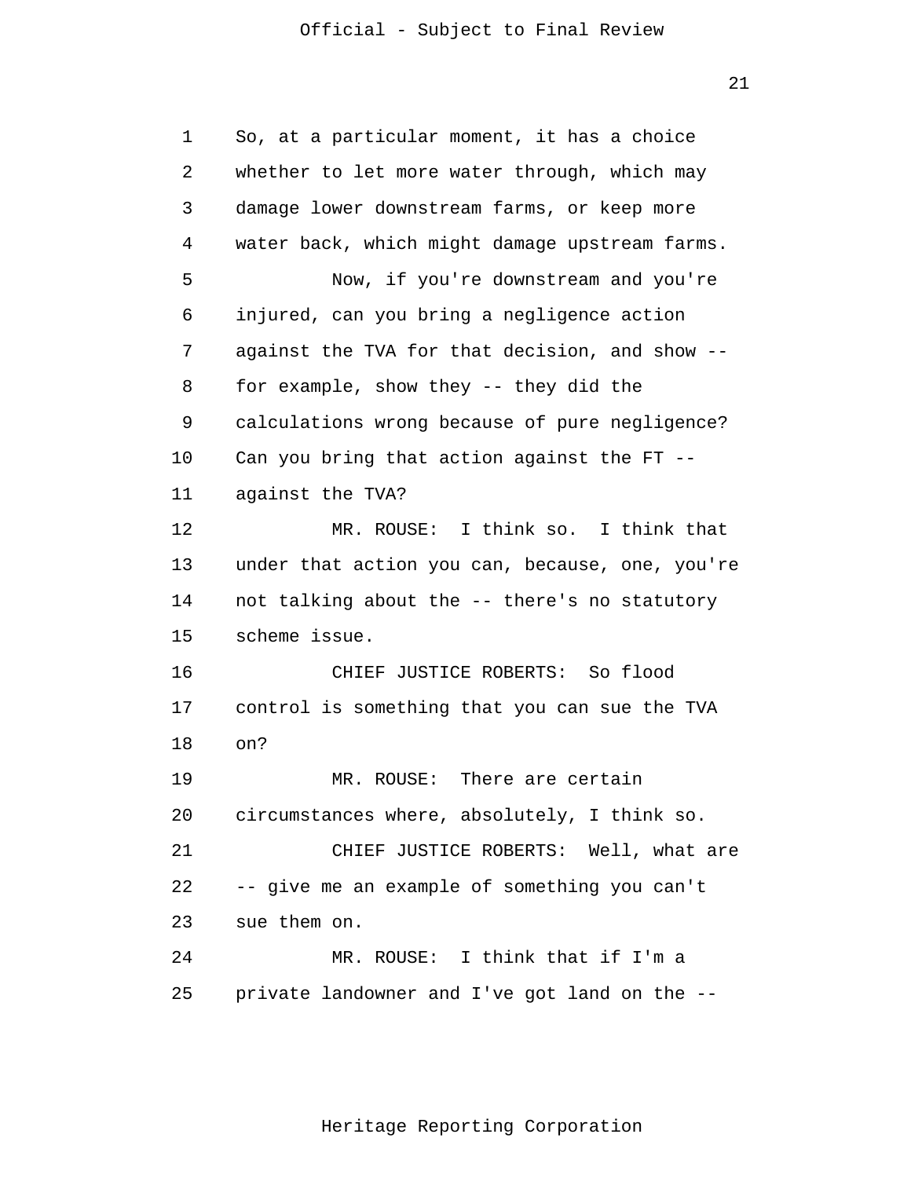So, at a particular moment, it has a choice whether to let more water through, which may damage lower downstream farms, or keep more water back, which might damage upstream farms.

Now, if you're downstream and you're injured, can you bring a negligence action against the TVA for that decision, and show -- for example, show they -- they did the calculations wrong because of pure negligence? Can you bring that action against the FT -- against the TVA?

MR. ROUSE: I think so. I think that under that action you can, because, one, you're not talking about the -- there's no statutory scheme issue.

CHIEF JUSTICE ROBERTS: So flood control is something that you can sue the TVA on?

MR. ROUSE: There are certain circumstances where, absolutely, I think so.

CHIEF JUSTICE ROBERTS: Well, what are -- give me an example of something you can't sue them on.

MR. ROUSE: I think that if I'm a private landowner and I've got land on the --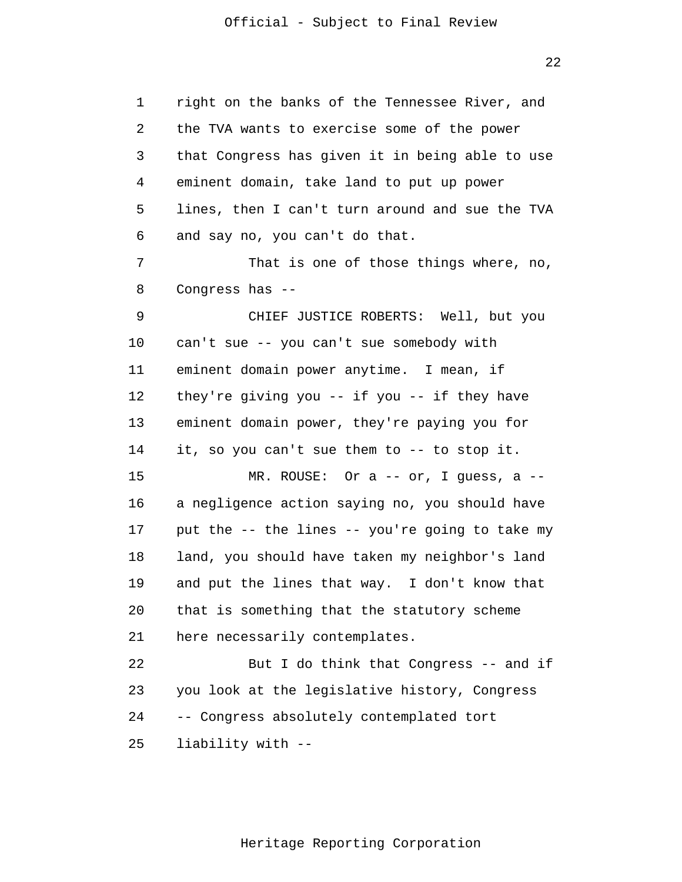right on the banks of the Tennessee River, and the TVA wants to exercise some of the power that Congress has given it in being able to use eminent domain, take land to put up power lines, then I can't turn around and sue the TVA and say no, you can't do that.

That is one of those things where, no, Congress has --

CHIEF JUSTICE ROBERTS: Well, but you can't sue -- you can't sue somebody with eminent domain power anytime. I mean, if they're giving you -- if you -- if they have eminent domain power, they're paying you for it, so you can't sue them to -- to stop it.

MR. ROUSE: Or a -- or, I guess, a -- a negligence action saying no, you should have put the -- the lines -- you're going to take my land, you should have taken my neighbor's land and put the lines that way. I don't know that that is something that the statutory scheme here necessarily contemplates.

But I do think that Congress -- and if you look at the legislative history, Congress -- Congress absolutely contemplated tort liability with --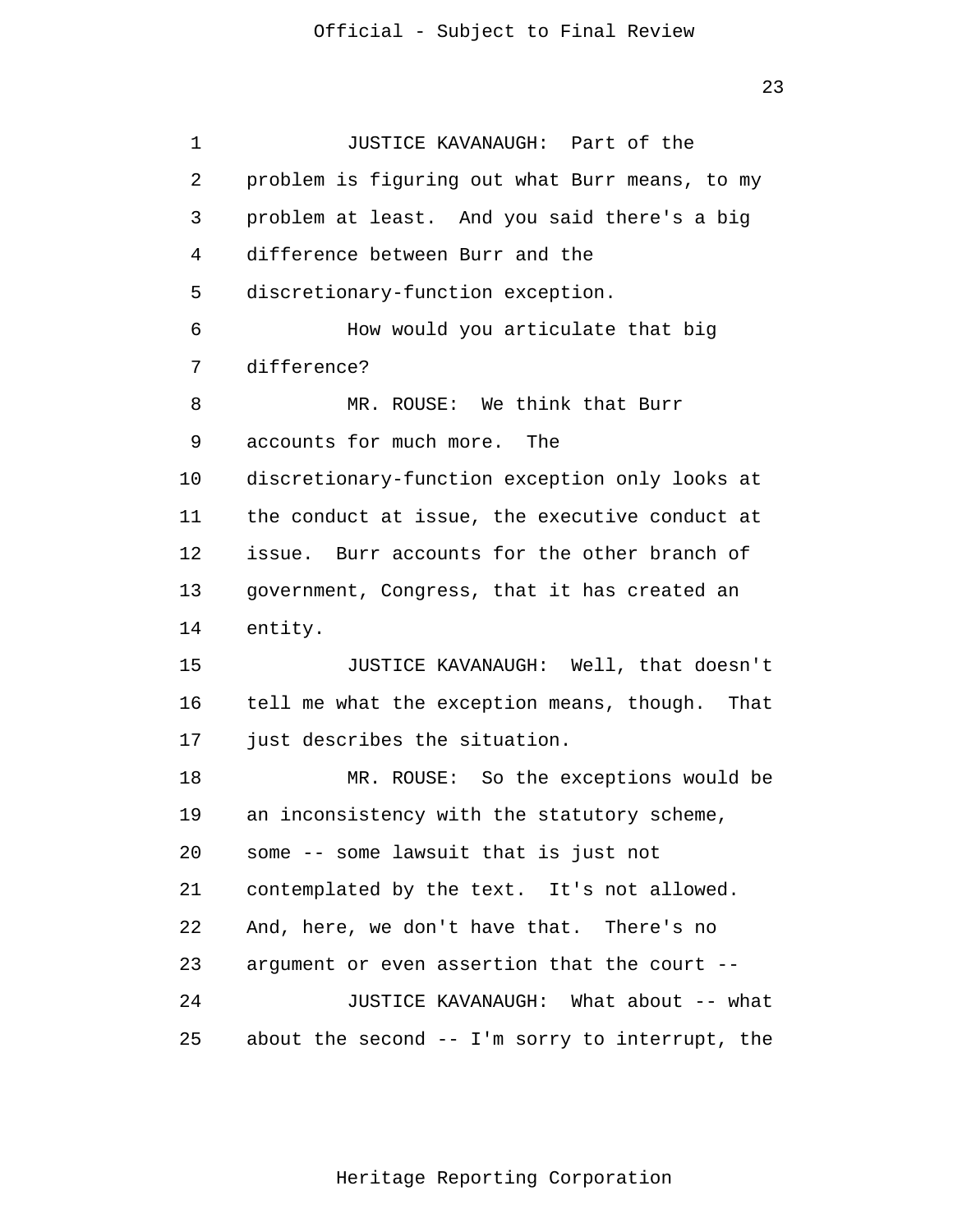JUSTICE KAVANAUGH: Part of the problem is figuring out what Burr means, to my problem at least. And you said there's a big difference between Burr and the discretionary-function exception.

How would you articulate that big difference?

MR. ROUSE: We think that Burr accounts for much more. The discretionary-function exception only looks at the conduct at issue, the executive conduct at issue. Burr accounts for the other branch of government, Congress, that it has created an entity.

JUSTICE KAVANAUGH: Well, that doesn't tell me what the exception means, though. That just describes the situation.

MR. ROUSE: So the exceptions would be an inconsistency with the statutory scheme, some -- some lawsuit that is just not contemplated by the text. It's not allowed. And, here, we don't have that. There's no argument or even assertion that the court --

JUSTICE KAVANAUGH: What about -- what about the second -- I'm sorry to interrupt, the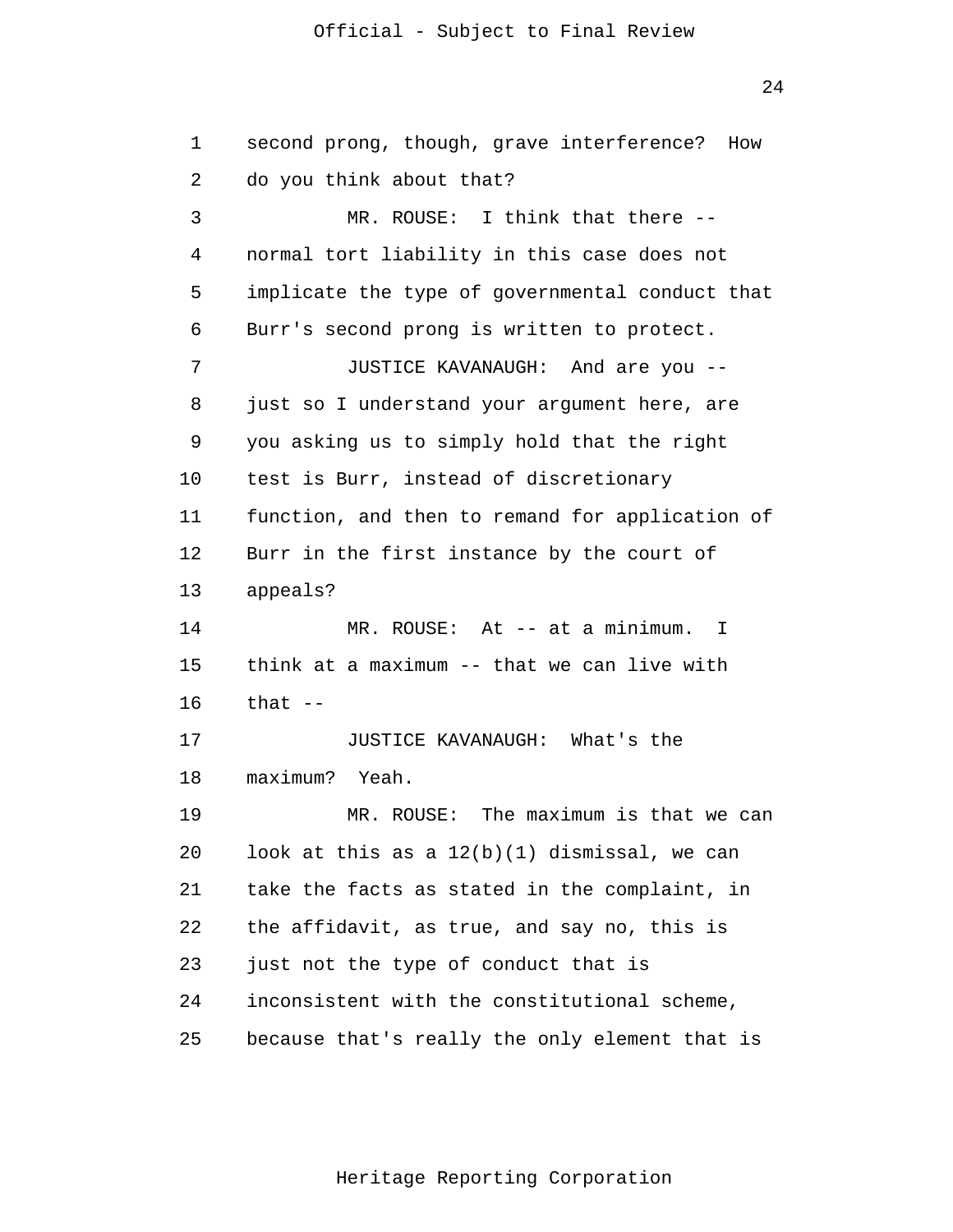second prong, though, grave interference? How do you think about that?

MR. ROUSE: I think that there -- normal tort liability in this case does not implicate the type of governmental conduct that Burr's second prong is written to protect.

JUSTICE KAVANAUGH: And are you -- just so I understand your argument here, are you asking us to simply hold that the right test is Burr, instead of discretionary function, and then to remand for application of Burr in the first instance by the court of appeals?

MR. ROUSE: At -- at a minimum. I think at a maximum -- that we can live with that --

JUSTICE KAVANAUGH: What's the maximum? Yeah.

MR. ROUSE: The maximum is that we can look at this as a 12(b)(1) dismissal, we can take the facts as stated in the complaint, in the affidavit, as true, and say no, this is just not the type of conduct that is inconsistent with the constitutional scheme, because that's really the only element that is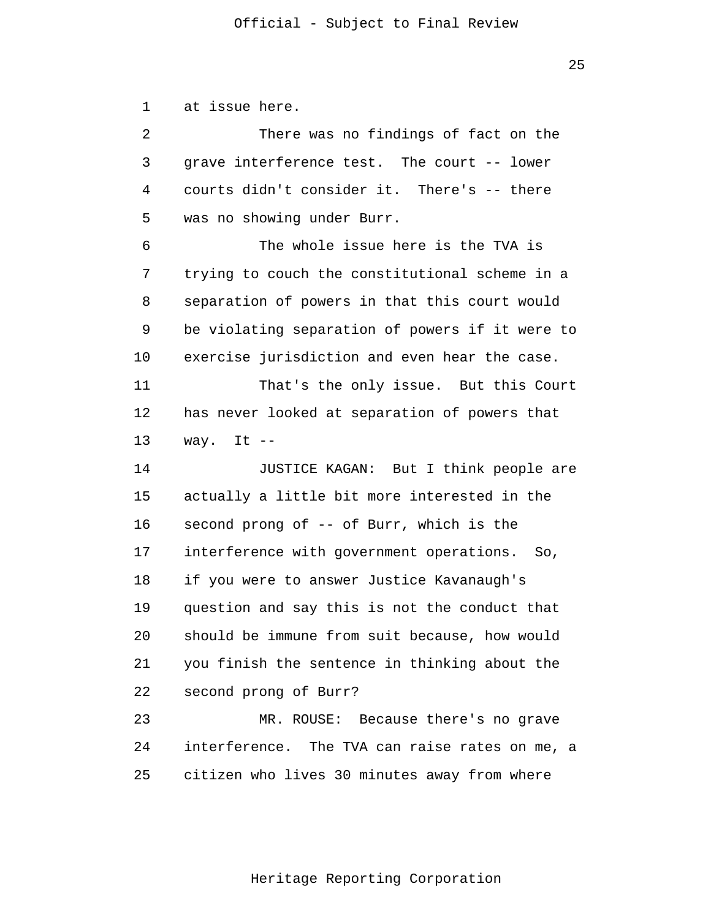at issue here.

There was no findings of fact on the grave interference test. The court -- lower courts didn't consider it. There's -- there was no showing under Burr.

The whole issue here is the TVA is trying to couch the constitutional scheme in a separation of powers in that this court would be violating separation of powers if it were to exercise jurisdiction and even hear the case.

That's the only issue. But this Court has never looked at separation of powers that way. It --

JUSTICE KAGAN: But I think people are actually a little bit more interested in the second prong of -- of Burr, which is the interference with government operations. So, if you were to answer Justice Kavanaugh's question and say this is not the conduct that should be immune from suit because, how would you finish the sentence in thinking about the second prong of Burr?

MR. ROUSE: Because there's no grave interference. The TVA can raise rates on me, a citizen who lives 30 minutes away from where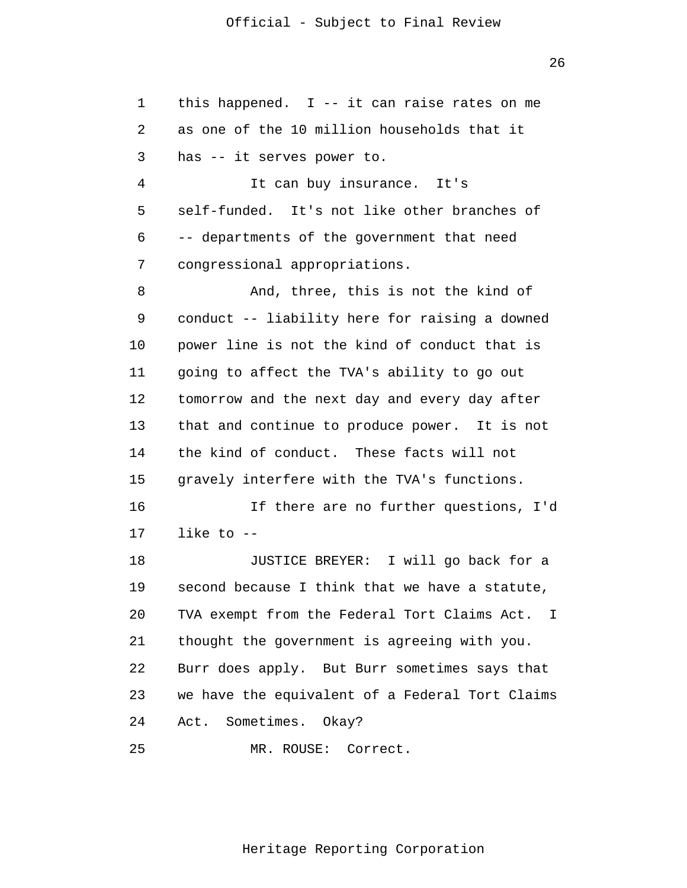this happened. I -- it can raise rates on me as one of the 10 million households that it has -- it serves power to.

It can buy insurance. It's self-funded. It's not like other branches of -- departments of the government that need congressional appropriations.

And, three, this is not the kind of conduct -- liability here for raising a downed power line is not the kind of conduct that is going to affect the TVA's ability to go out tomorrow and the next day and every day after that and continue to produce power. It is not the kind of conduct. These facts will not gravely interfere with the TVA's functions.

If there are no further questions, I'd like to --

JUSTICE BREYER: I will go back for a second because I think that we have a statute, TVA exempt from the Federal Tort Claims Act. I thought the government is agreeing with you. Burr does apply. But Burr sometimes says that we have the equivalent of a Federal Tort Claims Act. Sometimes. Okay?

MR. ROUSE: Correct.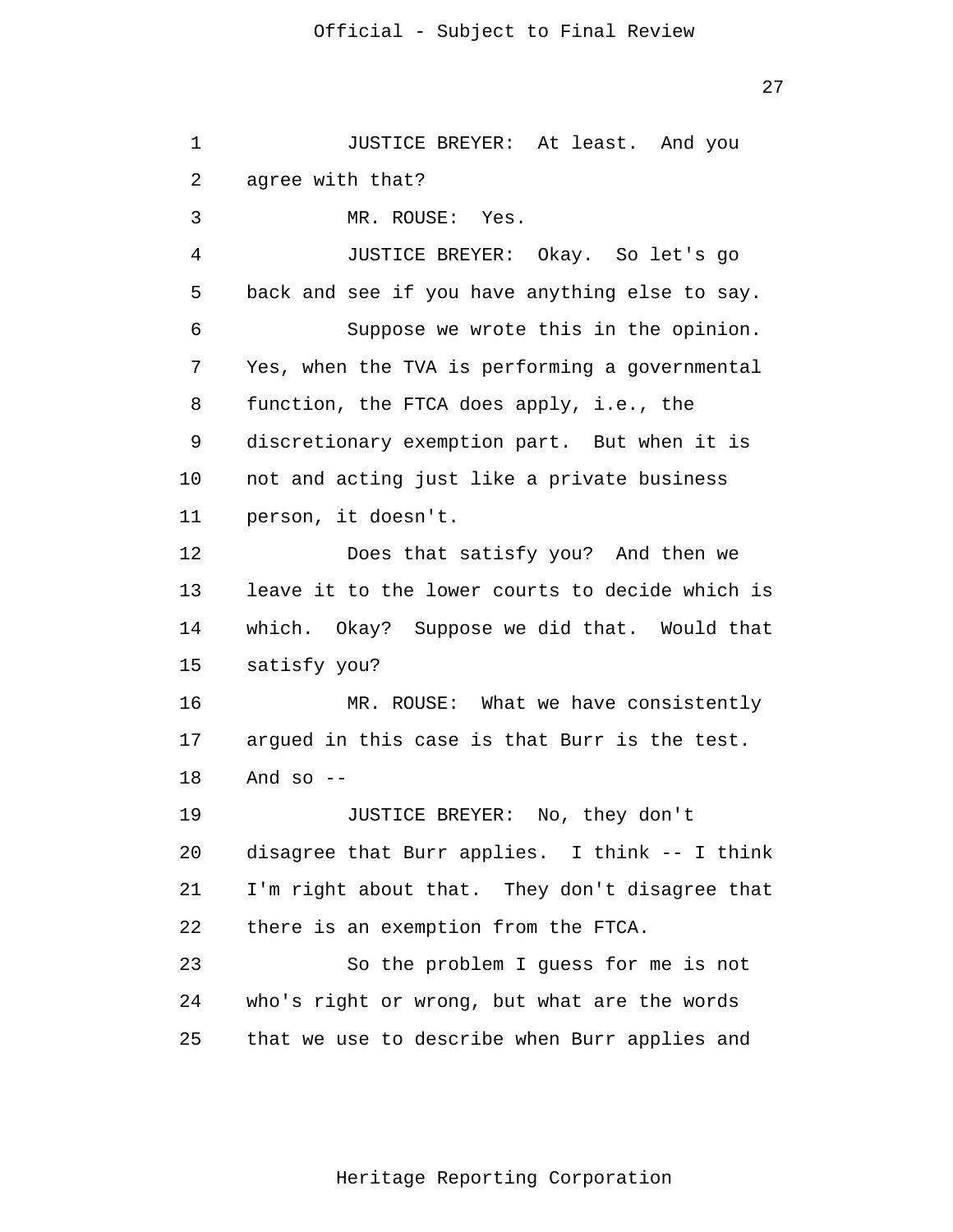JUSTICE BREYER: At least. And you agree with that?

MR. ROUSE: Yes.

JUSTICE BREYER: Okay. So let's go back and see if you have anything else to say.

Suppose we wrote this in the opinion. Yes, when the TVA is performing a governmental function, the FTCA does apply, i.e., the discretionary exemption part. But when it is not and acting just like a private business person, it doesn't.

Does that satisfy you? And then we leave it to the lower courts to decide which is which. Okay? Suppose we did that. Would that satisfy you?

MR. ROUSE: What we have consistently argued in this case is that Burr is the test. And so --

JUSTICE BREYER: No, they don't disagree that Burr applies. I think -- I think I'm right about that. They don't disagree that there is an exemption from the FTCA.

So the problem I guess for me is not who's right or wrong, but what are the words that we use to describe when Burr applies and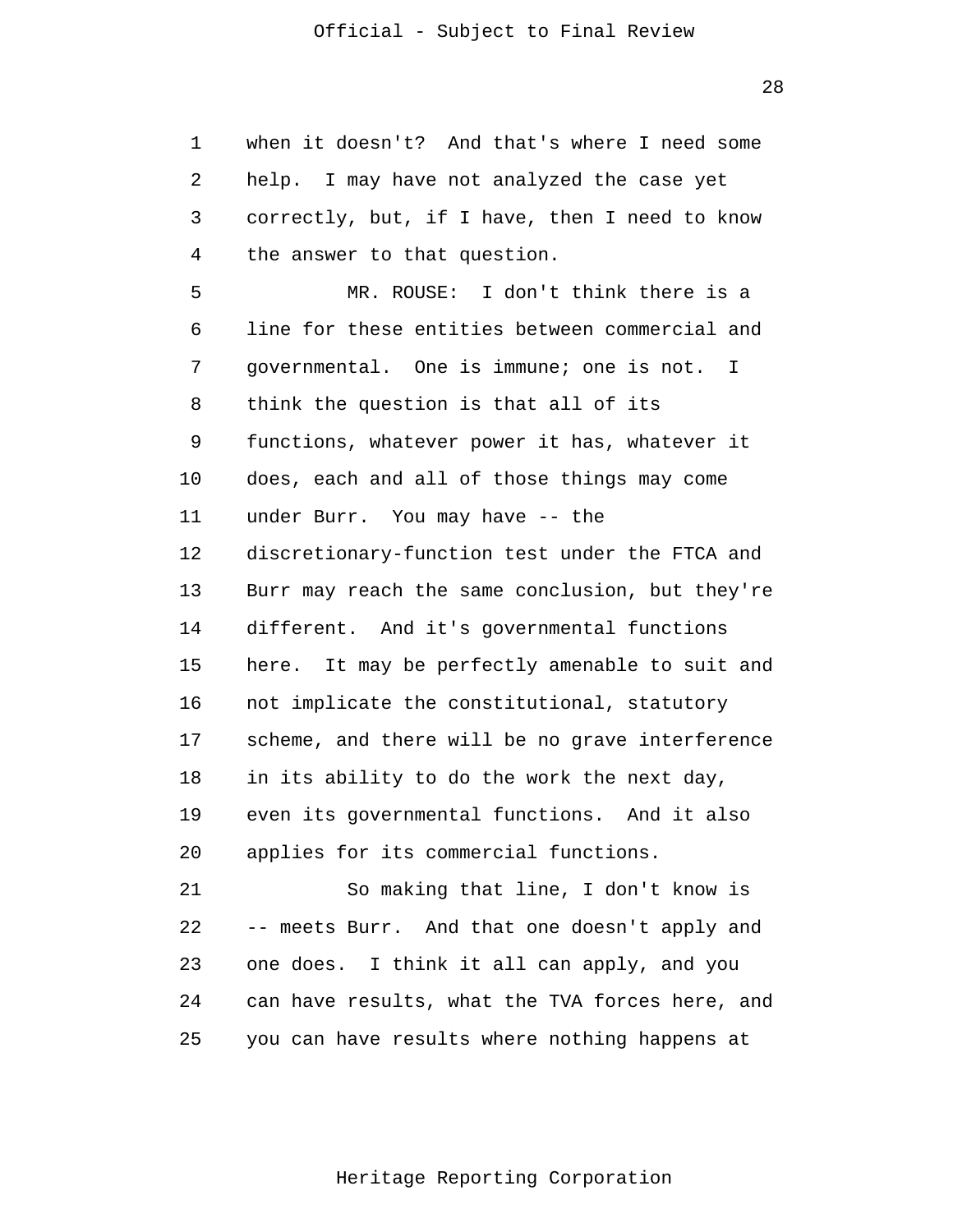when it doesn't? And that's where I need some help. I may have not analyzed the case yet correctly, but, if I have, then I need to know the answer to that question.

MR. ROUSE: I don't think there is a line for these entities between commercial and governmental. One is immune; one is not. I think the question is that all of its functions, whatever power it has, whatever it does, each and all of those things may come under Burr. You may have -- the discretionary-function test under the FTCA and Burr may reach the same conclusion, but they're different. And it's governmental functions here. It may be perfectly amenable to suit and not implicate the constitutional, statutory scheme, and there will be no grave interference in its ability to do the work the next day, even its governmental functions. And it also applies for its commercial functions.

So making that line, I don't know is -- meets Burr. And that one doesn't apply and one does. I think it all can apply, and you can have results, what the TVA forces here, and you can have results where nothing happens at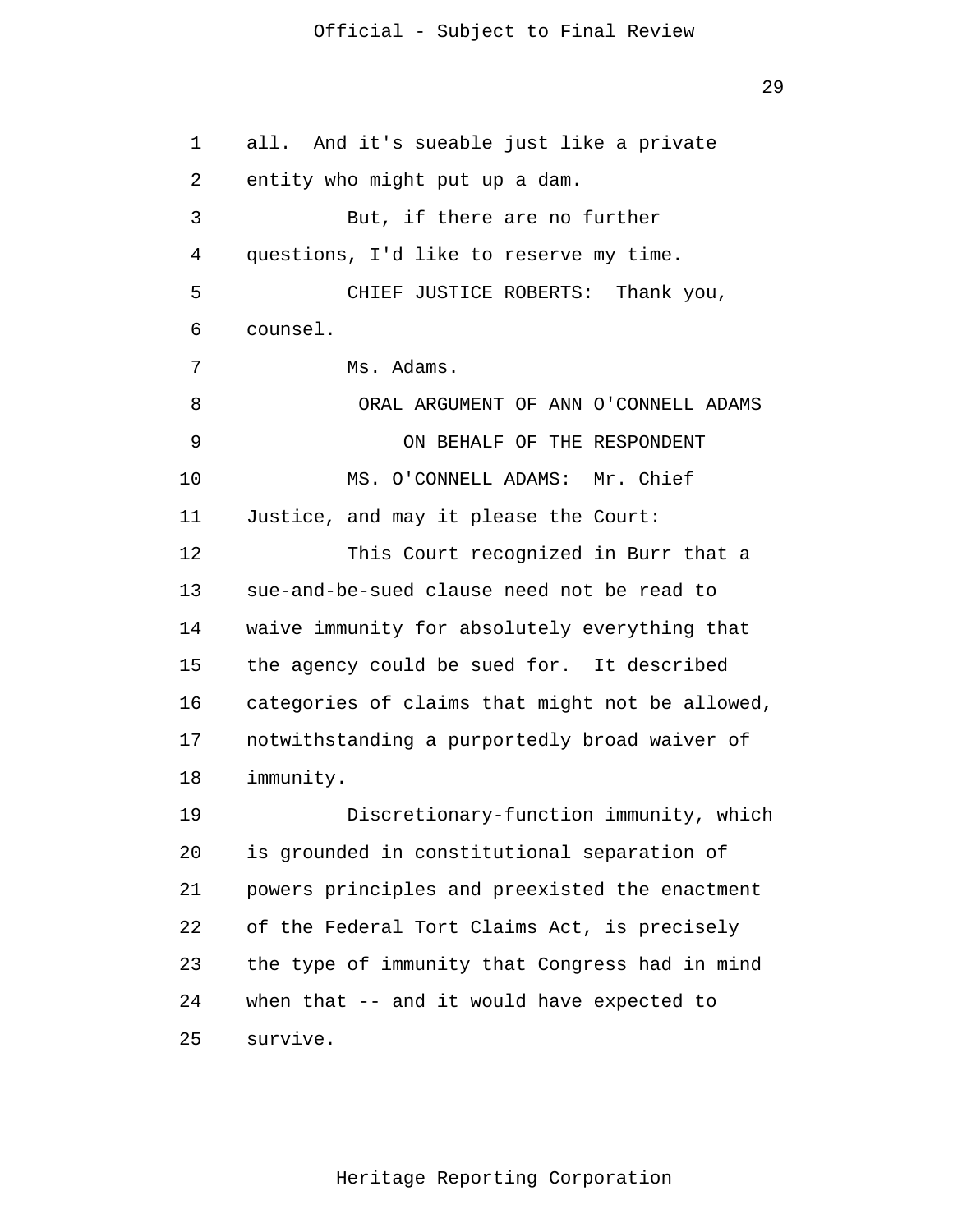all. And it's sueable just like a private entity who might put up a dam.

But, if there are no further questions, I'd like to reserve my time.

CHIEF JUSTICE ROBERTS: Thank you, counsel.

Ms. Adams.

ORAL ARGUMENT OF ANN O'CONNELL ADAMS

ON BEHALF OF THE RESPONDENT

MS. O'CONNELL ADAMS: Mr. Chief Justice, and may it please the Court:

This Court recognized in Burr that a sue-and-be-sued clause need not be read to waive immunity for absolutely everything that the agency could be sued for. It described categories of claims that might not be allowed, notwithstanding a purportedly broad waiver of immunity.

Discretionary-function immunity, which is grounded in constitutional separation of powers principles and preexisted the enactment of the Federal Tort Claims Act, is precisely the type of immunity that Congress had in mind when that -- and it would have expected to survive.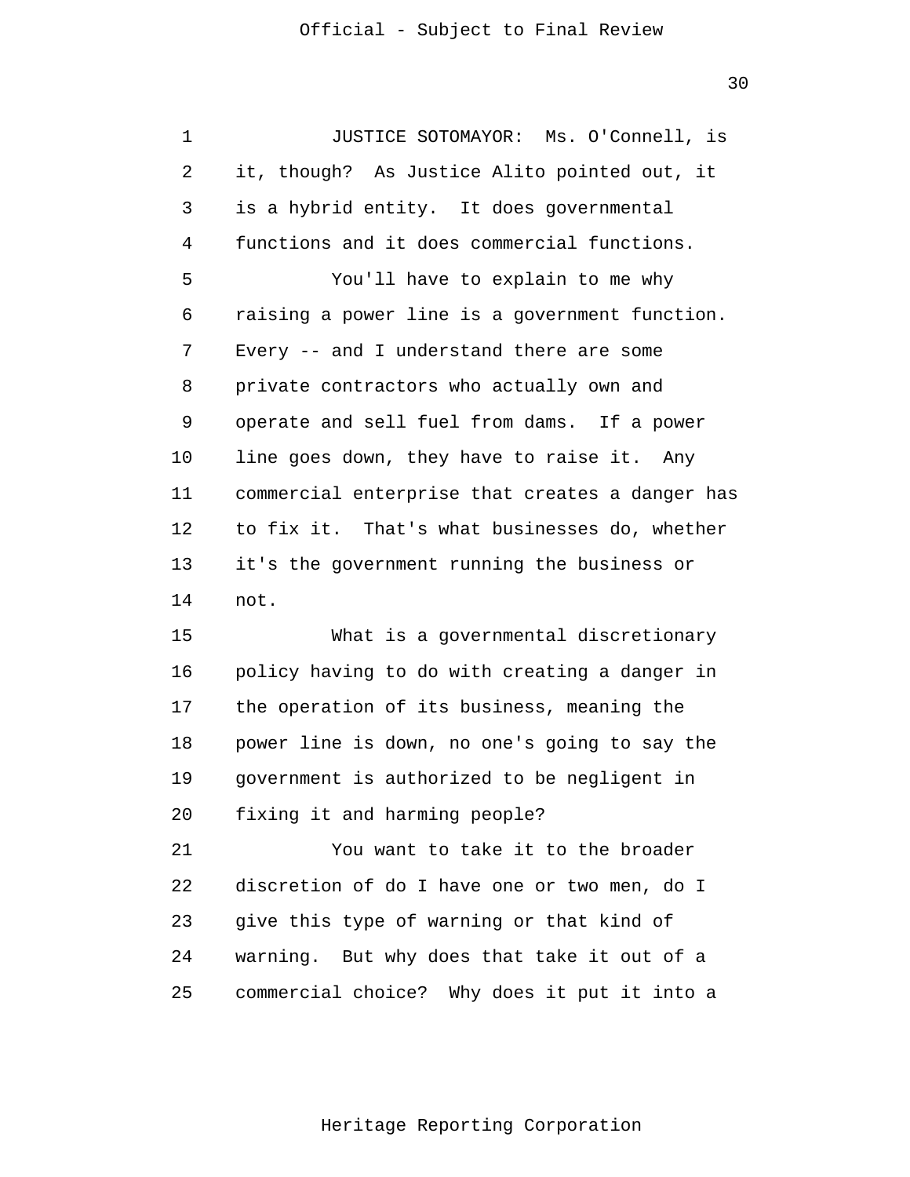JUSTICE SOTOMAYOR: Ms. O'Connell, is it, though? As Justice Alito pointed out, it is a hybrid entity. It does governmental functions and it does commercial functions.

You'll have to explain to me why raising a power line is a government function. Every -- and I understand there are some private contractors who actually own and operate and sell fuel from dams. If a power line goes down, they have to raise it. Any commercial enterprise that creates a danger has to fix it. That's what businesses do, whether it's the government running the business or not.

What is a governmental discretionary policy having to do with creating a danger in the operation of its business, meaning the power line is down, no one's going to say the government is authorized to be negligent in fixing it and harming people?

You want to take it to the broader discretion of do I have one or two men, do I give this type of warning or that kind of warning. But why does that take it out of a commercial choice? Why does it put it into a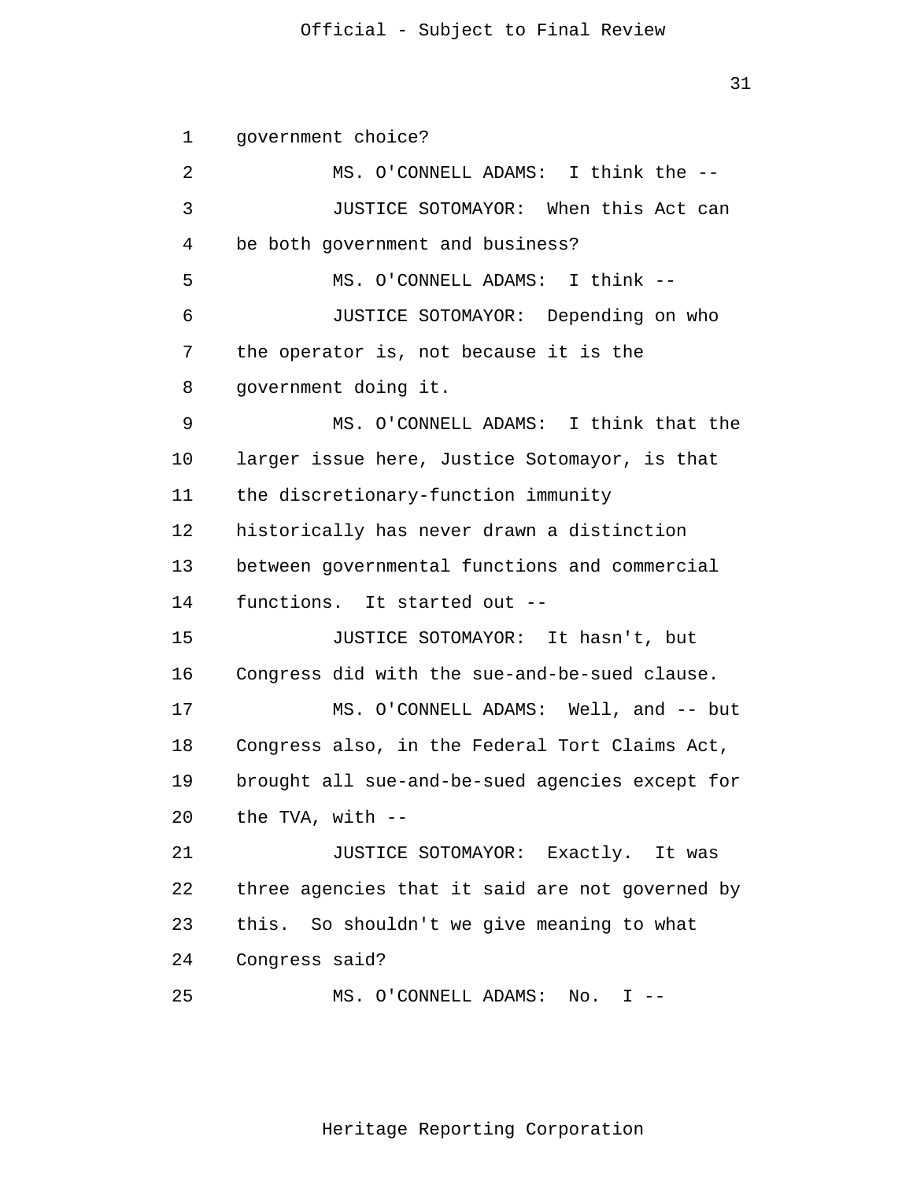government choice?

MS. O'CONNELL ADAMS: I think the --

JUSTICE SOTOMAYOR: When this Act can be both government and business?

MS. O'CONNELL ADAMS: I think --

JUSTICE SOTOMAYOR: Depending on who the operator is, not because it is the government doing it.

MS. O'CONNELL ADAMS: I think that the larger issue here, Justice Sotomayor, is that the discretionary-function immunity historically has never drawn a distinction between governmental functions and commercial functions. It started out --

JUSTICE SOTOMAYOR: It hasn't, but Congress did with the sue-and-be-sued clause.

MS. O'CONNELL ADAMS: Well, and -- but Congress also, in the Federal Tort Claims Act, brought all sue-and-be-sued agencies except for the TVA, with --

JUSTICE SOTOMAYOR: Exactly. It was three agencies that it said are not governed by this. So shouldn't we give meaning to what Congress said?

MS. O'CONNELL ADAMS: No. I --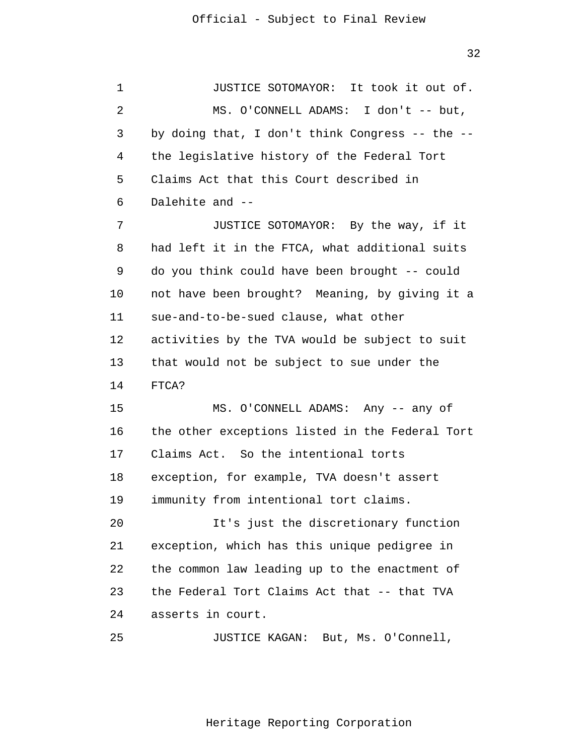JUSTICE SOTOMAYOR: It took it out of.

MS. O'CONNELL ADAMS: I don't -- but, by doing that, I don't think Congress -- the -- the legislative history of the Federal Tort Claims Act that this Court described in Dalehite and --

JUSTICE SOTOMAYOR: By the way, if it had left it in the FTCA, what additional suits do you think could have been brought -- could not have been brought? Meaning, by giving it a sue-and-to-be-sued clause, what other activities by the TVA would be subject to suit that would not be subject to sue under the FTCA?

MS. O'CONNELL ADAMS: Any -- any of the other exceptions listed in the Federal Tort Claims Act. So the intentional torts exception, for example, TVA doesn't assert immunity from intentional tort claims.

It's just the discretionary function exception, which has this unique pedigree in the common law leading up to the enactment of the Federal Tort Claims Act that -- that TVA asserts in court.

JUSTICE KAGAN: But, Ms. O'Connell,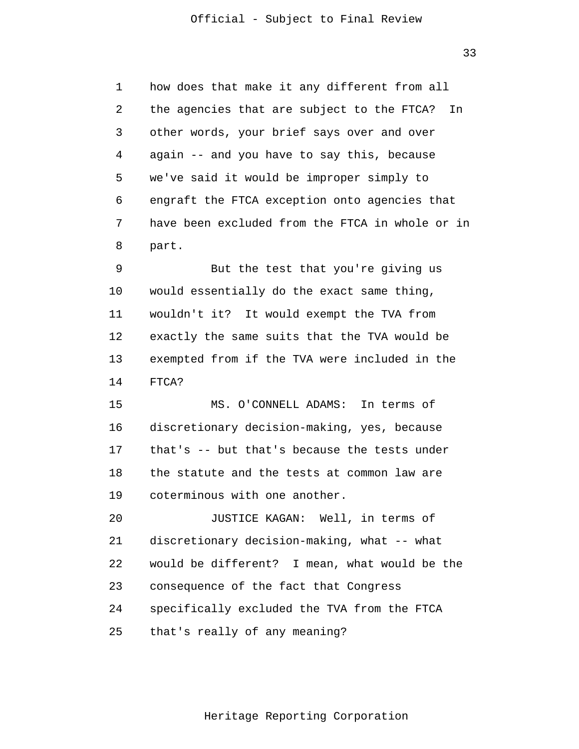how does that make it any different from all the agencies that are subject to the FTCA? In other words, your brief says over and over again -- and you have to say this, because we've said it would be improper simply to engraft the FTCA exception onto agencies that have been excluded from the FTCA in whole or in part.

But the test that you're giving us would essentially do the exact same thing, wouldn't it? It would exempt the TVA from exactly the same suits that the TVA would be exempted from if the TVA were included in the FTCA?

MS. O'CONNELL ADAMS: In terms of discretionary decision-making, yes, because that's -- but that's because the tests under the statute and the tests at common law are coterminous with one another.

JUSTICE KAGAN: Well, in terms of discretionary decision-making, what -- what would be different? I mean, what would be the consequence of the fact that Congress specifically excluded the TVA from the FTCA that's really of any meaning?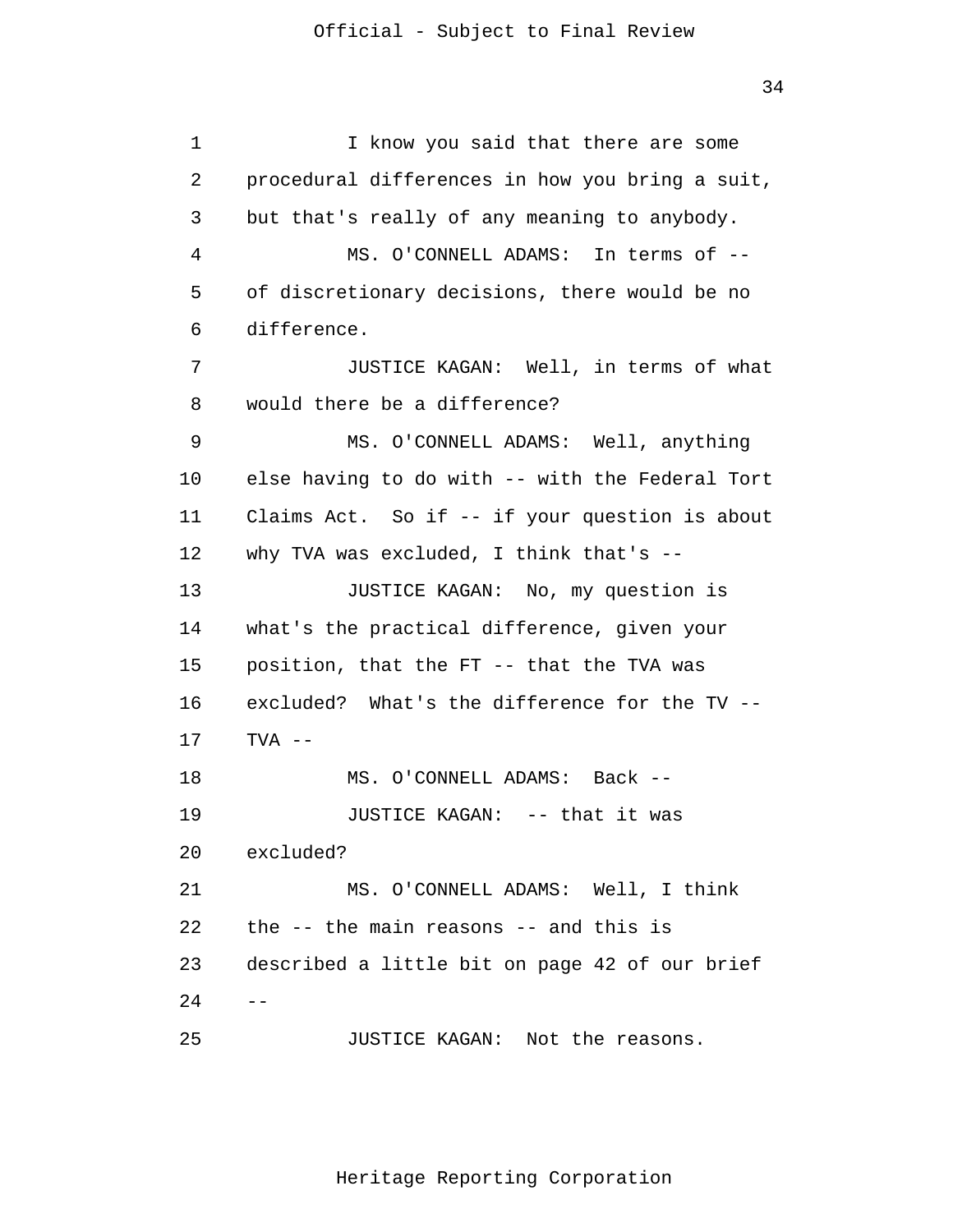I know you said that there are some procedural differences in how you bring a suit, but that's really of any meaning to anybody.

MS. O'CONNELL ADAMS: In terms of -- of discretionary decisions, there would be no difference.

JUSTICE KAGAN: Well, in terms of what would there be a difference?

MS. O'CONNELL ADAMS: Well, anything else having to do with -- with the Federal Tort Claims Act. So if -- if your question is about why TVA was excluded, I think that's --

JUSTICE KAGAN: No, my question is what's the practical difference, given your position, that the FT -- that the TVA was excluded? What's the difference for the TV -- TVA --

MS. O'CONNELL ADAMS: Back --

JUSTICE KAGAN: -- that it was excluded?

MS. O'CONNELL ADAMS: Well, I think the -- the main reasons -- and this is described a little bit on page 42 of our brief --

JUSTICE KAGAN: Not the reasons.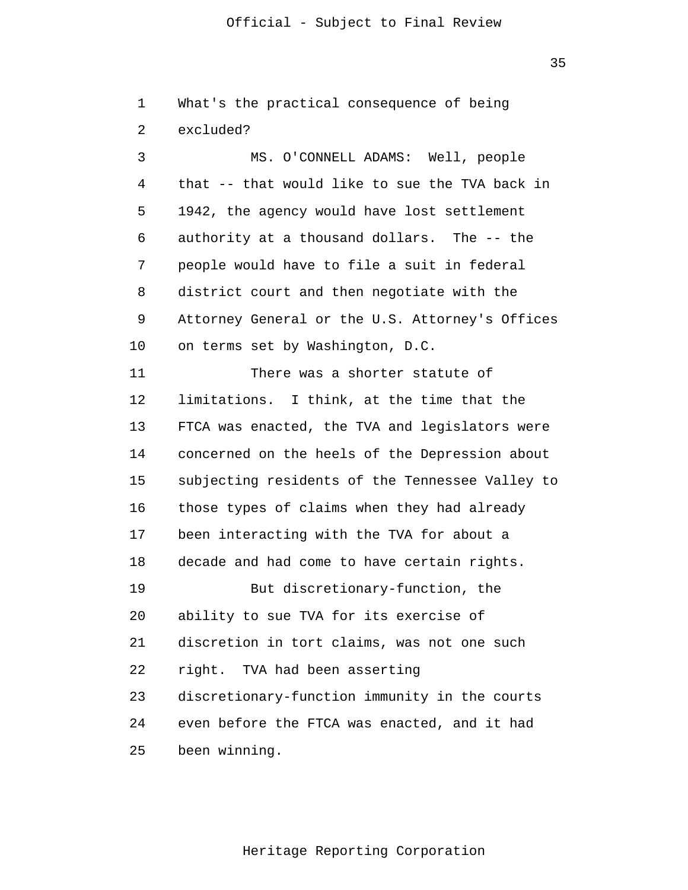What's the practical consequence of being excluded?

MS. O'CONNELL ADAMS: Well, people that -- that would like to sue the TVA back in 1942, the agency would have lost settlement authority at a thousand dollars. The -- the people would have to file a suit in federal district court and then negotiate with the Attorney General or the U.S. Attorney's Offices on terms set by Washington, D.C.

There was a shorter statute of limitations. I think, at the time that the FTCA was enacted, the TVA and legislators were concerned on the heels of the Depression about subjecting residents of the Tennessee Valley to those types of claims when they had already been interacting with the TVA for about a decade and had come to have certain rights.

But discretionary-function, the ability to sue TVA for its exercise of discretion in tort claims, was not one such right. TVA had been asserting discretionary-function immunity in the courts even before the FTCA was enacted, and it had been winning.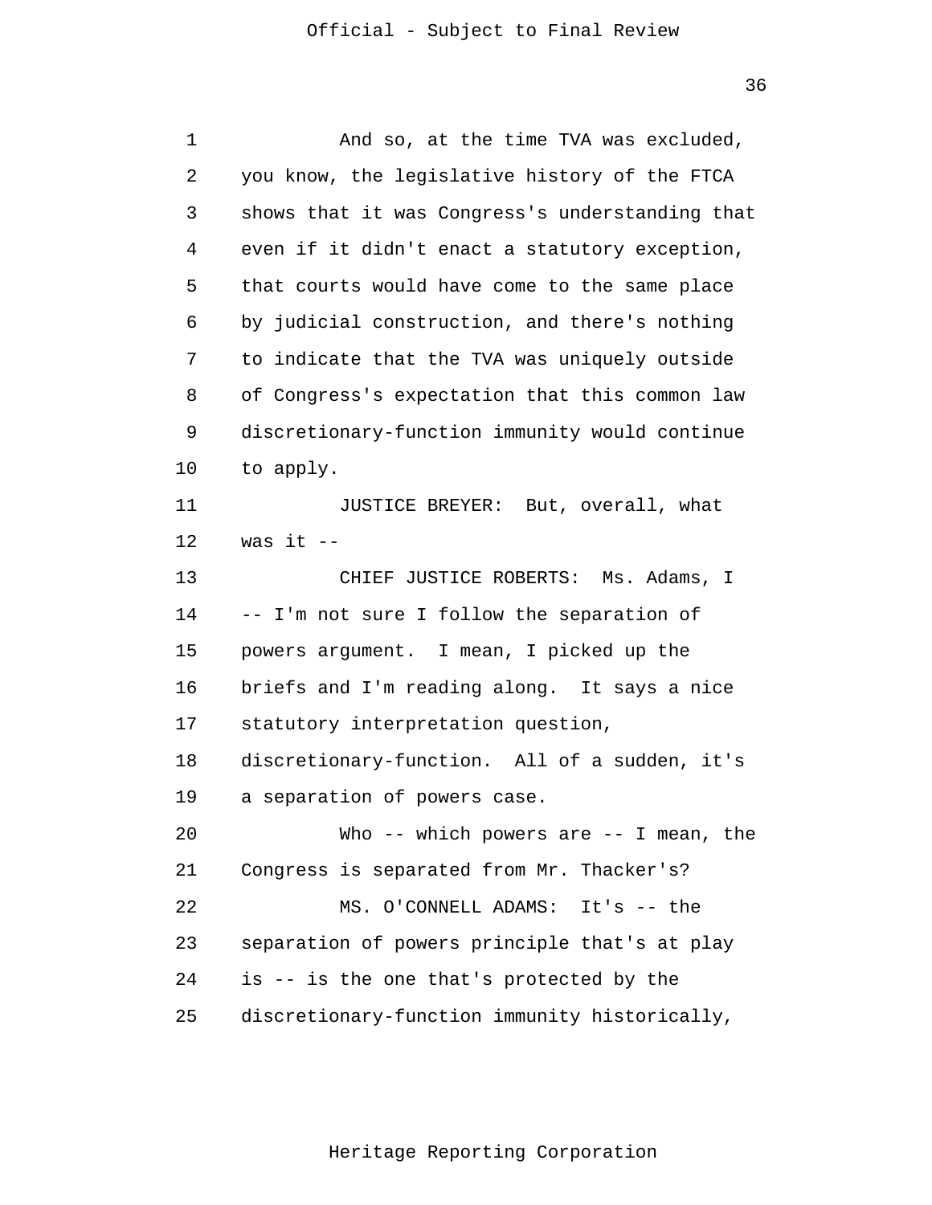And so, at the time TVA was excluded, you know, the legislative history of the FTCA shows that it was Congress's understanding that even if it didn't enact a statutory exception, that courts would have come to the same place by judicial construction, and there's nothing to indicate that the TVA was uniquely outside of Congress's expectation that this common law discretionary-function immunity would continue to apply.

JUSTICE BREYER: But, overall, what was it --

CHIEF JUSTICE ROBERTS: Ms. Adams, I -- I'm not sure I follow the separation of powers argument. I mean, I picked up the briefs and I'm reading along. It says a nice statutory interpretation question, discretionary-function. All of a sudden, it's a separation of powers case.

Who -- which powers are -- I mean, the Congress is separated from Mr. Thacker's?

MS. O'CONNELL ADAMS: It's -- the separation of powers principle that's at play is -- is the one that's protected by the discretionary-function immunity historically,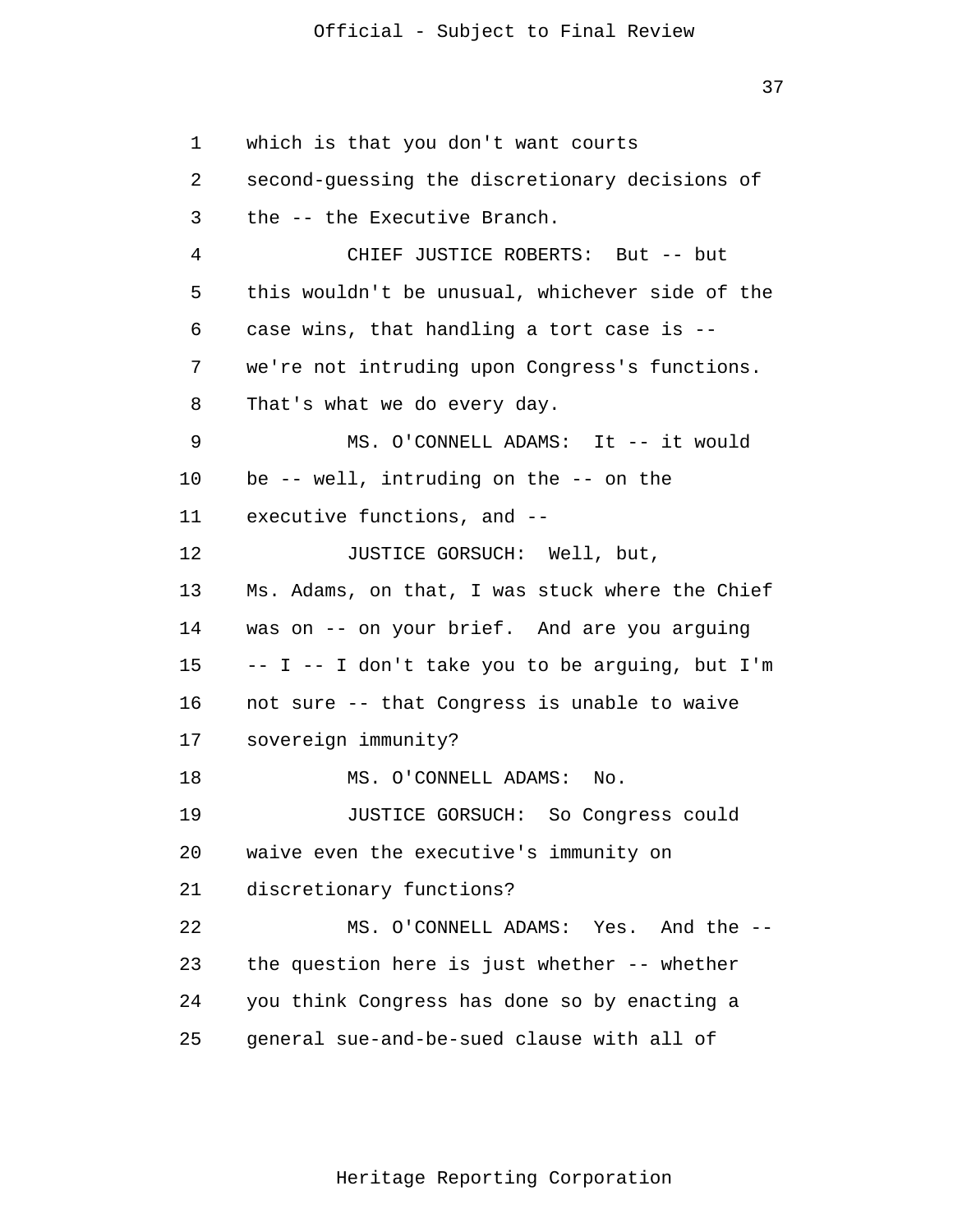which is that you don't want courts second-guessing the discretionary decisions of the -- the Executive Branch.

CHIEF JUSTICE ROBERTS: But -- but this wouldn't be unusual, whichever side of the case wins, that handling a tort case is -- we're not intruding upon Congress's functions. That's what we do every day.

MS. O'CONNELL ADAMS: It -- it would be -- well, intruding on the -- on the executive functions, and --

JUSTICE GORSUCH: Well, but, Ms. Adams, on that, I was stuck where the Chief was on -- on your brief. And are you arguing -- I -- I don't take you to be arguing, but I'm not sure -- that Congress is unable to waive sovereign immunity?

MS. O'CONNELL ADAMS: No.

JUSTICE GORSUCH: So Congress could waive even the executive's immunity on discretionary functions?

MS. O'CONNELL ADAMS: Yes. And the -- the question here is just whether -- whether you think Congress has done so by enacting a general sue-and-be-sued clause with all of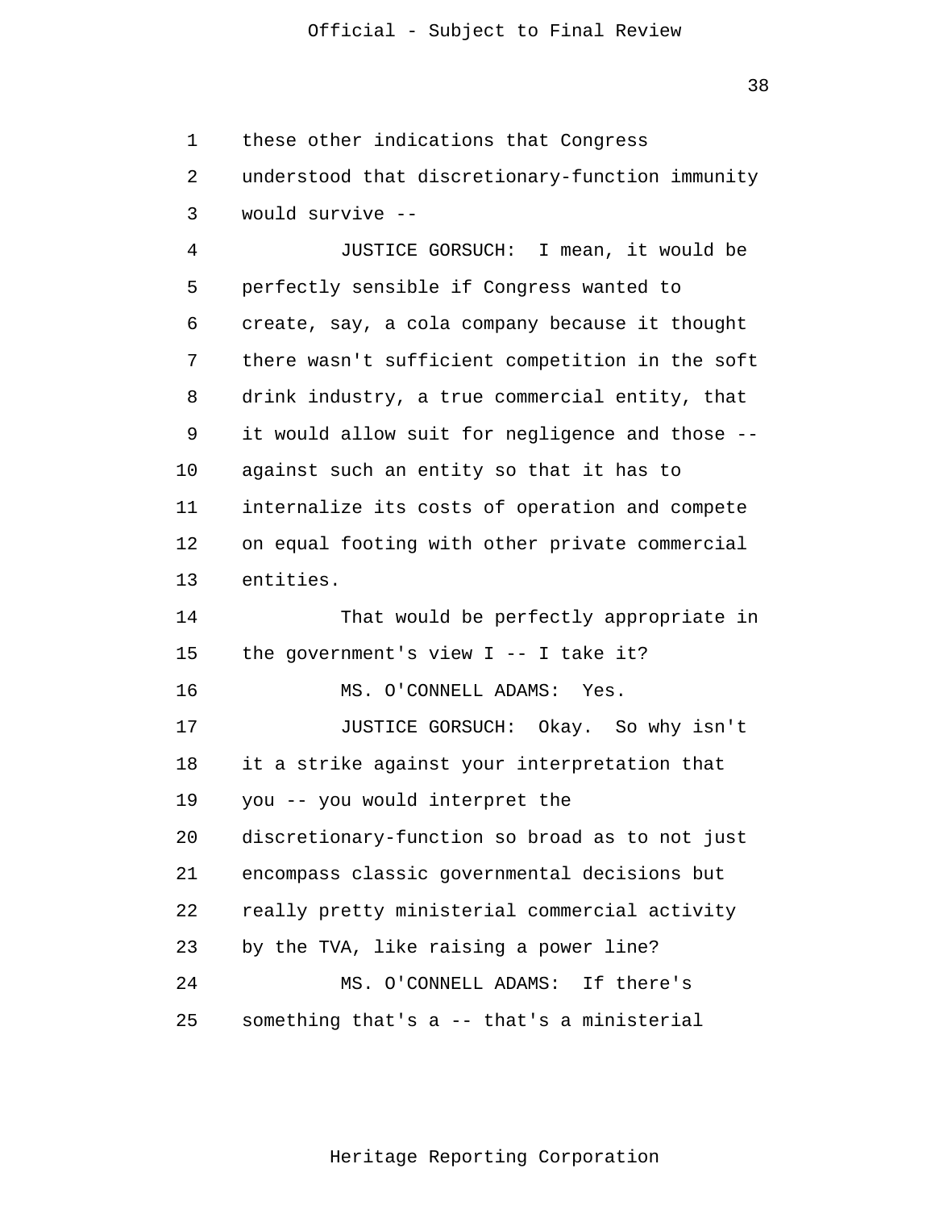these other indications that Congress understood that discretionary-function immunity would survive --

JUSTICE GORSUCH: I mean, it would be perfectly sensible if Congress wanted to create, say, a cola company because it thought there wasn't sufficient competition in the soft drink industry, a true commercial entity, that it would allow suit for negligence and those -- against such an entity so that it has to internalize its costs of operation and compete on equal footing with other private commercial entities.

That would be perfectly appropriate in the government's view I -- I take it?

MS. O'CONNELL ADAMS: Yes.

JUSTICE GORSUCH: Okay. So why isn't it a strike against your interpretation that you -- you would interpret the discretionary-function so broad as to not just encompass classic governmental decisions but really pretty ministerial commercial activity by the TVA, like raising a power line?

MS. O'CONNELL ADAMS: If there's something that's a -- that's a ministerial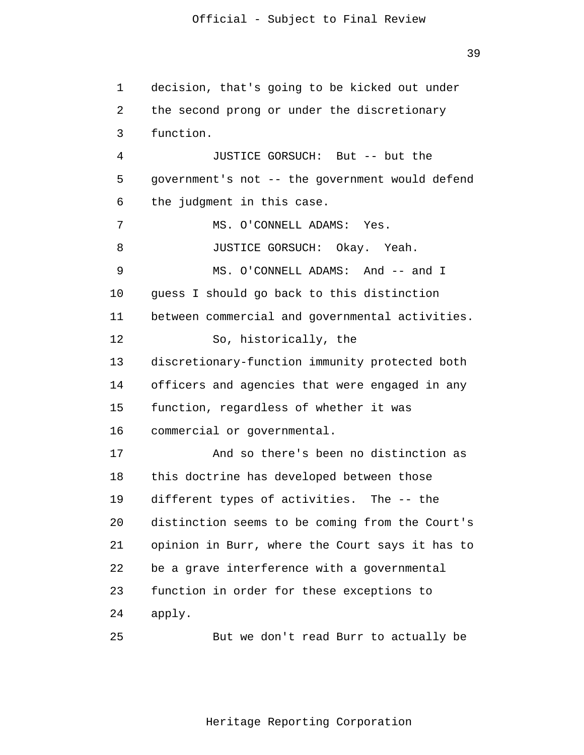decision, that's going to be kicked out under the second prong or under the discretionary function.

JUSTICE GORSUCH: But -- but the government's not -- the government would defend the judgment in this case.

MS. O'CONNELL ADAMS: Yes.

JUSTICE GORSUCH: Okay. Yeah.

MS. O'CONNELL ADAMS: And -- and I guess I should go back to this distinction between commercial and governmental activities.

So, historically, the discretionary-function immunity protected both officers and agencies that were engaged in any function, regardless of whether it was commercial or governmental.

And so there's been no distinction as this doctrine has developed between those different types of activities. The -- the distinction seems to be coming from the Court's opinion in Burr, where the Court says it has to be a grave interference with a governmental function in order for these exceptions to apply.

But we don't read Burr to actually be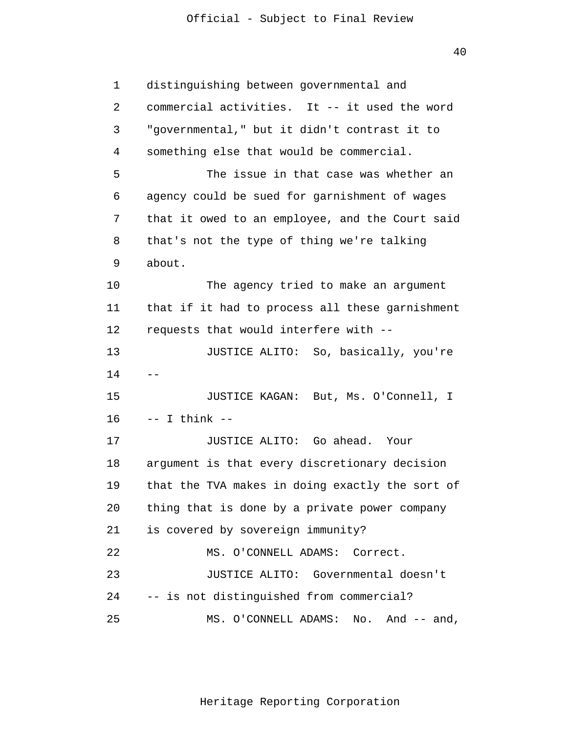distinguishing between governmental and commercial activities. It -- it used the word "governmental," but it didn't contrast it to something else that would be commercial.

The issue in that case was whether an agency could be sued for garnishment of wages that it owed to an employee, and the Court said that's not the type of thing we're talking about.

The agency tried to make an argument that if it had to process all these garnishment requests that would interfere with --

JUSTICE ALITO: So, basically, you're --

JUSTICE KAGAN: But, Ms. O'Connell, I -- I think --

JUSTICE ALITO: Go ahead. Your argument is that every discretionary decision that the TVA makes in doing exactly the sort of thing that is done by a private power company is covered by sovereign immunity?

MS. O'CONNELL ADAMS: Correct.

JUSTICE ALITO: Governmental doesn't -- is not distinguished from commercial?

MS. O'CONNELL ADAMS: No. And -- and,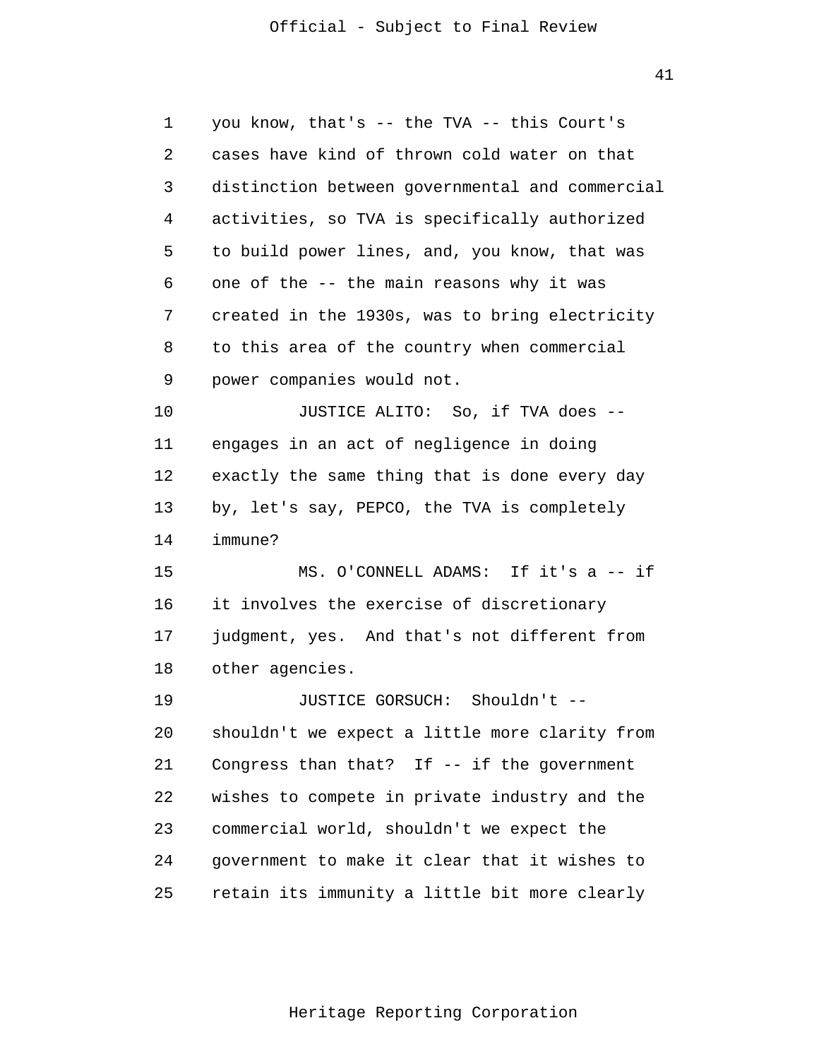you know, that's -- the TVA -- this Court's cases have kind of thrown cold water on that distinction between governmental and commercial activities, so TVA is specifically authorized to build power lines, and, you know, that was one of the -- the main reasons why it was created in the 1930s, was to bring electricity to this area of the country when commercial power companies would not.

JUSTICE ALITO: So, if TVA does -- engages in an act of negligence in doing exactly the same thing that is done every day by, let's say, PEPCO, the TVA is completely immune?

MS. O'CONNELL ADAMS: If it's a -- if it involves the exercise of discretionary judgment, yes. And that's not different from other agencies.

JUSTICE GORSUCH: Shouldn't -- shouldn't we expect a little more clarity from Congress than that? If -- if the government wishes to compete in private industry and the commercial world, shouldn't we expect the government to make it clear that it wishes to retain its immunity a little bit more clearly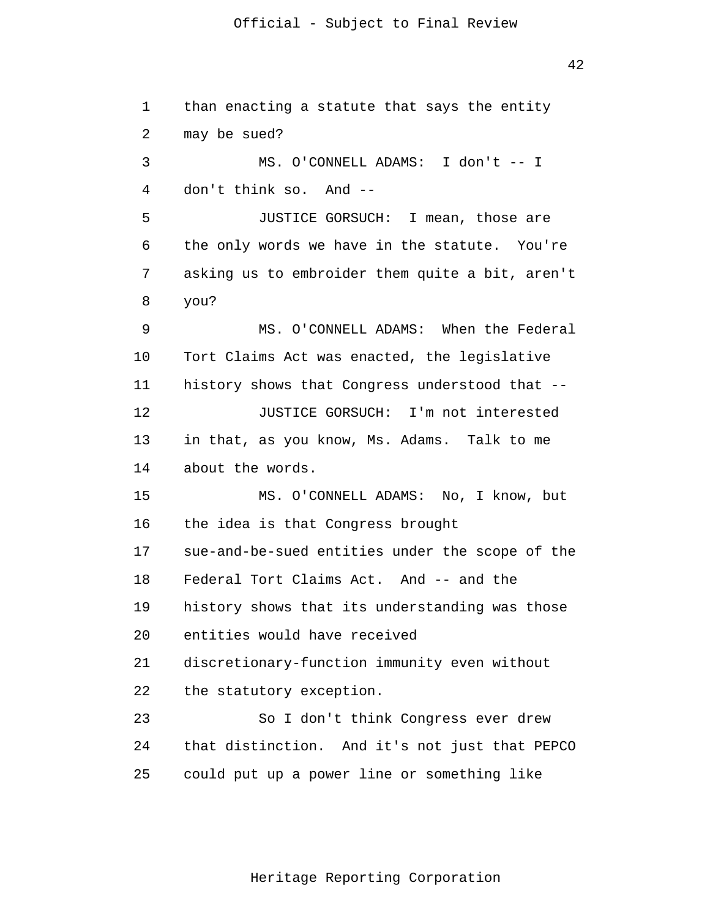than enacting a statute that says the entity may be sued?

MS. O'CONNELL ADAMS: I don't -- I don't think so. And --

JUSTICE GORSUCH: I mean, those are the only words we have in the statute. You're asking us to embroider them quite a bit, aren't you?

MS. O'CONNELL ADAMS: When the Federal Tort Claims Act was enacted, the legislative history shows that Congress understood that --

JUSTICE GORSUCH: I'm not interested in that, as you know, Ms. Adams. Talk to me about the words.

MS. O'CONNELL ADAMS: No, I know, but the idea is that Congress brought sue-and-be-sued entities under the scope of the Federal Tort Claims Act. And -- and the history shows that its understanding was those entities would have received discretionary-function immunity even without the statutory exception.

So I don't think Congress ever drew that distinction. And it's not just that PEPCO could put up a power line or something like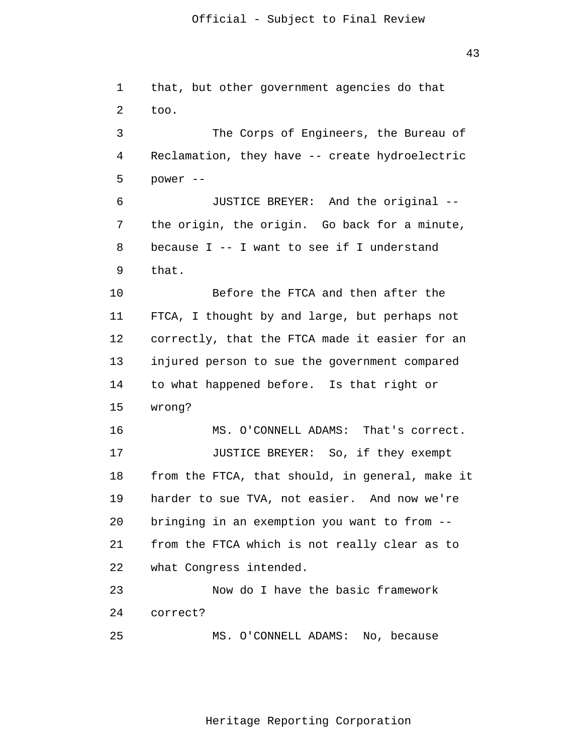that, but other government agencies do that too.

The Corps of Engineers, the Bureau of Reclamation, they have -- create hydroelectric power --

JUSTICE BREYER: And the original -- the origin, the origin. Go back for a minute, because I -- I want to see if I understand that.

Before the FTCA and then after the FTCA, I thought by and large, but perhaps not correctly, that the FTCA made it easier for an injured person to sue the government compared to what happened before. Is that right or wrong?

MS. O'CONNELL ADAMS: That's correct.

JUSTICE BREYER: So, if they exempt from the FTCA, that should, in general, make it harder to sue TVA, not easier. And now we're bringing in an exemption you want to from -- from the FTCA which is not really clear as to what Congress intended.

Now do I have the basic framework correct?

MS. O'CONNELL ADAMS: No, because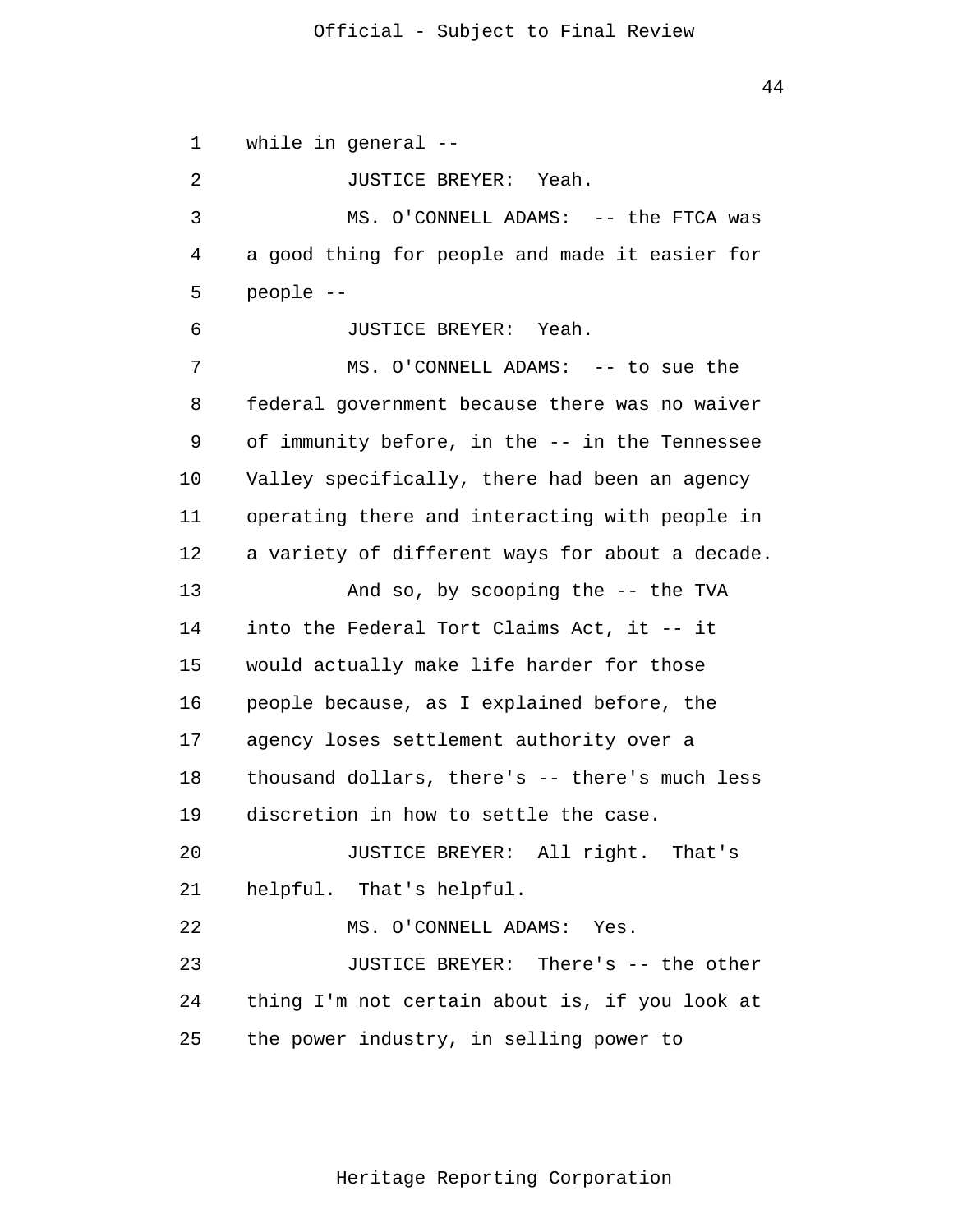while in general --

JUSTICE BREYER: Yeah.

MS. O'CONNELL ADAMS: -- the FTCA was a good thing for people and made it easier for people --

JUSTICE BREYER: Yeah.

MS. O'CONNELL ADAMS: -- to sue the federal government because there was no waiver of immunity before, in the -- in the Tennessee Valley specifically, there had been an agency operating there and interacting with people in a variety of different ways for about a decade.

And so, by scooping the -- the TVA into the Federal Tort Claims Act, it -- it would actually make life harder for those people because, as I explained before, the agency loses settlement authority over a thousand dollars, there's -- there's much less discretion in how to settle the case.

JUSTICE BREYER: All right. That's helpful. That's helpful.

MS. O'CONNELL ADAMS: Yes.

JUSTICE BREYER: There's -- the other thing I'm not certain about is, if you look at the power industry, in selling power to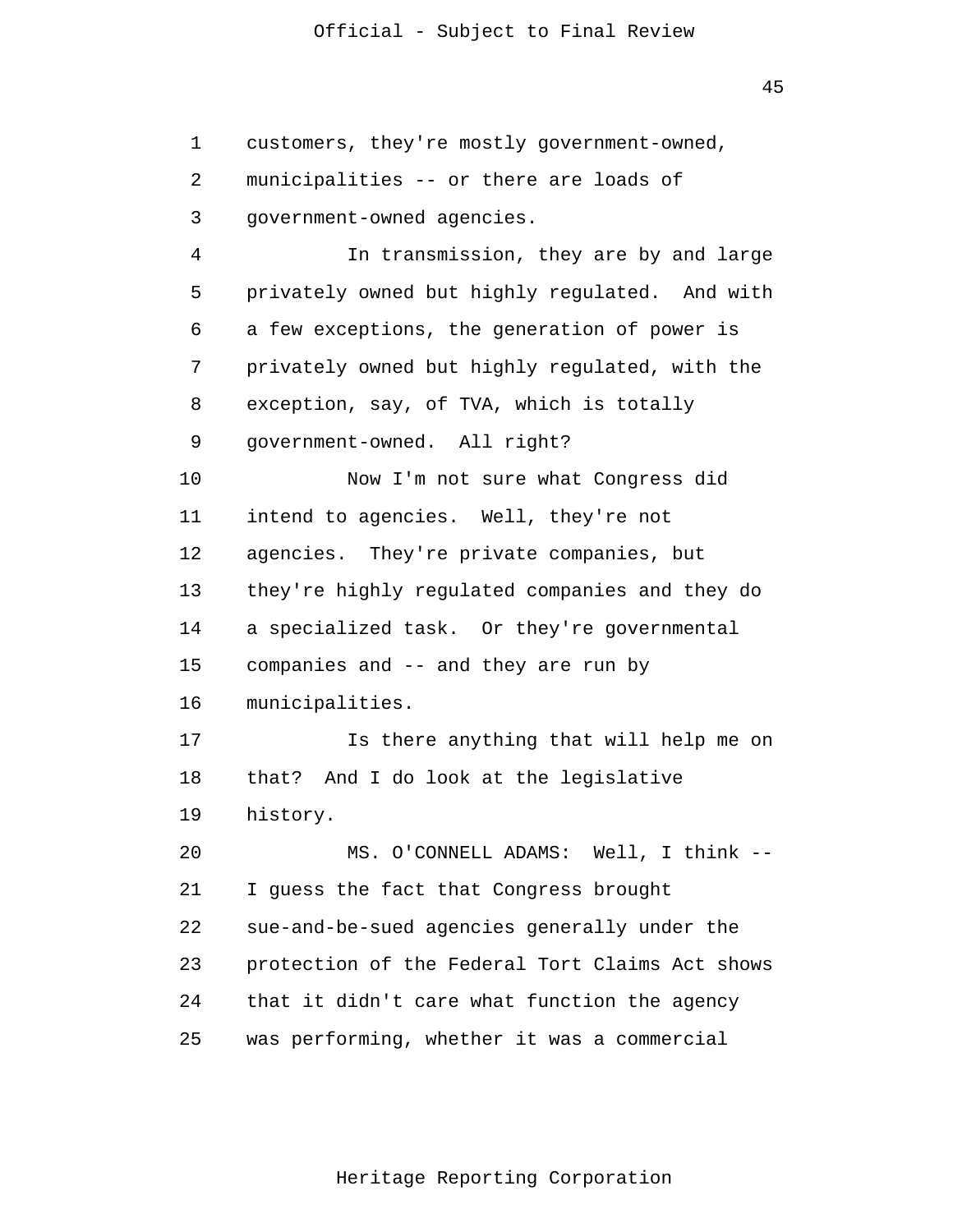customers, they're mostly government-owned, municipalities -- or there are loads of government-owned agencies.

In transmission, they are by and large privately owned but highly regulated. And with a few exceptions, the generation of power is privately owned but highly regulated, with the exception, say, of TVA, which is totally government-owned. All right?

Now I'm not sure what Congress did intend to agencies. Well, they're not agencies. They're private companies, but they're highly regulated companies and they do a specialized task. Or they're governmental companies and -- and they are run by municipalities.

Is there anything that will help me on that? And I do look at the legislative history.

MS. O'CONNELL ADAMS: Well, I think -- I guess the fact that Congress brought sue-and-be-sued agencies generally under the protection of the Federal Tort Claims Act shows that it didn't care what function the agency was performing, whether it was a commercial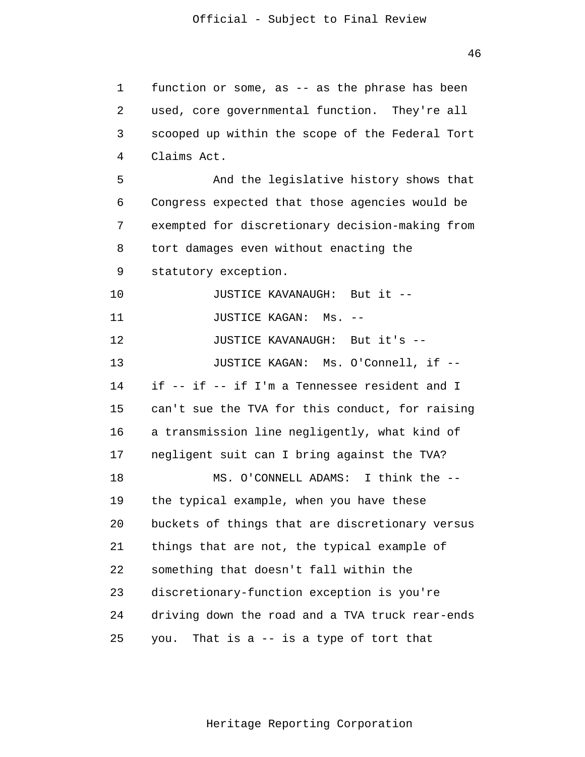function or some, as -- as the phrase has been used, core governmental function. They're all scooped up within the scope of the Federal Tort Claims Act.

And the legislative history shows that Congress expected that those agencies would be exempted for discretionary decision-making from tort damages even without enacting the statutory exception.

JUSTICE KAVANAUGH: But it --

JUSTICE KAGAN: Ms. --

JUSTICE KAVANAUGH: But it's --

JUSTICE KAGAN: Ms. O'Connell, if -- if -- if -- if I'm a Tennessee resident and I can't sue the TVA for this conduct, for raising a transmission line negligently, what kind of negligent suit can I bring against the TVA?

MS. O'CONNELL ADAMS: I think the -- the typical example, when you have these buckets of things that are discretionary versus things that are not, the typical example of something that doesn't fall within the discretionary-function exception is you're driving down the road and a TVA truck rear-ends you. That is a -- is a type of tort that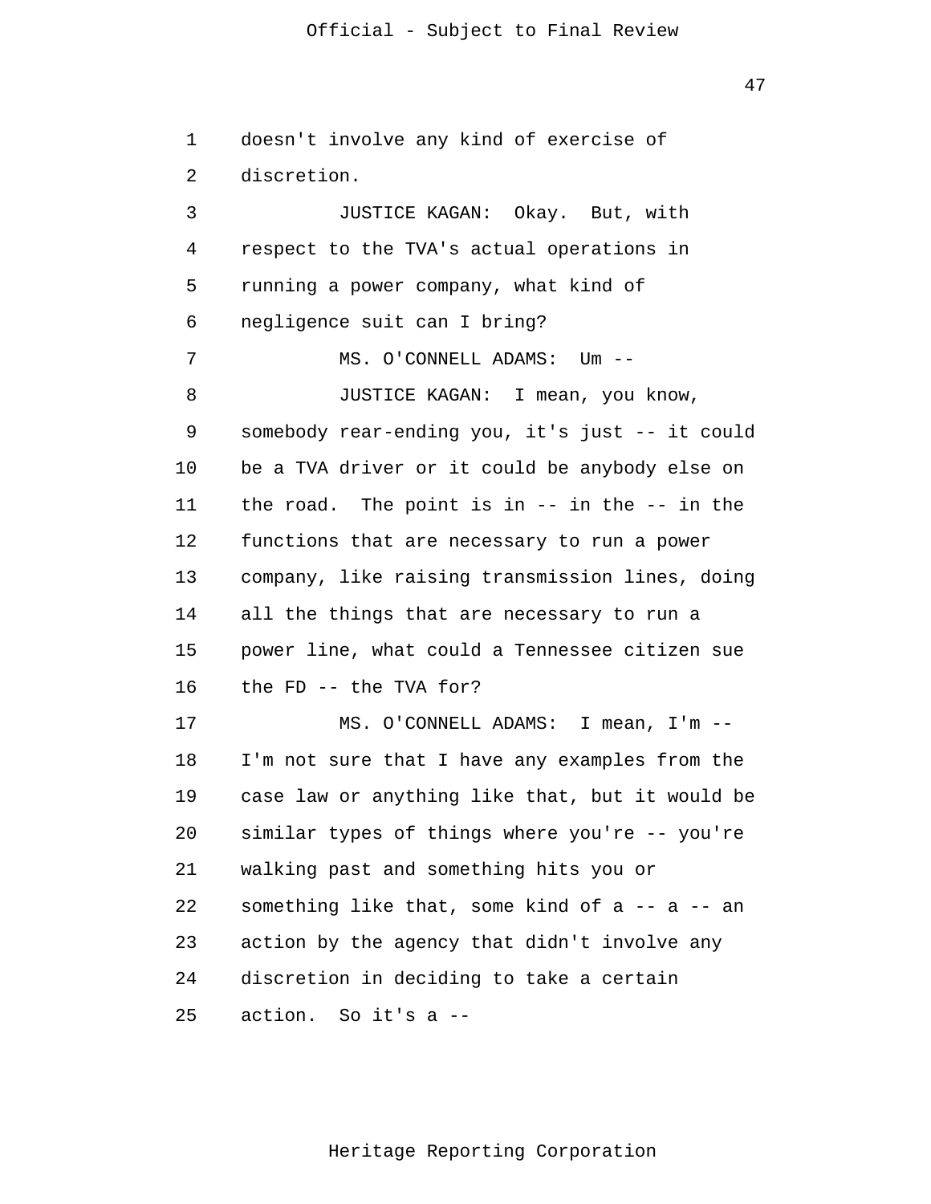doesn't involve any kind of exercise of discretion.

JUSTICE KAGAN: Okay. But, with respect to the TVA's actual operations in running a power company, what kind of negligence suit can I bring?

MS. O'CONNELL ADAMS: Um --

JUSTICE KAGAN: I mean, you know, somebody rear-ending you, it's just -- it could be a TVA driver or it could be anybody else on the road. The point is in -- in the -- in the functions that are necessary to run a power company, like raising transmission lines, doing all the things that are necessary to run a power line, what could a Tennessee citizen sue the FD -- the TVA for?

MS. O'CONNELL ADAMS: I mean, I'm -- I'm not sure that I have any examples from the case law or anything like that, but it would be similar types of things where you're -- you're walking past and something hits you or something like that, some kind of a -- a -- an action by the agency that didn't involve any discretion in deciding to take a certain action. So it's a --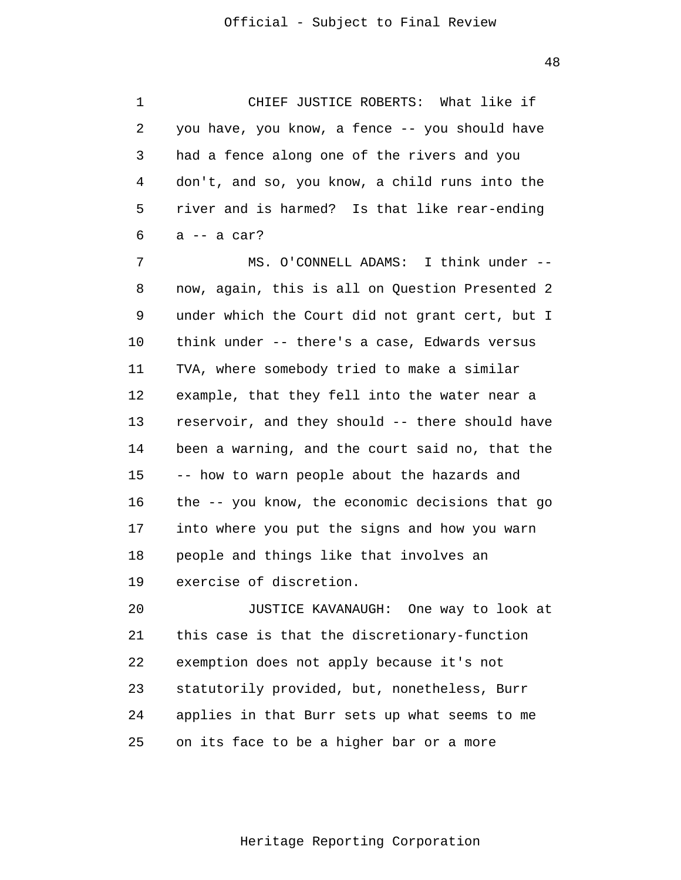CHIEF JUSTICE ROBERTS: What like if you have, you know, a fence -- you should have had a fence along one of the rivers and you don't, and so, you know, a child runs into the river and is harmed? Is that like rear-ending a -- a car?

MS. O'CONNELL ADAMS: I think under -- now, again, this is all on Question Presented 2 under which the Court did not grant cert, but I think under -- there's a case, Edwards versus TVA, where somebody tried to make a similar example, that they fell into the water near a reservoir, and they should -- there should have been a warning, and the court said no, that the -- how to warn people about the hazards and the -- you know, the economic decisions that go into where you put the signs and how you warn people and things like that involves an exercise of discretion.

JUSTICE KAVANAUGH: One way to look at this case is that the discretionary-function exemption does not apply because it's not statutorily provided, but, nonetheless, Burr applies in that Burr sets up what seems to me on its face to be a higher bar or a more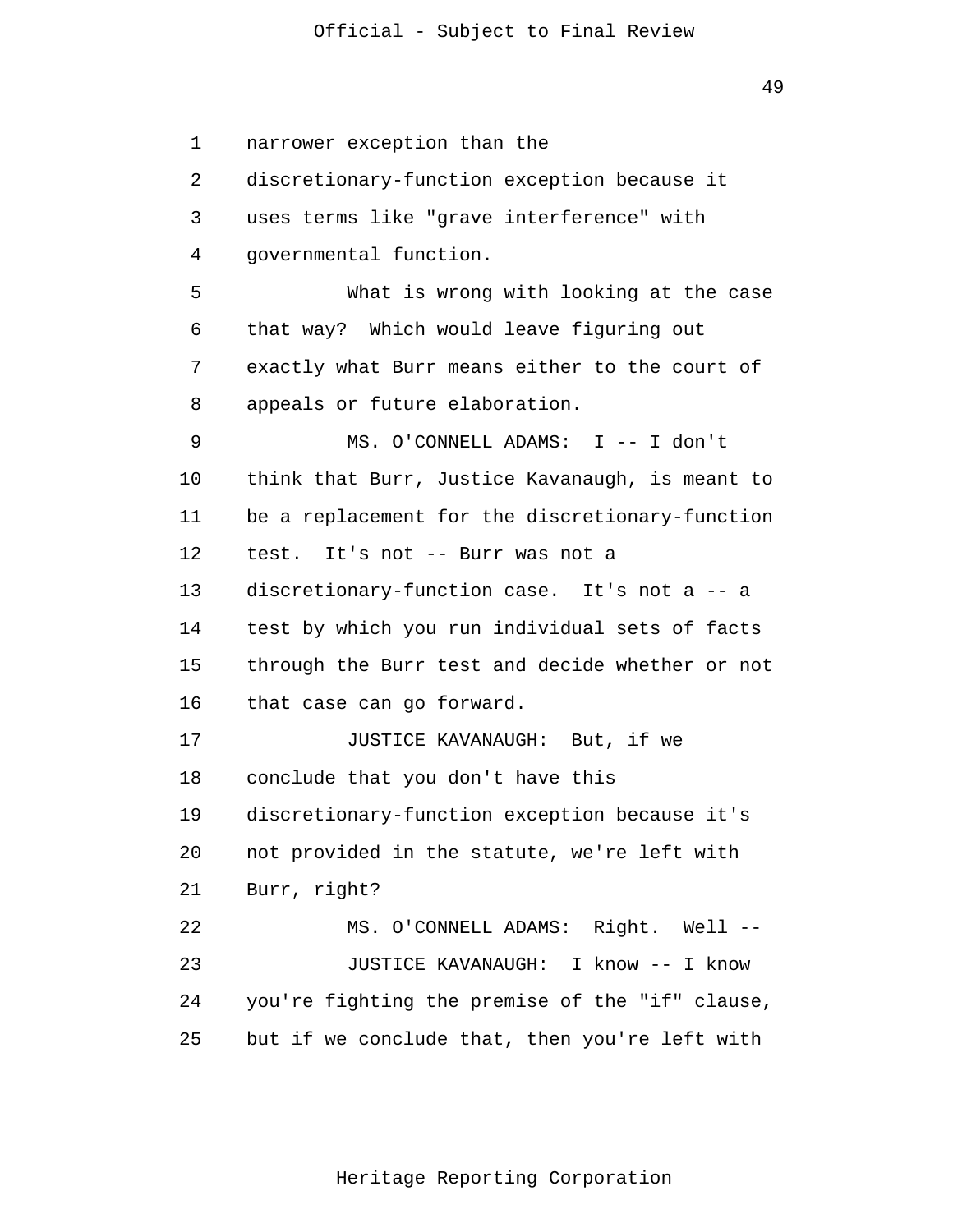narrower exception than the discretionary-function exception because it uses terms like "grave interference" with governmental function.

What is wrong with looking at the case that way? Which would leave figuring out exactly what Burr means either to the court of appeals or future elaboration.

MS. O'CONNELL ADAMS: I -- I don't think that Burr, Justice Kavanaugh, is meant to be a replacement for the discretionary-function test. It's not -- Burr was not a discretionary-function case. It's not a -- a test by which you run individual sets of facts through the Burr test and decide whether or not that case can go forward.

JUSTICE KAVANAUGH: But, if we conclude that you don't have this discretionary-function exception because it's not provided in the statute, we're left with Burr, right?

MS. O'CONNELL ADAMS: Right. Well --

JUSTICE KAVANAUGH: I know -- I know you're fighting the premise of the "if" clause, but if we conclude that, then you're left with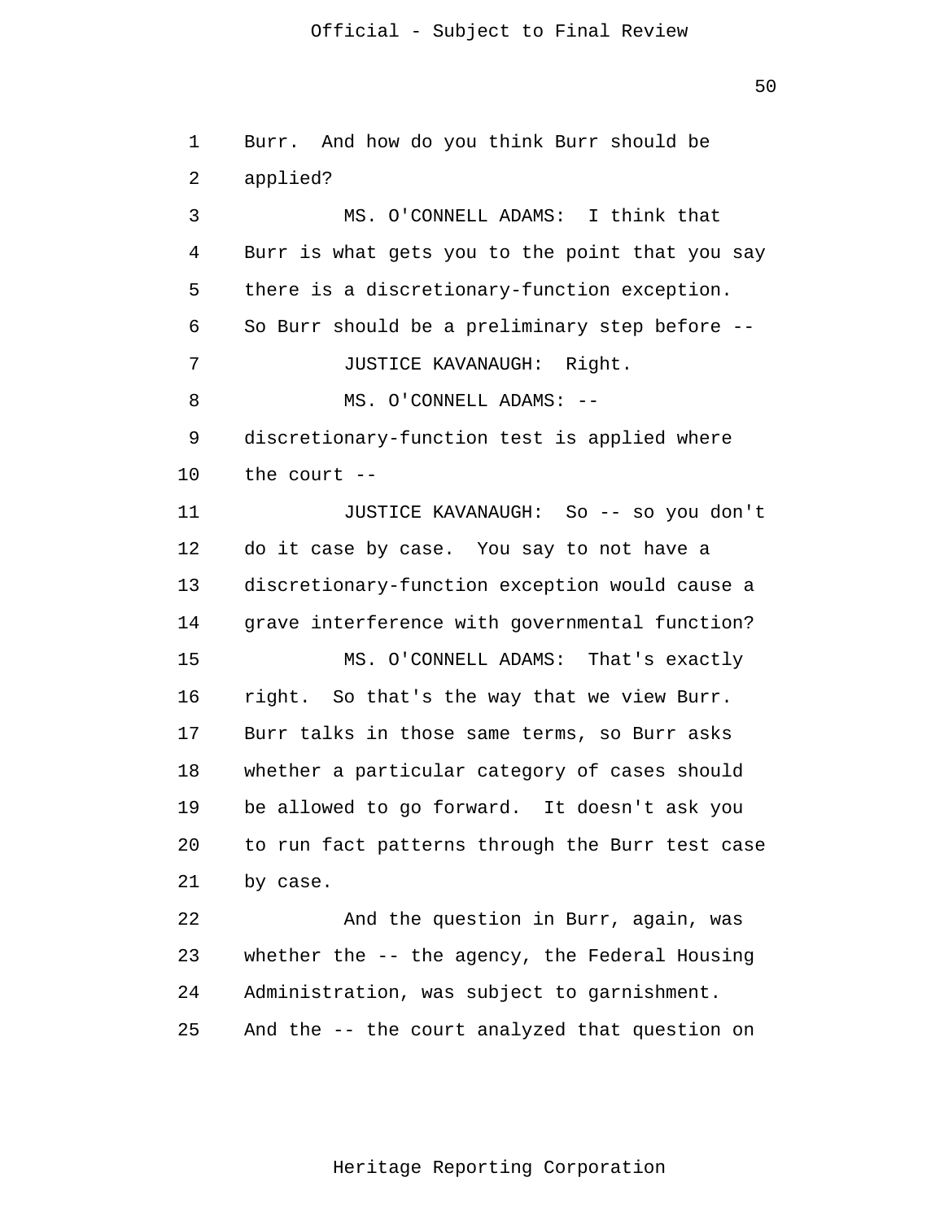1 Burr. And how do you think Burr should be
2 applied?

3 MS. O'CONNELL ADAMS: I think that
4 Burr is what gets you to the point that you say
5 there is a discretionary-function exception.
6 So Burr should be a preliminary step before --

7 JUSTICE KAVANAUGH: Right.

8 MS. O'CONNELL ADAMS: --
9 discretionary-function test is applied where
10 the court --

11 JUSTICE KAVANAUGH: So -- so you don't
12 do it case by case. You say to not have a
13 discretionary-function exception would cause a
14 grave interference with governmental function?

15 MS. O'CONNELL ADAMS: That's exactly
16 right. So that's the way that we view Burr.
17 Burr talks in those same terms, so Burr asks
18 whether a particular category of cases should
19 be allowed to go forward. It doesn't ask you
20 to run fact patterns through the Burr test case
21 by case.

22 And the question in Burr, again, was
23 whether the -- the agency, the Federal Housing
24 Administration, was subject to garnishment.
25 And the -- the court analyzed that question on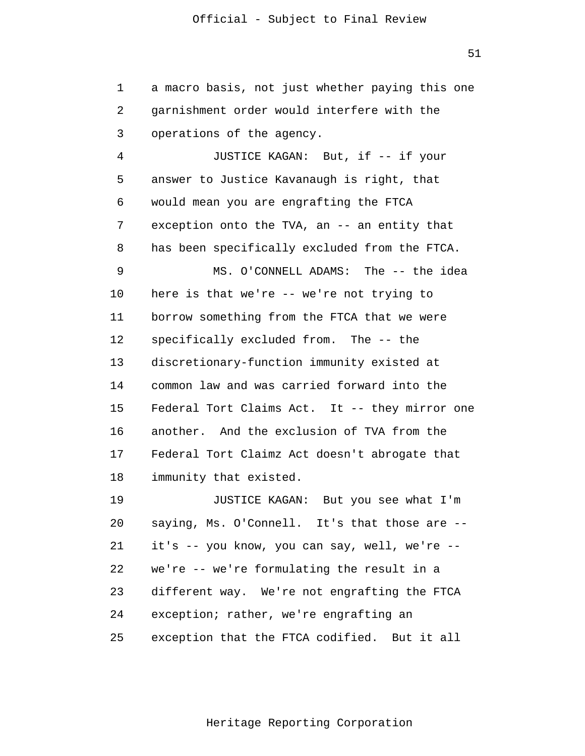a macro basis, not just whether paying this one garnishment order would interfere with the operations of the agency.

JUSTICE KAGAN: But, if -- if your answer to Justice Kavanaugh is right, that would mean you are engrafting the FTCA exception onto the TVA, an -- an entity that has been specifically excluded from the FTCA.

MS. O'CONNELL ADAMS: The -- the idea here is that we're -- we're not trying to borrow something from the FTCA that we were specifically excluded from. The -- the discretionary-function immunity existed at common law and was carried forward into the Federal Tort Claims Act. It -- they mirror one another. And the exclusion of TVA from the Federal Tort Claimz Act doesn't abrogate that immunity that existed.

JUSTICE KAGAN: But you see what I'm saying, Ms. O'Connell. It's that those are -- it's -- you know, you can say, well, we're -- we're -- we're formulating the result in a different way. We're not engrafting the FTCA exception; rather, we're engrafting an exception that the FTCA codified. But it all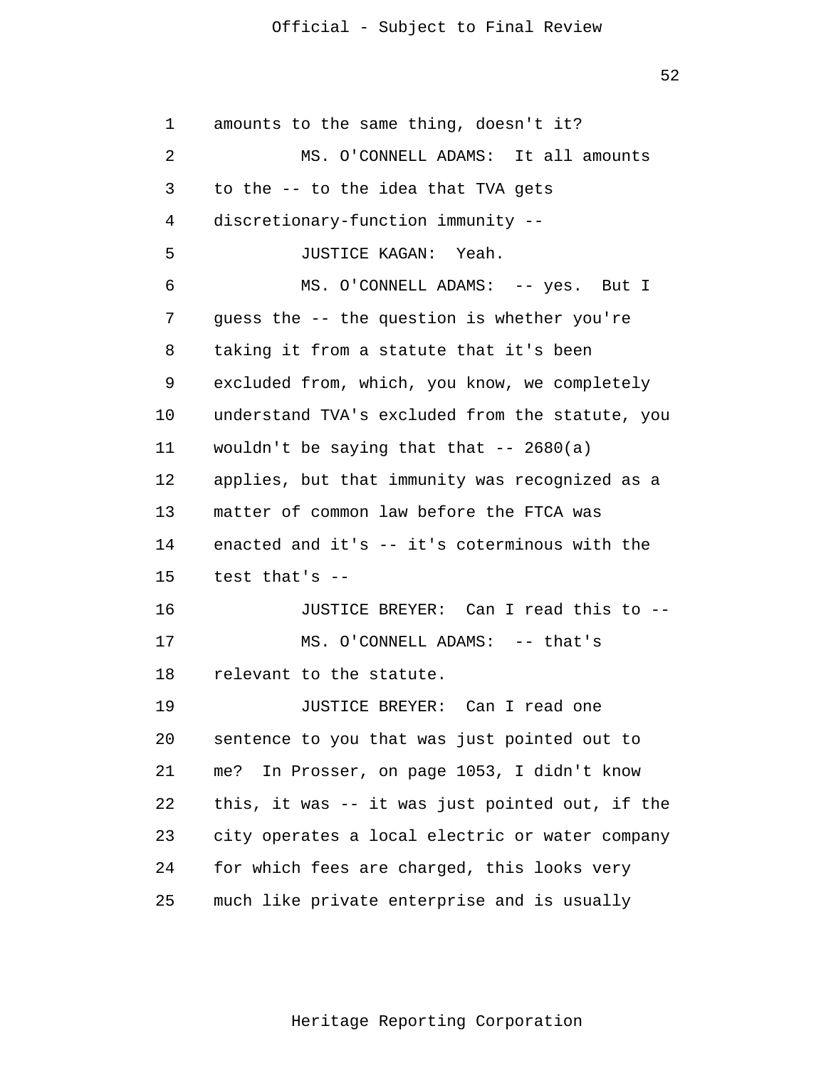amounts to the same thing, doesn't it?

MS. O'CONNELL ADAMS: It all amounts to the -- to the idea that TVA gets discretionary-function immunity --

JUSTICE KAGAN: Yeah.

MS. O'CONNELL ADAMS: -- yes. But I guess the -- the question is whether you're taking it from a statute that it's been excluded from, which, you know, we completely understand TVA's excluded from the statute, you wouldn't be saying that that -- 2680(a) applies, but that immunity was recognized as a matter of common law before the FTCA was enacted and it's -- it's coterminous with the test that's --

JUSTICE BREYER: Can I read this to --

MS. O'CONNELL ADAMS: -- that's relevant to the statute.

JUSTICE BREYER: Can I read one sentence to you that was just pointed out to me? In Prosser, on page 1053, I didn't know this, it was -- it was just pointed out, if the city operates a local electric or water company for which fees are charged, this looks very much like private enterprise and is usually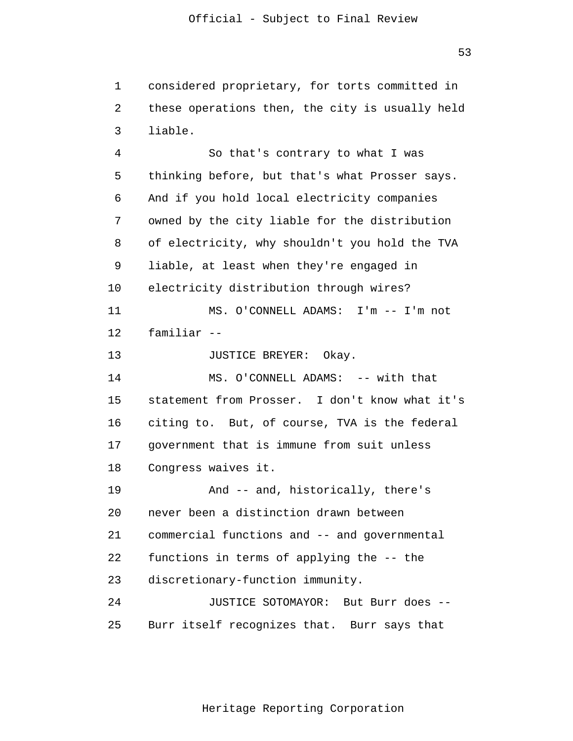considered proprietary, for torts committed in these operations then, the city is usually held liable.

So that's contrary to what I was thinking before, but that's what Prosser says. And if you hold local electricity companies owned by the city liable for the distribution of electricity, why shouldn't you hold the TVA liable, at least when they're engaged in electricity distribution through wires?

MS. O'CONNELL ADAMS: I'm -- I'm not familiar --

JUSTICE BREYER: Okay.

MS. O'CONNELL ADAMS: -- with that statement from Prosser. I don't know what it's citing to. But, of course, TVA is the federal government that is immune from suit unless Congress waives it.

And -- and, historically, there's never been a distinction drawn between commercial functions and -- and governmental functions in terms of applying the -- the discretionary-function immunity.

JUSTICE SOTOMAYOR: But Burr does -- Burr itself recognizes that. Burr says that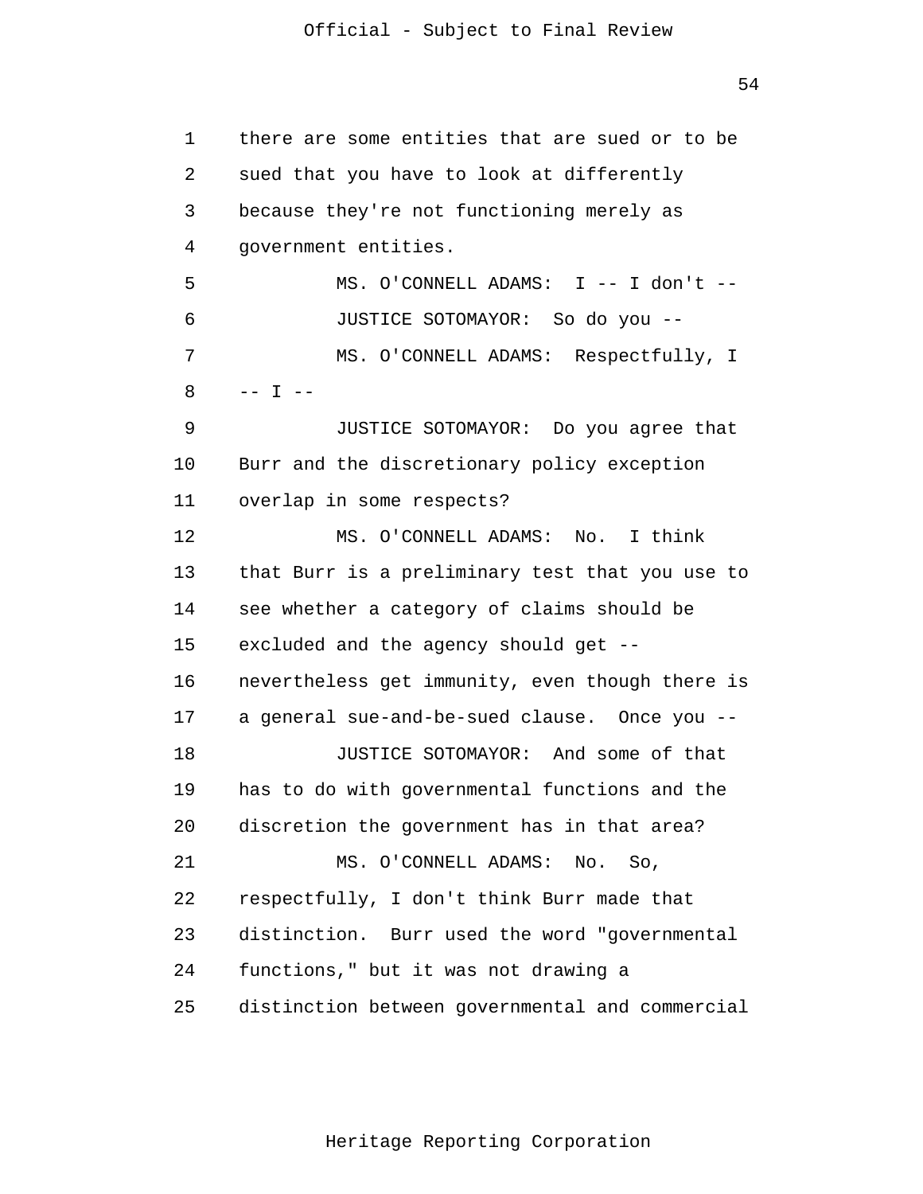there are some entities that are sued or to be sued that you have to look at differently because they're not functioning merely as government entities.

MS. O'CONNELL ADAMS: I -- I don't --

JUSTICE SOTOMAYOR: So do you --

MS. O'CONNELL ADAMS: Respectfully, I -- I --

JUSTICE SOTOMAYOR: Do you agree that Burr and the discretionary policy exception overlap in some respects?

MS. O'CONNELL ADAMS: No. I think that Burr is a preliminary test that you use to see whether a category of claims should be excluded and the agency should get -- nevertheless get immunity, even though there is a general sue-and-be-sued clause. Once you --

JUSTICE SOTOMAYOR: And some of that has to do with governmental functions and the discretion the government has in that area?

MS. O'CONNELL ADAMS: No. So, respectfully, I don't think Burr made that distinction. Burr used the word "governmental functions," but it was not drawing a distinction between governmental and commercial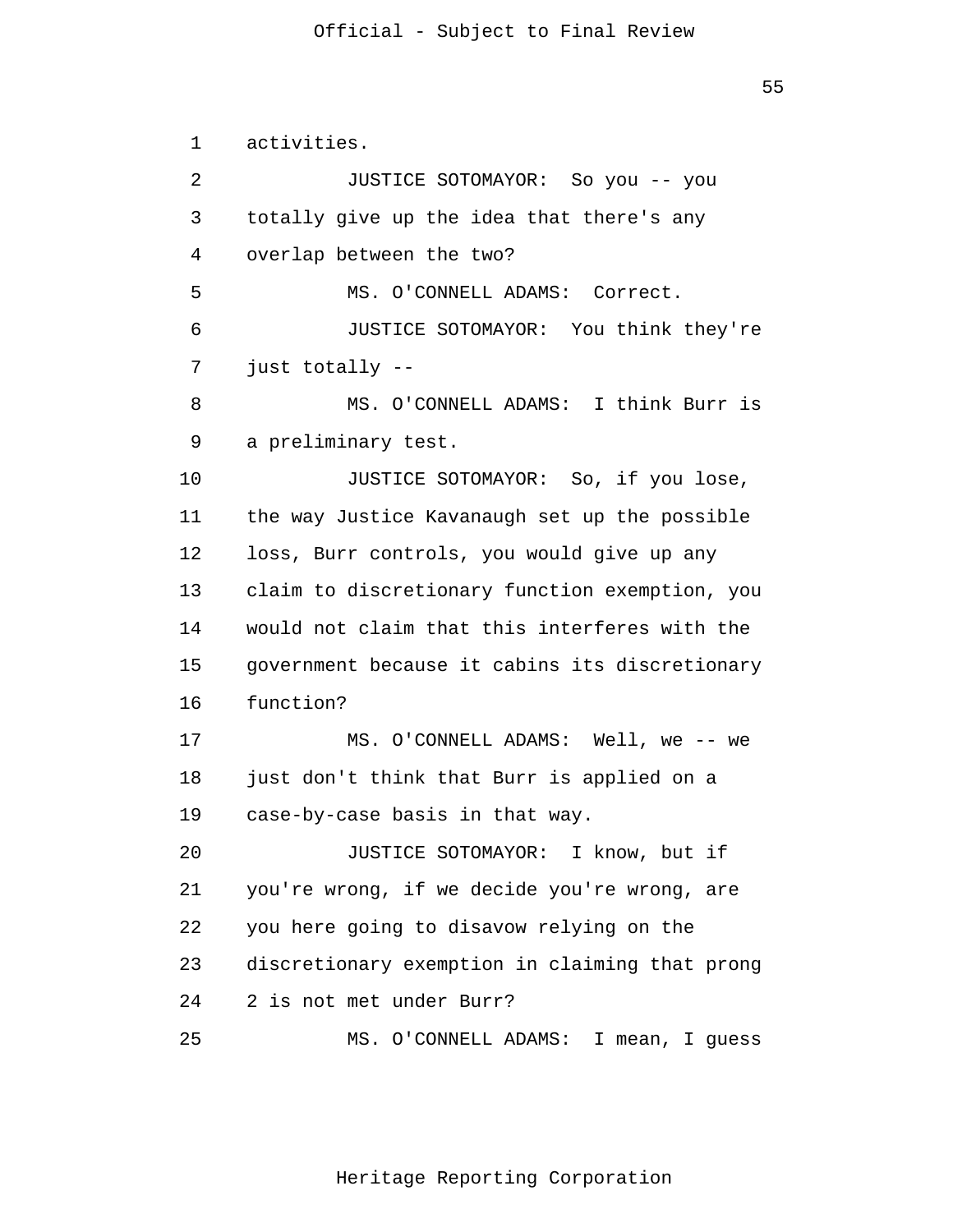1 activities.

2 JUSTICE SOTOMAYOR: So you -- you

3 totally give up the idea that there's any

4 overlap between the two?

5 MS. O'CONNELL ADAMS: Correct.

6 JUSTICE SOTOMAYOR: You think they're

7 just totally --

8 MS. O'CONNELL ADAMS: I think Burr is

9 a preliminary test.

10 JUSTICE SOTOMAYOR: So, if you lose,

11 the way Justice Kavanaugh set up the possible

12 loss, Burr controls, you would give up any

13 claim to discretionary function exemption, you

14 would not claim that this interferes with the

15 government because it cabins its discretionary

16 function?

17 MS. O'CONNELL ADAMS: Well, we -- we

18 just don't think that Burr is applied on a

19 case-by-case basis in that way.

20 JUSTICE SOTOMAYOR: I know, but if

21 you're wrong, if we decide you're wrong, are

22 you here going to disavow relying on the

23 discretionary exemption in claiming that prong

24 2 is not met under Burr?

25 MS. O'CONNELL ADAMS: I mean, I guess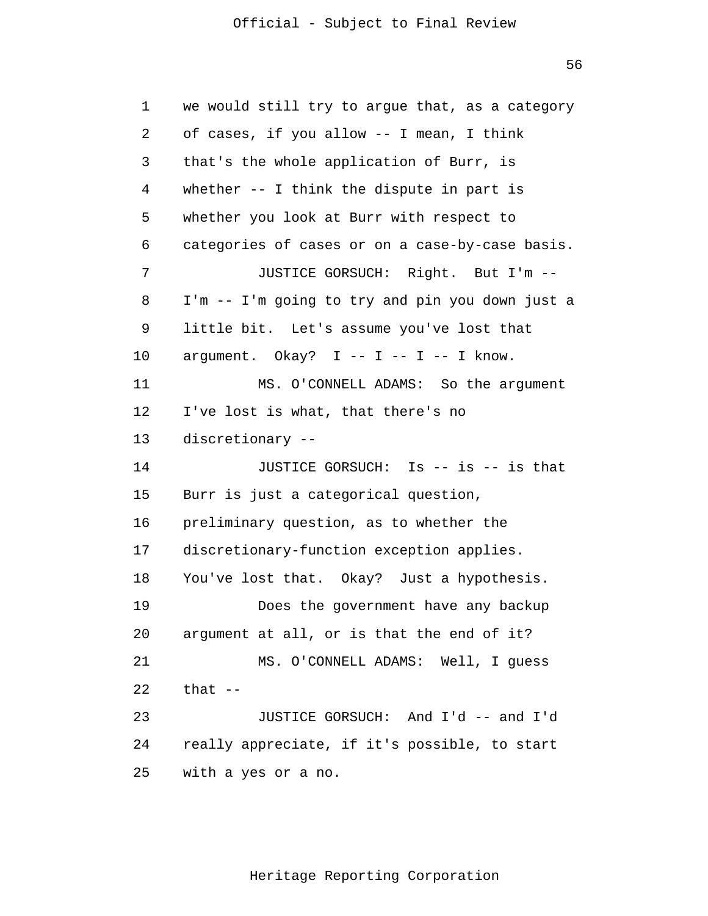we would still try to argue that, as a category of cases, if you allow -- I mean, I think that's the whole application of Burr, is whether -- I think the dispute in part is whether you look at Burr with respect to categories of cases or on a case-by-case basis.

JUSTICE GORSUCH: Right. But I'm -- I'm -- I'm going to try and pin you down just a little bit. Let's assume you've lost that argument. Okay? I -- I -- I -- I know.

MS. O'CONNELL ADAMS: So the argument I've lost is what, that there's no discretionary --

JUSTICE GORSUCH: Is -- is -- is that Burr is just a categorical question, preliminary question, as to whether the discretionary-function exception applies. You've lost that. Okay? Just a hypothesis.

Does the government have any backup argument at all, or is that the end of it?

MS. O'CONNELL ADAMS: Well, I guess that --

JUSTICE GORSUCH: And I'd -- and I'd really appreciate, if it's possible, to start with a yes or a no.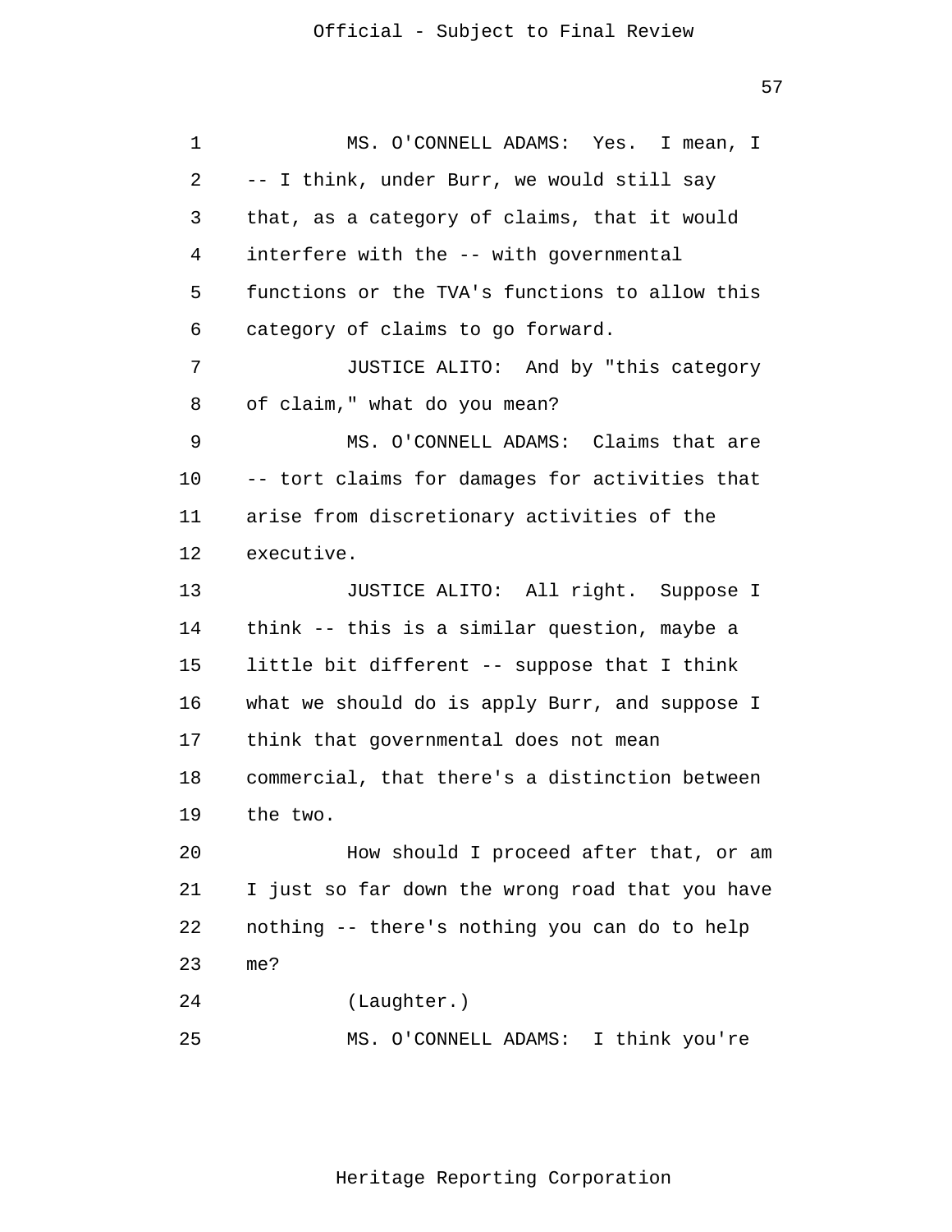MS. O'CONNELL ADAMS: Yes. I mean, I -- I think, under Burr, we would still say that, as a category of claims, that it would interfere with the -- with governmental functions or the TVA's functions to allow this category of claims to go forward.

JUSTICE ALITO: And by "this category of claim," what do you mean?

MS. O'CONNELL ADAMS: Claims that are -- tort claims for damages for activities that arise from discretionary activities of the executive.

JUSTICE ALITO: All right. Suppose I think -- this is a similar question, maybe a little bit different -- suppose that I think what we should do is apply Burr, and suppose I think that governmental does not mean commercial, that there's a distinction between the two.

How should I proceed after that, or am I just so far down the wrong road that you have nothing -- there's nothing you can do to help me?

(Laughter.)

MS. O'CONNELL ADAMS: I think you're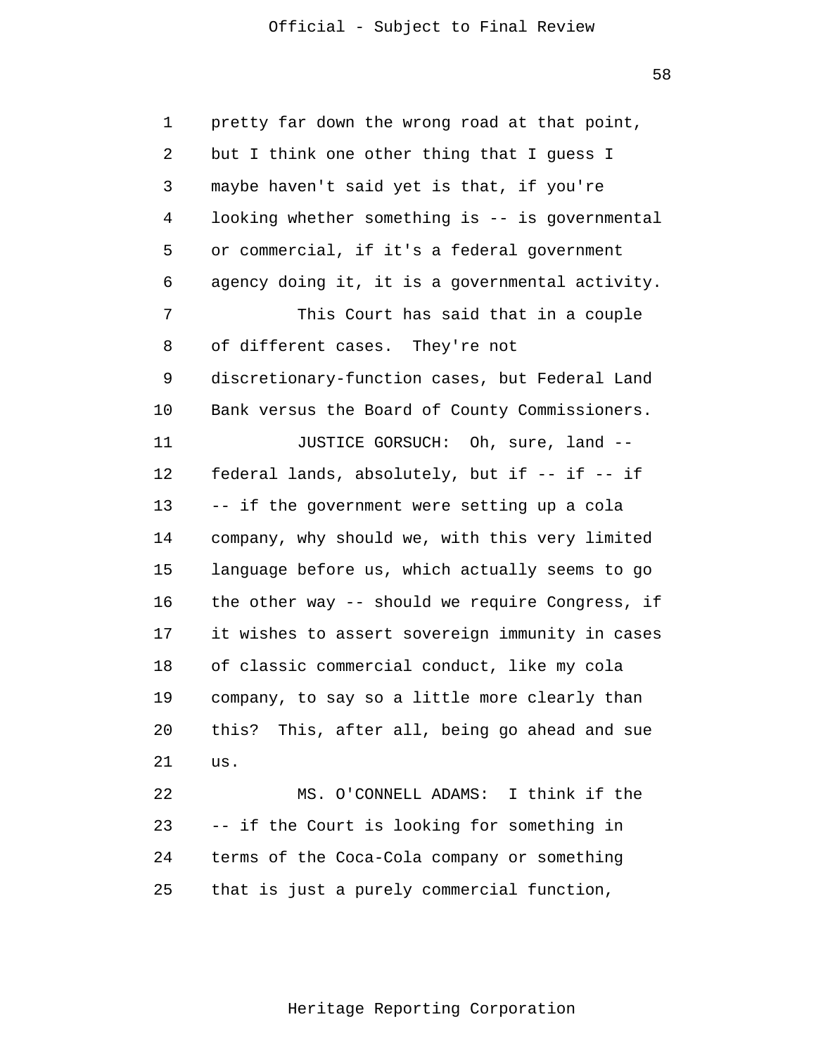pretty far down the wrong road at that point, but I think one other thing that I guess I maybe haven't said yet is that, if you're looking whether something is -- is governmental or commercial, if it's a federal government agency doing it, it is a governmental activity.

This Court has said that in a couple of different cases. They're not discretionary-function cases, but Federal Land Bank versus the Board of County Commissioners.

JUSTICE GORSUCH: Oh, sure, land -- federal lands, absolutely, but if -- if -- if -- if the government were setting up a cola company, why should we, with this very limited language before us, which actually seems to go the other way -- should we require Congress, if it wishes to assert sovereign immunity in cases of classic commercial conduct, like my cola company, to say so a little more clearly than this? This, after all, being go ahead and sue us.

MS. O'CONNELL ADAMS: I think if the -- if the Court is looking for something in terms of the Coca-Cola company or something that is just a purely commercial function,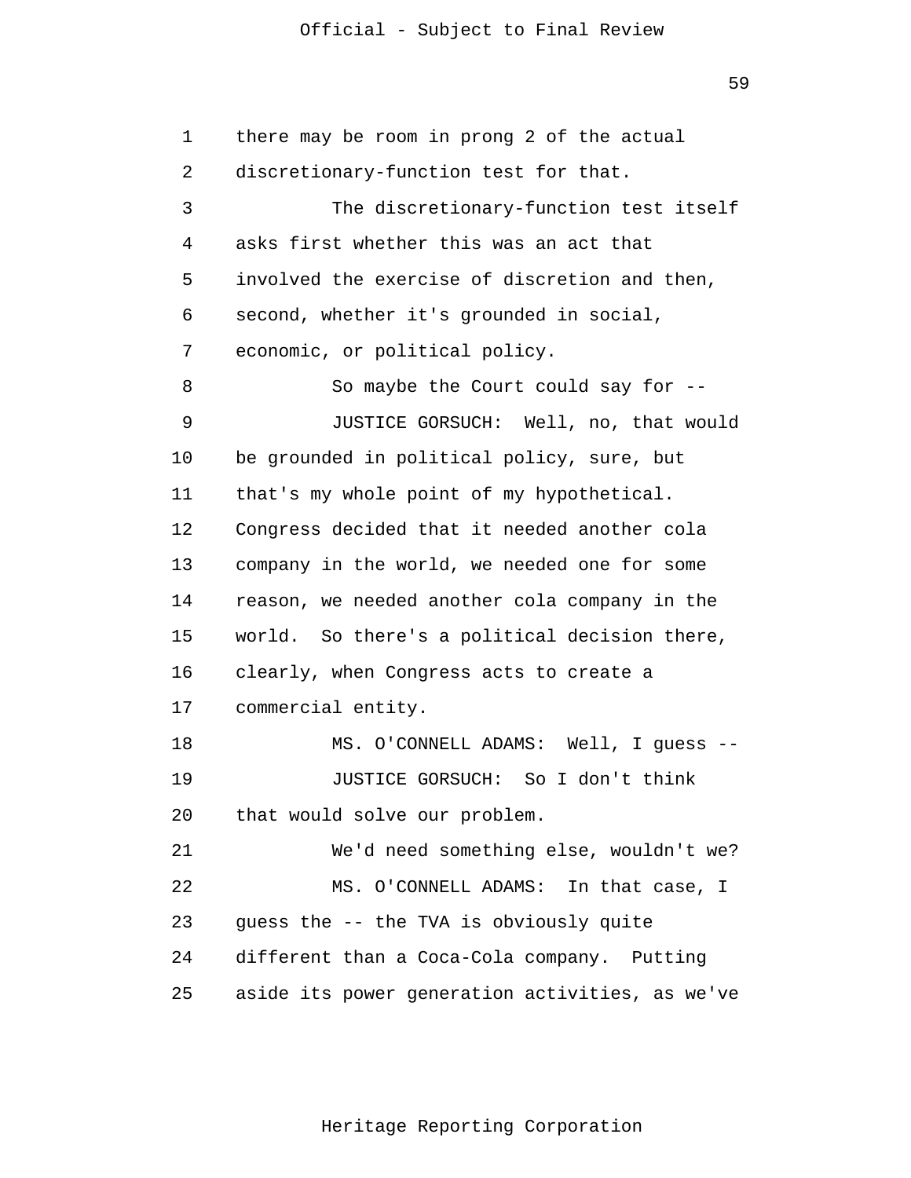there may be room in prong 2 of the actual discretionary-function test for that.

The discretionary-function test itself asks first whether this was an act that involved the exercise of discretion and then, second, whether it's grounded in social, economic, or political policy.

So maybe the Court could say for --

JUSTICE GORSUCH: Well, no, that would be grounded in political policy, sure, but that's my whole point of my hypothetical. Congress decided that it needed another cola company in the world, we needed one for some reason, we needed another cola company in the world. So there's a political decision there, clearly, when Congress acts to create a commercial entity.

MS. O'CONNELL ADAMS: Well, I guess --

JUSTICE GORSUCH: So I don't think that would solve our problem.

We'd need something else, wouldn't we?

MS. O'CONNELL ADAMS: In that case, I guess the -- the TVA is obviously quite different than a Coca-Cola company. Putting aside its power generation activities, as we've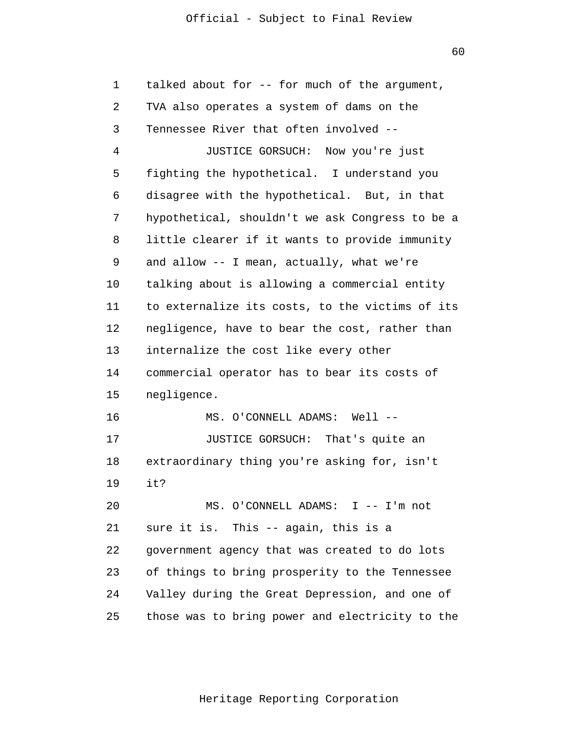talked about for -- for much of the argument, TVA also operates a system of dams on the Tennessee River that often involved --

JUSTICE GORSUCH: Now you're just fighting the hypothetical. I understand you disagree with the hypothetical. But, in that hypothetical, shouldn't we ask Congress to be a little clearer if it wants to provide immunity and allow -- I mean, actually, what we're talking about is allowing a commercial entity to externalize its costs, to the victims of its negligence, have to bear the cost, rather than internalize the cost like every other commercial operator has to bear its costs of negligence.

MS. O'CONNELL ADAMS: Well --

JUSTICE GORSUCH: That's quite an extraordinary thing you're asking for, isn't it?

MS. O'CONNELL ADAMS: I -- I'm not sure it is. This -- again, this is a government agency that was created to do lots of things to bring prosperity to the Tennessee Valley during the Great Depression, and one of those was to bring power and electricity to the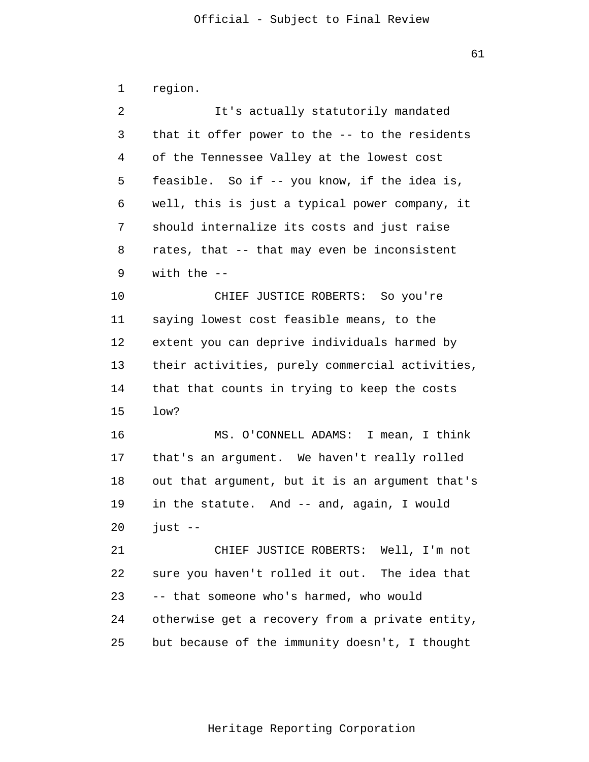region.

It's actually statutorily mandated that it offer power to the -- to the residents of the Tennessee Valley at the lowest cost feasible. So if -- you know, if the idea is, well, this is just a typical power company, it should internalize its costs and just raise rates, that -- that may even be inconsistent with the --

CHIEF JUSTICE ROBERTS: So you're saying lowest cost feasible means, to the extent you can deprive individuals harmed by their activities, purely commercial activities, that that counts in trying to keep the costs low?

MS. O'CONNELL ADAMS: I mean, I think that's an argument. We haven't really rolled out that argument, but it is an argument that's in the statute. And -- and, again, I would just --

CHIEF JUSTICE ROBERTS: Well, I'm not sure you haven't rolled it out. The idea that -- that someone who's harmed, who would otherwise get a recovery from a private entity, but because of the immunity doesn't, I thought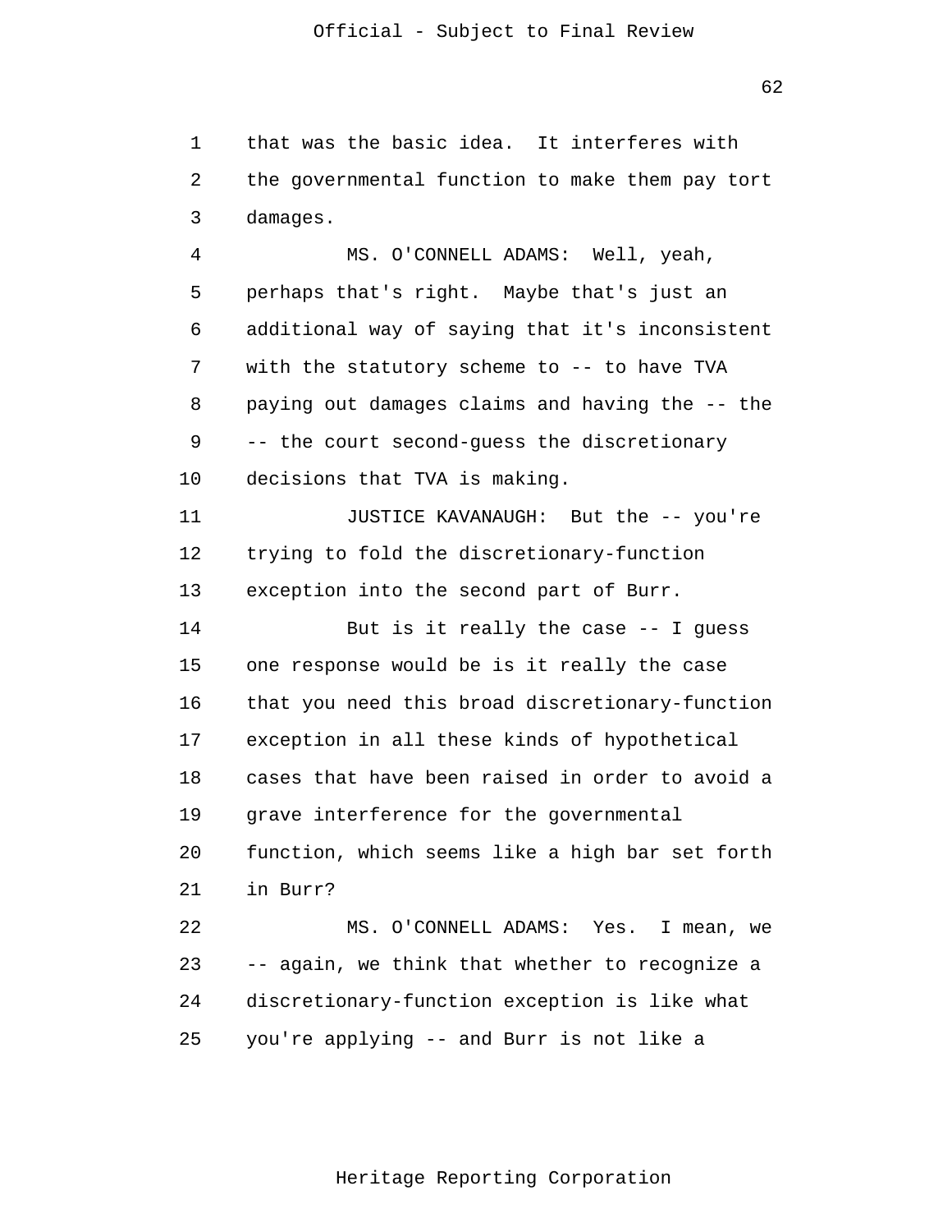that was the basic idea. It interferes with the governmental function to make them pay tort damages.

MS. O'CONNELL ADAMS: Well, yeah, perhaps that's right. Maybe that's just an additional way of saying that it's inconsistent with the statutory scheme to -- to have TVA paying out damages claims and having the -- the -- the court second-guess the discretionary decisions that TVA is making.

JUSTICE KAVANAUGH: But the -- you're trying to fold the discretionary-function exception into the second part of Burr.

But is it really the case -- I guess one response would be is it really the case that you need this broad discretionary-function exception in all these kinds of hypothetical cases that have been raised in order to avoid a grave interference for the governmental function, which seems like a high bar set forth in Burr?

MS. O'CONNELL ADAMS: Yes. I mean, we -- again, we think that whether to recognize a discretionary-function exception is like what you're applying -- and Burr is not like a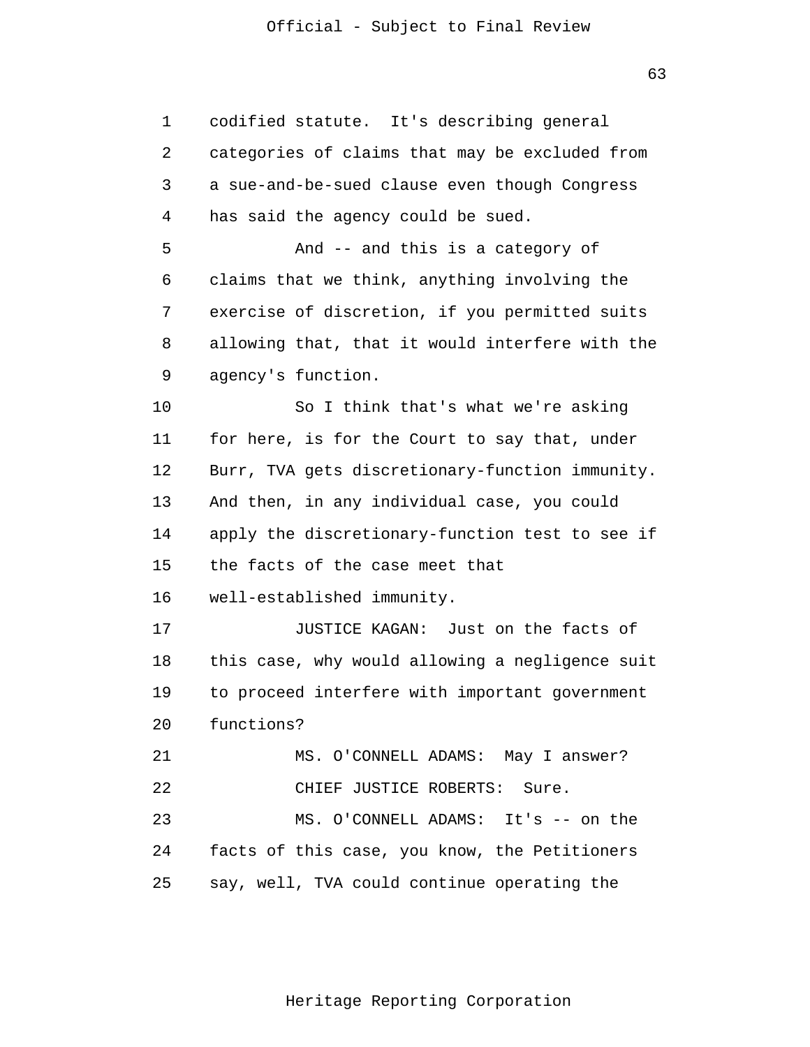codified statute. It's describing general categories of claims that may be excluded from a sue-and-be-sued clause even though Congress has said the agency could be sued.

And -- and this is a category of claims that we think, anything involving the exercise of discretion, if you permitted suits allowing that, that it would interfere with the agency's function.

So I think that's what we're asking for here, is for the Court to say that, under Burr, TVA gets discretionary-function immunity. And then, in any individual case, you could apply the discretionary-function test to see if the facts of the case meet that well-established immunity.

JUSTICE KAGAN: Just on the facts of this case, why would allowing a negligence suit to proceed interfere with important government functions?

MS. O'CONNELL ADAMS: May I answer?

CHIEF JUSTICE ROBERTS: Sure.

MS. O'CONNELL ADAMS: It's -- on the facts of this case, you know, the Petitioners say, well, TVA could continue operating the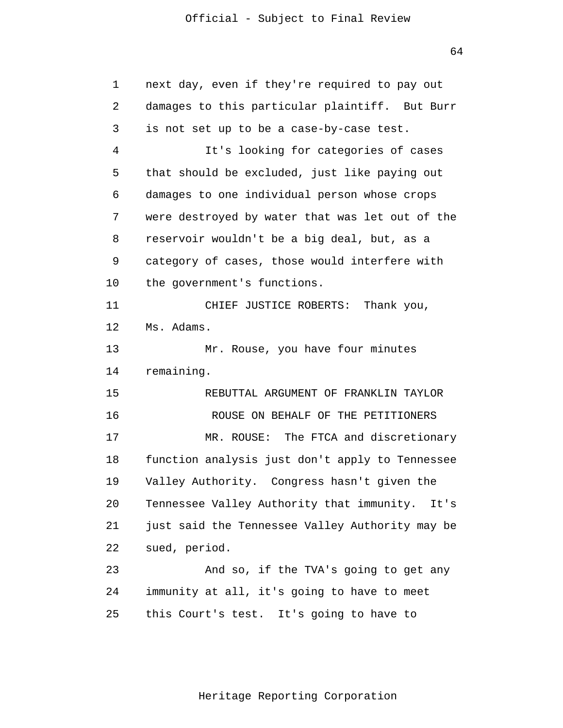next day, even if they're required to pay out damages to this particular plaintiff. But Burr is not set up to be a case-by-case test.

It's looking for categories of cases that should be excluded, just like paying out damages to one individual person whose crops were destroyed by water that was let out of the reservoir wouldn't be a big deal, but, as a category of cases, those would interfere with the government's functions.

CHIEF JUSTICE ROBERTS: Thank you, Ms. Adams.

Mr. Rouse, you have four minutes remaining.

REBUTTAL ARGUMENT OF FRANKLIN TAYLOR ROUSE ON BEHALF OF THE PETITIONERS

MR. ROUSE: The FTCA and discretionary function analysis just don't apply to Tennessee Valley Authority. Congress hasn't given the Tennessee Valley Authority that immunity. It's just said the Tennessee Valley Authority may be sued, period.

And so, if the TVA's going to get any immunity at all, it's going to have to meet this Court's test. It's going to have to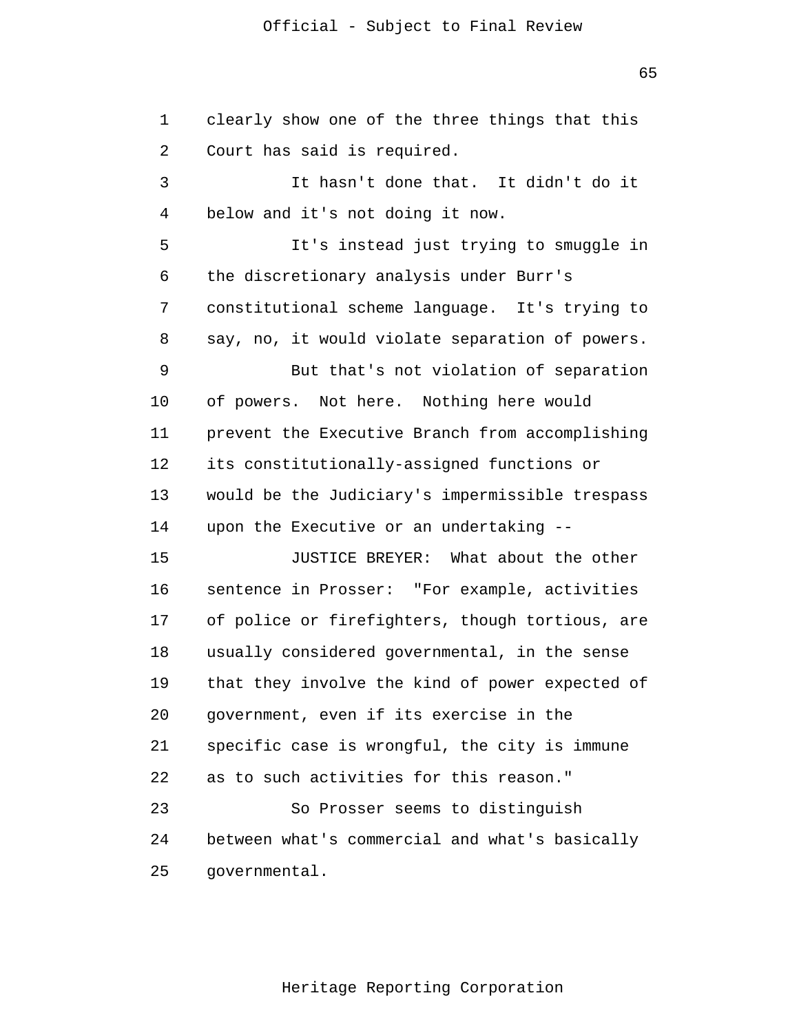clearly show one of the three things that this Court has said is required.

It hasn't done that. It didn't do it below and it's not doing it now.

It's instead just trying to smuggle in the discretionary analysis under Burr's constitutional scheme language. It's trying to say, no, it would violate separation of powers.

But that's not violation of separation of powers. Not here. Nothing here would prevent the Executive Branch from accomplishing its constitutionally-assigned functions or would be the Judiciary's impermissible trespass upon the Executive or an undertaking --

JUSTICE BREYER: What about the other sentence in Prosser: "For example, activities of police or firefighters, though tortious, are usually considered governmental, in the sense that they involve the kind of power expected of government, even if its exercise in the specific case is wrongful, the city is immune as to such activities for this reason."

So Prosser seems to distinguish between what's commercial and what's basically governmental.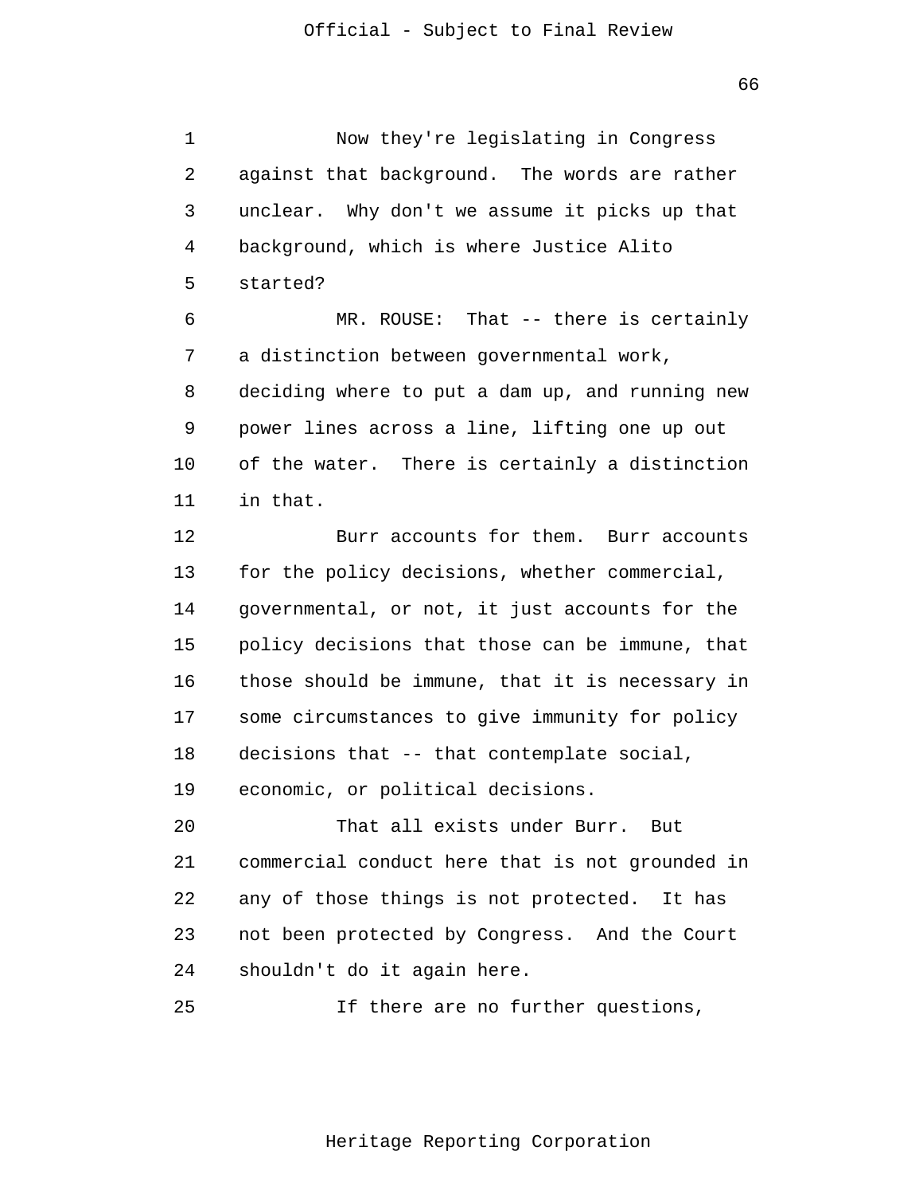Now they're legislating in Congress against that background. The words are rather unclear. Why don't we assume it picks up that background, which is where Justice Alito started?

MR. ROUSE: That -- there is certainly a distinction between governmental work, deciding where to put a dam up, and running new power lines across a line, lifting one up out of the water. There is certainly a distinction in that.

Burr accounts for them. Burr accounts for the policy decisions, whether commercial, governmental, or not, it just accounts for the policy decisions that those can be immune, that those should be immune, that it is necessary in some circumstances to give immunity for policy decisions that -- that contemplate social, economic, or political decisions.

That all exists under Burr. But commercial conduct here that is not grounded in any of those things is not protected. It has not been protected by Congress. And the Court shouldn't do it again here.

If there are no further questions,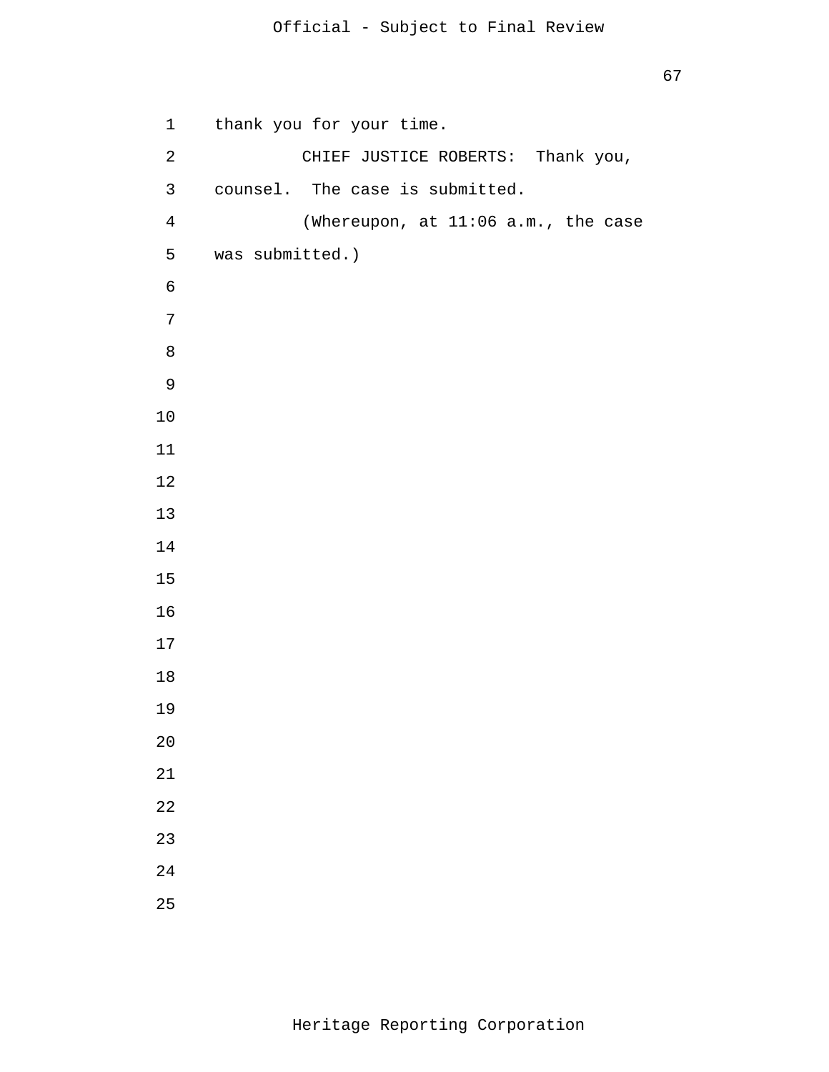thank you for your time.

CHIEF JUSTICE ROBERTS: Thank you, counsel. The case is submitted.

(Whereupon, at 11:06 a.m., the case was submitted.)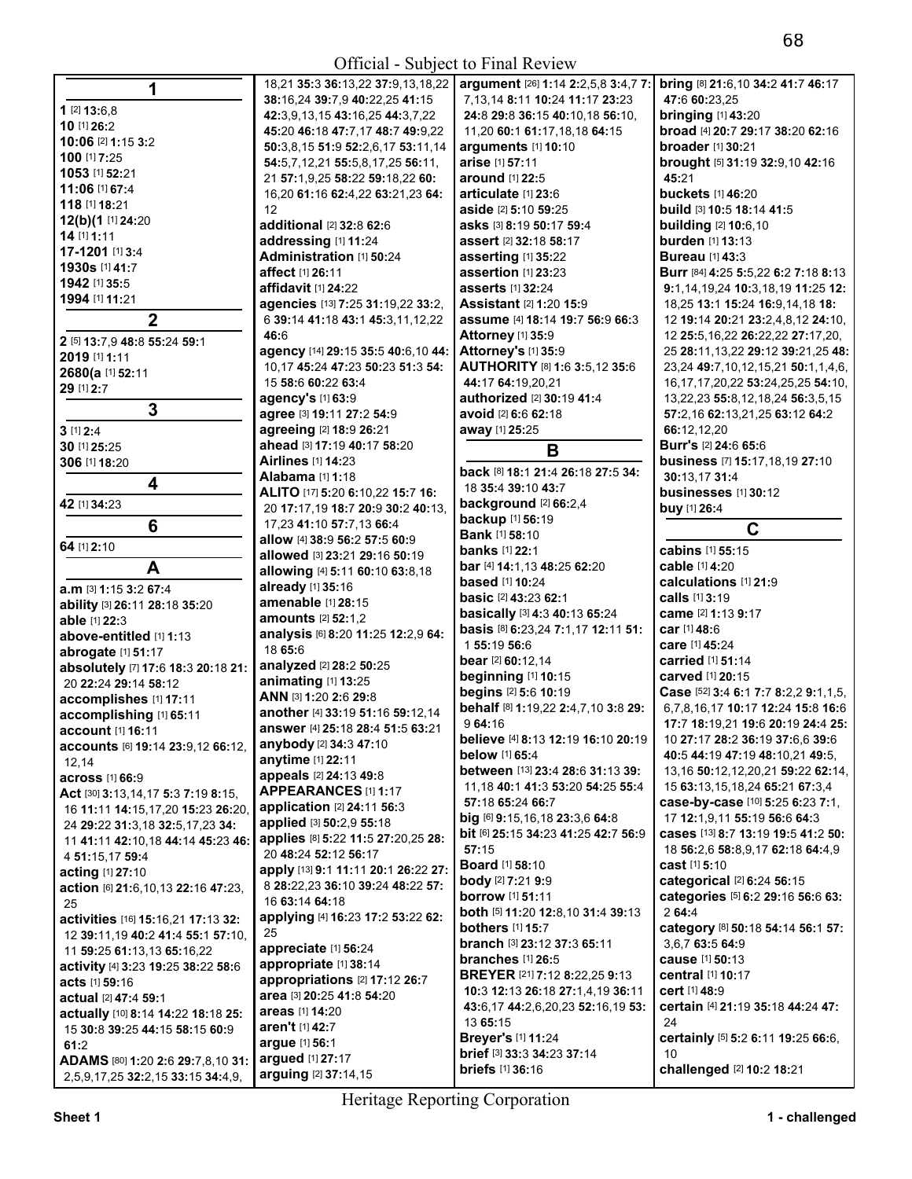## 1

**1** [2] **13:**6,8
**10** [1] **26:**2
**10:06** [2] **1:**15 **3:**2
**100** [1] **7:**25
**1053** [1] **52:**21
**11:06** [1] **67:**4
**118** [1] **18:**21
**12(b)(1** [1] **24:**20
**14** [1] **1:**11
**17-1201** [1] **3:**4
**1930s** [1] **41:**7
**1942** [1] **35:**5
**1994** [1] **11:**21

## 2

**2** [5] **13:**7,9 **48:**8 **55:**24 **59:**1
**2019** [1] **1:**11
**2680(a** [1] **52:**11
**29** [1] **2:**7

## 3

**3** [1] **2:**4
**30** [1] **25:**25
**306** [1] **18:**20

## 4

**42** [1] **34:**23

## 6

**64** [1] **2:**10

## A

**a.m** [3] **1:**15 **3:**2 **67:**4
**ability** [3] **26:**11 **28:**18 **35:**20
**able** [1] **22:**3
**above-entitled** [1] **1:**13
**abrogate** [1] **51:**17
**absolutely** [7] **17:**6 **18:**3 **20:**18 **21:**20 **22:**24 **29:**14 **58:**12
**accomplishes** [1] **17:**11
**accomplishing** [1] **65:**11
**account** [1] **16:**11
**accounts** [6] **19:**14 **23:**9,12 **66:**12,12,14
**across** [1] **66:**9
**Act** [30] **3:**13,14,17 **5:**3 **7:**19 **8:**15,16 **11:**11 **14:**15,17,20 **15:**23 **26:**20,24 **29:**22 **31:**3,18 **32:**5,17,23 **34:**11 **41:**11 **42:**10,18 **44:**14 **45:**23 **46:**4 **51:**15,17 **59:**4
**acting** [1] **27:**10
**action** [6] **21:**6,10,13 **22:**16 **47:**23,25
**activities** [16] **15:**16,21 **17:**13 **32:**12 **39:**11,19 **40:**2 **41:**4 **55:**1 **57:**10,11 **59:**25 **61:**13,13 **65:**16,22
**activity** [4] **3:**23 **19:**25 **38:**22 **58:**6
**acts** [1] **59:**16
**actual** [2] **47:**4 **59:**1
**actually** [10] **8:**14 **14:**22 **18:**18 **25:**15 **30:**8 **39:**25 **44:**15 **58:**15 **60:**9 **61:**2
**ADAMS** [80] **1:**20 **2:**6 **29:**7,8,10 **31:**2,5,9,17,25 **32:**2,15 **33:**15 **34:**4,9,18,21 **35:**3 **36:**13,22 **37:**9,13,18,22 **38:**16,24 **39:**7,9 **40:**22,25 **41:**15 **42:**3,9,13,15 **43:**16,25 **44:**3,7,22 **45:**20 **46:**18 **47:**7,17 **48:**7 **49:**9,22 **50:**3,8,15 **51:**9 **52:**2,6,17 **53:**11,14 **54:**5,7,12,21 **55:**5,8,17,25 **56:**11,21 **57:**1,9,25 **58:**22 **59:**18,22 **60:**16,20 **61:**16 **62:**4,22 **63:**21,23 **64:**12
**additional** [2] **32:**8 **62:**6
**addressing** [1] **11:**24
**Administration** [1] **50:**24
**affect** [1] **26:**11
**affidavit** [1] **24:**22
**agencies** [13] **7:**25 **31:**19,22 **33:**2,6 **39:**14 **41:**18 **43:**1 **45:**3,11,12,22 **46:**6
**agency** [14] **29:**15 **35:**5 **40:**6,10 **44:**10,17 **45:**24 **47:**23 **50:**23 **51:**3 **54:**15 **58:**6 **60:**22 **63:**4
**agency's** [1] **63:**9
**agree** [3] **19:**11 **27:**2 **54:**9
**agreeing** [2] **18:**9 **26:**21
**ahead** [3] **17:**19 **40:**17 **58:**20
**Airlines** [1] **14:**23
**Alabama** [1] **1:**18
**ALITO** [17] **5:**20 **6:**10,22 **15:**7 **16:**20 **17:**17,19 **18:**7 **20:**9 **30:**2 **40:**13,17,23 **41:**10 **57:**7,13 **66:**4
**allow** [4] **38:**9 **56:**2 **57:**5 **60:**9
**allowed** [3] **23:**21 **29:**16 **50:**19
**allowing** [4] **5:**11 **60:**10 **63:**8,18
**already** [1] **35:**16
**amenable** [1] **28:**15
**amounts** [2] **52:**1,2
**analysis** [6] **8:**20 **11:**25 **12:**2,9 **64:**18 **65:**6
**analyzed** [2] **28:**2 **50:**25
**animating** [1] **13:**25
**ANN** [3] **1:**20 **2:**6 **29:**8
**another** [4] **33:**19 **51:**16 **59:**12,14
**answer** [4] **25:**18 **28:**4 **51:**5 **63:**21
**anybody** [2] **34:**3 **47:**10
**anytime** [1] **22:**11
**appeals** [2] **24:**13 **49:**8
**APPEARANCES** [1] **1:**17
**application** [2] **24:**11 **56:**3
**applied** [3] **50:**2,9 **55:**18
**applies** [8] **5:**22 **11:**5 **27:**20,25 **28:**20 **48:**24 **52:**12 **56:**17
**apply** [13] **9:**1 **11:**11 **20:**1 **26:**22 **27:**8 **28:**22,23 **36:**10 **39:**24 **48:**22 **57:**16 **63:**14 **64:**18
**applying** [4] **16:**23 **17:**2 **53:**22 **62:**25
**appreciate** [1] **56:**24
**appropriate** [1] **38:**14
**appropriations** [2] **17:**12 **26:**7
**area** [3] **20:**25 **41:**8 **54:**20
**areas** [1] **14:**20
**aren't** [1] **42:**7
**argue** [1] **56:**1
**argued** [1] **27:**17
**arguing** [2] **37:**14,15
**argument** [26] **1:**14 **2:**2,5,8 **3:**4,7 **7:**7,13,14 **8:**11 **10:**24 **11:**17 **23:**23 **24:**8 **29:**8 **36:**15 **40:**10,18 **56:**10,11,20 **60:**1 **61:**17,18,18 **64:**15
**arguments** [1] **10:**10
**arise** [1] **57:**11
**around** [1] **22:**5
**articulate** [1] **23:**6
**aside** [2] **5:**10 **59:**25
**asks** [3] **8:**19 **50:**17 **59:**4
**assert** [2] **32:**18 **58:**17
**asserting** [1] **35:**22
**assertion** [1] **23:**23
**asserts** [1] **32:**24
**Assistant** [2] **1:**20 **15:**9
**assume** [4] **18:**14 **19:**7 **56:**9 **66:**3
**Attorney** [1] **35:**9
**Attorney's** [1] **35:**9
**AUTHORITY** [8] **1:**6 **3:**5,12 **35:**6 **44:**17 **64:**19,20,21
**authorized** [2] **30:**19 **41:**4
**avoid** [2] **6:**6 **62:**18
**away** [1] **25:**25

## B

**back** [8] **18:**1 **21:**4 **26:**18 **27:**5 **34:**18 **35:**4 **39:**10 **43:**7
**background** [2] **66:**2,4
**backup** [1] **56:**19
**Bank** [1] **58:**10
**banks** [1] **22:**1
**bar** [4] **14:**1,13 **48:**25 **62:**20
**based** [1] **10:**24
**basic** [2] **43:**23 **62:**1
**basically** [3] **4:**3 **40:**13 **65:**24
**basis** [8] **6:**23,24 **7:**1,17 **12:**11 **51:**1 **55:**19 **56:**6
**bear** [2] **60:**12,14
**beginning** [1] **10:**15
**begins** [2] **5:**6 **10:**19
**behalf** [8] **1:**19,22 **2:**4,7,10 **3:**8 **29:**9 **64:**16
**believe** [4] **8:**13 **12:**19 **16:**10 **20:**19
**below** [1] **65:**4
**between** [13] **23:**4 **28:**6 **31:**13 **39:**11,18 **40:**1 **41:**3 **53:**20 **54:**25 **55:**4 **57:**18 **65:**24 **66:**7
**big** [6] **9:**15,16,18 **23:**3,6 **64:**8
**bit** [6] **25:**15 **34:**23 **41:**25 **42:**7 **56:**9 **57:**15
**Board** [1] **58:**10
**body** [2] **7:**21 **9:**9
**borrow** [1] **51:**11
**both** [5] **11:**20 **12:**8,10 **31:**4 **39:**13
**bothers** [1] **15:**7
**branch** [3] **23:**12 **37:**3 **65:**11
**branches** [1] **26:**5
**BREYER** [21] **7:**12 **8:**22,25 **9:**13 **10:**3 **12:**13 **26:**18 **27:**1,4,19 **36:**11 **43:**6,17 **44:**2,6,20,23 **52:**16,19 **53:**13 **65:**15
**Breyer's** [1] **11:**24
**brief** [3] **33:**3 **34:**23 **37:**14
**briefs** [1] **36:**16
**bring** [8] **21:**6,10 **34:**2 **41:**7 **46:**17 **47:**6 **60:**23,25
**bringing** [1] **43:**20
**broad** [4] **20:**7 **29:**17 **38:**20 **62:**16
**broader** [1] **30:**21
**brought** [5] **31:**19 **32:**9,10 **42:**16 **45:**21
**buckets** [1] **46:**20
**build** [3] **10:**5 **18:**14 **41:**5
**building** [2] **10:**6,10
**burden** [1] **13:**13
**Bureau** [1] **43:**3
**Burr** [84] **4:**25 **5:**5,22 **6:**2 **7:**18 **8:**13 **9:**1,14,19,24 **10:**3,18,19 **11:**25 **12:**18,25 **13:**1 **15:**24 **16:**9,14,18 **18:**12 **19:**14 **20:**21 **23:**2,4,8,12 **24:**10,12 **25:**5,16,22 **26:**22,22 **27:**17,20,25 **28:**11,13,22 **29:**12 **39:**21,25 **48:**23,24 **49:**7,10,12,15,21 **50:**1,1,4,6,16,17,17,20,22 **53:**24,25,25 **54:**10,13,22,23 **55:**8,12,18,24 **56:**3,5,15 **57:**2,16 **62:**13,21,25 **63:**12 **64:**2 **66:**12,12,20
**Burr's** [2] **24:**6 **65:**6
**business** [7] **15:**17,18,19 **27:**10 **30:**13,17 **31:**4
**businesses** [1] **30:**12
**buy** [1] **26:**4

## C

**cabins** [1] **55:**15
**cable** [1] **4:**20
**calculations** [1] **21:**9
**calls** [1] **3:**19
**came** [2] **1:**13 **9:**17
**car** [1] **48:**6
**care** [1] **45:**24
**carried** [1] **51:**14
**carved** [1] **20:**15
**Case** [52] **3:**4 **6:**1 **7:**7 **8:**2,2 **9:**1,1,5,6,7,8,16,17 **10:**17 **12:**24 **15:**8 **16:**6 **17:**7 **18:**19,21 **19:**6 **20:**19 **24:**4 **25:**10 **27:**17 **28:**2 **36:**19 **37:**6,6 **39:**6 **40:**5 **44:**19 **47:**19 **48:**10,21 **49:**5,13,16 **50:**12,12,20,21 **59:**22 **62:**14,15 **63:**13,15,18,24 **65:**21 **67:**3,4
**case-by-case** [10] **5:**25 **6:**23 **7:**1,17 **12:**1,9,11 **55:**19 **56:**6 **64:**3
**cases** [13] **8:**7 **13:**19 **19:**5 **41:**2 **50:**18 **56:**2,6 **58:**8,9,17 **62:**18 **64:**4,9
**cast** [1] **5:**10
**categorical** [2] **6:**24 **56:**15
**categories** [5] **6:**2 **29:**16 **56:**6 **63:**2 **64:**4
**category** [8] **50:**18 **54:**14 **56:**1 **57:**3,6,7 **63:**5 **64:**9
**cause** [1] **50:**13
**central** [1] **10:**17
**cert** [1] **48:**9
**certain** [4] **21:**19 **35:**18 **44:**24 **47:**24
**certainly** [5] **5:**2 **6:**11 **19:**25 **66:**6,10
**challenged** [2] **10:**2 **18:**21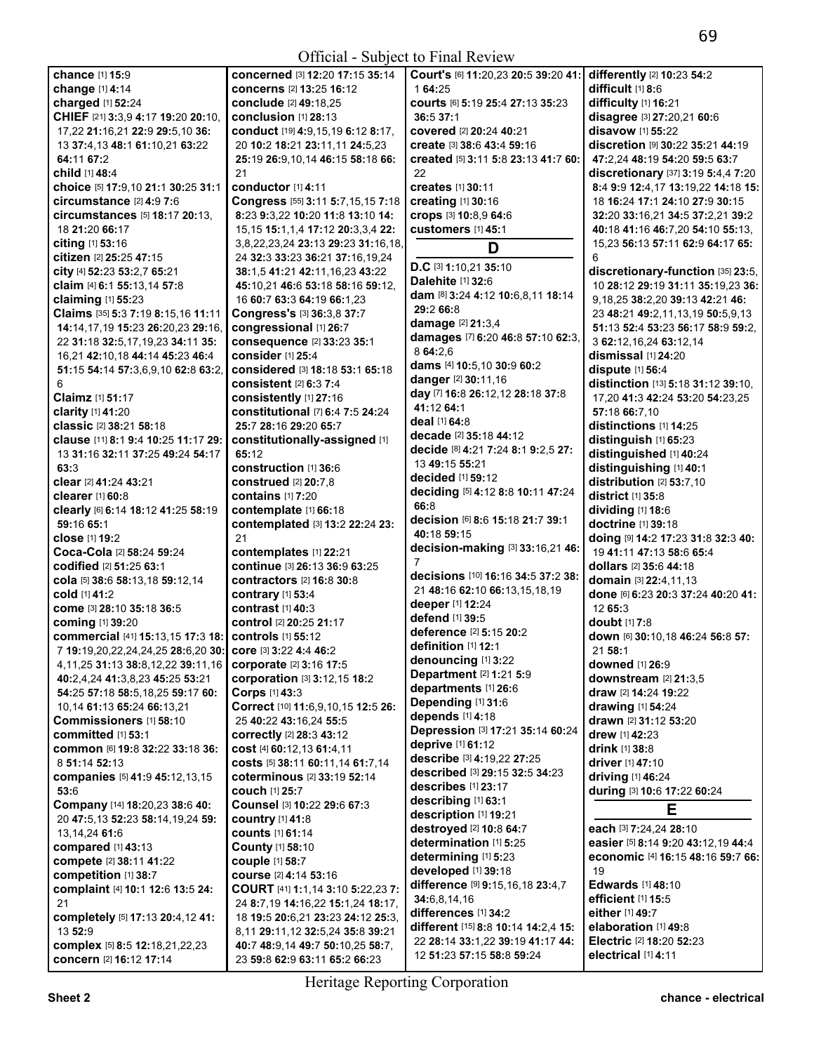**chance** [1] **15**:9
**change** [1] **4**:14
**charged** [1] **52**:24
**CHIEF** [21] **3**:3,9 **4**:17 **19**:20 **20**:10, 17,22 **21**:16,21 **22**:9 **29**:5,10 **36**: 13 **37**:4,13 **48**:1 **61**:10,21 **63**:22 **64**:11 **67**:2
**child** [1] **48**:4
**choice** [5] **17**:9,10 **21**:1 **30**:25 **31**:1
**circumstance** [2] **4**:9 **7**:6
**circumstances** [5] **18**:17 **20**:13, 18 **21**:20 **66**:17
**citing** [1] **53**:16
**citizen** [2] **25**:25 **47**:15
**city** [4] **52**:23 **53**:2,7 **65**:21
**claim** [4] **6**:1 **55**:13,14 **57**:8
**claiming** [1] **55**:23
**Claims** [35] **5**:3 **7**:19 **8**:15,16 **11**:11 **14**:14,17,19 **15**:23 **26**:20,23 **29**:16, 22 **31**:18 **32**:5,17,19,23 **34**:11 **35**: 16,21 **42**:10,18 **44**:14 **45**:23 **46**:4 **51**:15 **54**:14 **57**:3,6,9,10 **62**:8 **63**:2, 6
**Claimz** [1] **51**:17
**clarity** [1] **41**:20
**classic** [2] **38**:21 **58**:18
**clause** [11] **8**:1 **9**:4 **10**:25 **11**:17 **29**: 13 **31**:16 **32**:11 **37**:25 **49**:24 **54**:17 **63**:3
**clear** [2] **41**:24 **43**:21
**clearer** [1] **60**:8
**clearly** [6] **6**:14 **18**:12 **41**:25 **58**:19 **59**:16 **65**:1
**close** [1] **19**:2
**Coca-Cola** [2] **58**:24 **59**:24
**codified** [2] **51**:25 **63**:1
**cola** [5] **38**:6 **58**:13,18 **59**:12,14
**cold** [1] **41**:2
**come** [3] **28**:10 **35**:18 **36**:5
**coming** [1] **39**:20
**commercial** [41] **15**:13,15 **17**:3 **18**: 7 **19**:19,20,22,24,24,25 **28**:6,20 **30**: 4,11,25 **31**:13 **38**:8,12,22 **39**:11,16 **40**:2,4,24 **41**:3,8,23 **45**:25 **53**:21 **54**:25 **57**:18 **58**:5,18,25 **59**:17 **60**: 10,14 **61**:13 **65**:24 **66**:13,21
**Commissioners** [1] **58**:10
**committed** [1] **53**:1
**common** [6] **19**:8 **32**:22 **33**:18 **36**: 8 **51**:14 **52**:13
**companies** [5] **41**:9 **45**:12,13,15 **53**:6
**Company** [14] **18**:20,23 **38**:6 **40**: 20 **47**:5,13 **52**:23 **58**:14,19,24 **59**: 13,14,24 **61**:6
**compared** [1] **43**:13
**compete** [2] **38**:11 **41**:22
**competition** [1] **38**:7
**complaint** [4] **10**:1 **12**:6 **13**:5 **24**: 21
**completely** [5] **17**:13 **20**:4,12 **41**: 13 **52**:9
**complex** [5] **8**:5 **12**:18,21,22,23
**concern** [2] **16**:12 **17**:14
**concerned** [3] **12**:20 **17**:15 **35**:14
**concerns** [2] **13**:25 **16**:12
**conclude** [2] **49**:18,25
**conclusion** [1] **28**:13
**conduct** [19] **4**:9,15,19 **6**:12 **8**:17, 20 **10**:2 **18**:21 **23**:11,11 **24**:5,23 **25**:19 **26**:9,10,14 **46**:15 **58**:18 **66**: 21
**conductor** [1] **4**:11
**Congress** [55] **3**:11 **5**:7,15,15 **7**:18 **8**:23 **9**:3,22 **10**:20 **11**:8 **13**:10 **14**: 15,15 **15**:1,1,4 **17**:12 **20**:3,3,4 **22**: 3,8,22,23,24 **23**:13 **29**:23 **31**:16,18, 24 **32**:3 **33**:23 **36**:21 **37**:16,19,24 **38**:1,5 **41**:21 **42**:11,16,23 **43**:22 **45**:10,21 **46**:6 **53**:18 **58**:16 **59**:12, 16 **60**:7 **63**:3 **64**:19 **66**:1,23
**Congress's** [3] **36**:3,8 **37**:7
**congressional** [1] **26**:7
**consequence** [2] **33**:23 **35**:1
**consider** [1] **25**:4
**considered** [3] **18**:18 **53**:1 **65**:18
**consistent** [2] **6**:3 **7**:4
**consistently** [1] **27**:16
**constitutional** [7] **6**:4 **7**:5 **24**:24 **25**:7 **28**:16 **29**:20 **65**:7
**constitutionally-assigned** [1] **65**:12
**construction** [1] **36**:6
**construed** [2] **20**:7,8
**contains** [1] **7**:20
**contemplate** [1] **66**:18
**contemplated** [3] **13**:2 **22**:24 **23**: 21
**contemplates** [1] **22**:21
**continue** [3] **26**:13 **36**:9 **63**:25
**contractors** [2] **16**:8 **30**:8
**contrary** [1] **53**:4
**contrast** [1] **40**:3
**control** [2] **20**:25 **21**:17
**controls** [1] **55**:12
**core** [3] **3**:22 **4**:4 **46**:2
**corporate** [2] **3**:16 **17**:5
**corporation** [3] **3**:12,15 **18**:2
**Corps** [1] **43**:3
**Correct** [10] **11**:6,9,10,15 **12**:5 **26**: 25 **40**:22 **43**:16,24 **55**:5
**correctly** [2] **28**:3 **43**:12
**cost** [4] **60**:12,13 **61**:4,11
**costs** [5] **38**:11 **60**:11,14 **61**:7,14
**coterminous** [2] **33**:19 **52**:14
**couch** [1] **25**:7
**Counsel** [3] **10**:22 **29**:6 **67**:3
**country** [1] **41**:8
**counts** [1] **61**:14
**County** [1] **58**:10
**couple** [1] **58**:7
**course** [2] **4**:14 **53**:16
**COURT** [41] **1**:1,14 **3**:10 **5**:22,23 **7**: 24 **8**:7,19 **14**:16,22 **15**:1,24 **18**:17, 18 **19**:5 **20**:6,21 **23**:23 **24**:12 **25**:3, 8,11 **29**:11,12 **32**:5,24 **35**:8 **39**:21 **40**:7 **48**:9,14 **49**:7 **50**:10,25 **58**:7, 23 **59**:8 **62**:9 **63**:11 **65**:2 **66**:23
**Court's** [6] **11**:20,23 **20**:5 **39**:20 **41**: 1 **64**:25
**courts** [6] **5**:19 **25**:4 **27**:13 **35**:23 **36**:5 **37**:1
**covered** [2] **20**:24 **40**:21
**create** [3] **38**:6 **43**:4 **59**:16
**created** [5] **3**:11 **5**:8 **23**:13 **41**:7 **60**: 22
**creates** [1] **30**:11
**creating** [1] **30**:16
**crops** [3] **10**:8,9 **64**:6
**customers** [1] **45**:1

## D

**D.C** [3] **1**:10,21 **35**:10
**Dalehite** [1] **32**:6
**dam** [8] **3**:24 **4**:12 **10**:6,8,11 **18**:14 **29**:2 **66**:8
**damage** [2] **21**:3,4
**damages** [7] **6**:20 **46**:8 **57**:10 **62**:3, 8 **64**:2,6
**dams** [4] **10**:5,10 **30**:9 **60**:2
**danger** [2] **30**:11,16
**day** [7] **16**:8 **26**:12,12 **28**:18 **37**:8 **41**:12 **64**:1
**deal** [1] **64**:8
**decade** [2] **35**:18 **44**:12
**decide** [8] **4**:21 **7**:24 **8**:1 **9**:2,5 **27**: 13 **49**:15 **55**:21
**decided** [1] **59**:12
**deciding** [5] **4**:12 **8**:8 **10**:11 **47**:24 **66**:8
**decision** [6] **8**:6 **15**:18 **21**:7 **39**:1 **40**:18 **59**:15
**decision-making** [3] **33**:16,21 **46**: 7
**decisions** [10] **16**:16 **34**:5 **37**:2 **38**: 21 **48**:16 **62**:10 **66**:13,15,18,19
**deeper** [1] **12**:24
**defend** [1] **39**:5
**deference** [2] **5**:15 **20**:2
**definition** [1] **12**:1
**denouncing** [1] **3**:22
**Department** [2] **1**:21 **5**:9
**departments** [1] **26**:6
**Depending** [1] **31**:6
**depends** [1] **4**:18
**Depression** [3] **17**:21 **35**:14 **60**:24
**deprive** [1] **61**:12
**describe** [3] **4**:19,22 **27**:25
**described** [3] **29**:15 **32**:5 **34**:23
**describes** [1] **23**:17
**describing** [1] **63**:1
**description** [1] **19**:21
**destroyed** [2] **10**:8 **64**:7
**determination** [1] **5**:25
**determining** [1] **5**:23
**developed** [1] **39**:18
**difference** [9] **9**:15,16,18 **23**:4,7 **34**:6,8,14,16
**differences** [1] **34**:2
**different** [15] **8**:8 **10**:14 **14**:2,4 **15**: 22 **28**:14 **33**:1,22 **39**:19 **41**:17 **44**: 12 **51**:23 **57**:15 **58**:8 **59**:24
**differently** [2] **10**:23 **54**:2
**difficult** [1] **8**:6
**difficulty** [1] **16**:21
**disagree** [3] **27**:20,21 **60**:6
**disavow** [1] **55**:22
**discretion** [9] **30**:22 **35**:21 **44**:19 **47**:2,24 **48**:19 **54**:20 **59**:5 **63**:7
**discretionary** [37] **3**:19 **5**:4,4 **7**:20 **8**:4 **9**:9 **12**:4,17 **13**:19,22 **14**:18 **15**: 18 **16**:24 **17**:1 **24**:10 **27**:9 **30**:15 **32**:20 **33**:16,21 **34**:5 **37**:2,21 **39**:2 **40**:18 **41**:16 **46**:7,20 **54**:10 **55**:13, 15,23 **56**:13 **57**:11 **62**:9 **64**:17 **65**: 6
**discretionary-function** [35] **23**:5, 10 **28**:12 **29**:19 **31**:11 **35**:19,23 **36**: 9,18,25 **38**:2,20 **39**:13 **42**:21 **46**: 23 **48**:21 **49**:2,11,13,19 **50**:5,9,13 **51**:13 **52**:4 **53**:23 **56**:17 **58**:9 **59**:2, 3 **62**:12,16,24 **63**:12,14
**dismissal** [1] **24**:20
**dispute** [1] **56**:4
**distinction** [13] **5**:18 **31**:12 **39**:10, 17,20 **41**:3 **42**:24 **53**:20 **54**:23,25 **57**:18 **66**:7,10
**distinctions** [1] **14**:25
**distinguish** [1] **65**:23
**distinguished** [1] **40**:24
**distinguishing** [1] **40**:1
**distribution** [2] **53**:7,10
**district** [1] **35**:8
**dividing** [1] **18**:6
**doctrine** [1] **39**:18
**doing** [9] **14**:2 **17**:23 **31**:8 **32**:3 **40**: 19 **41**:11 **47**:13 **58**:6 **65**:4
**dollars** [2] **35**:6 **44**:18
**domain** [3] **22**:4,11,13
**done** [6] **6**:23 **20**:3 **37**:24 **40**:20 **41**: 12 **65**:3
**doubt** [1] **7**:8
**down** [6] **30**:10,18 **46**:24 **56**:8 **57**: 21 **58**:1
**downed** [1] **26**:9
**downstream** [2] **21**:3,5
**draw** [2] **14**:24 **19**:22
**drawing** [1] **54**:24
**drawn** [2] **31**:12 **53**:20
**drew** [1] **42**:23
**drink** [1] **38**:8
**driver** [1] **47**:10
**driving** [1] **46**:24
**during** [3] **10**:6 **17**:22 **60**:24

## E

**each** [3] **7**:24,24 **28**:10
**easier** [5] **8**:14 **9**:20 **43**:12,19 **44**:4
**economic** [4] **16**:15 **48**:16 **59**:7 **66**: 19
**Edwards** [1] **48**:10
**efficient** [1] **15**:5
**either** [1] **49**:7
**elaboration** [1] **49**:8
**Electric** [2] **18**:20 **52**:23
**electrical** [1] **4**:11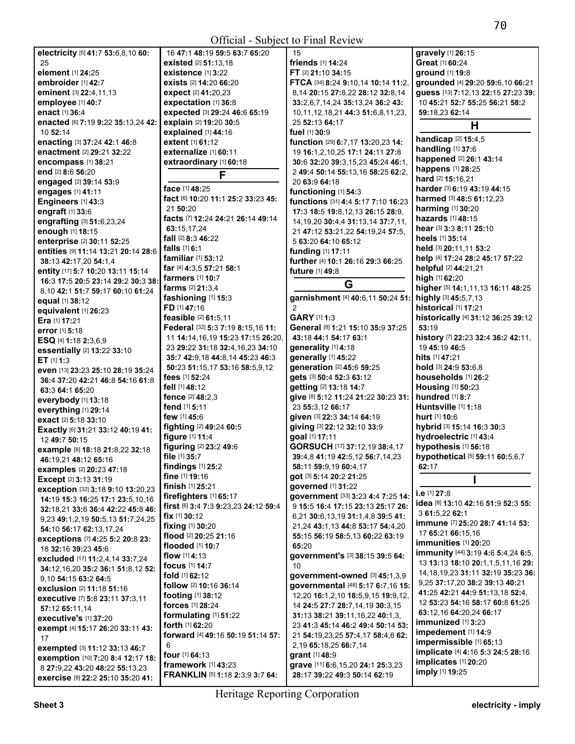Official - Subject to Final Review

**electricity** [5] **41:**7 **53:**6,8,10 **60:** 25
**element** [1] **24:**25
**embroider** [1] **42:**7
**eminent** [3] **22:**4,11,13
**employee** [1] **40:**7
**enact** [1] **36:**4
**enacted** [6] **7:**19 **9:**22 **35:**13,24 **42:** 10 **52:**14
**enacting** [3] **37:**24 **42:**1 **46:**8
**enactment** [2] **29:**21 **32:**22
**encompass** [1] **38:**21
**end** [2] **8:**6 **56:**20
**engaged** [2] **39:**14 **53:**9
**engages** [1] **41:**11
**Engineers** [1] **43:**3
**engraft** [1] **33:**6
**engrafting** [3] **51:**6,23,24
**enough** [1] **18:**15
**enterprise** [2] **30:**11 **52:**25
**entities** [9] **11:**14 **13:**21 **20:**14 **28:**6 **38:**13 **42:**17,20 **54:**1,4
**entity** [17] **5:**7 **10:**20 **13:**11 **15:**14 **16:**3 **17:**5 **20:**5 **23:**14 **29:**2 **30:**3 **38:** 8,10 **42:**1 **51:**7 **59:**17 **60:**10 **61:**24
**equal** [1] **38:**12
**equivalent** [1] **26:**23
**Era** [1] **17:**21
**error** [1] **5:**18
**ESQ** [4] **1:**18 **2:**3,6,9
**essentially** [2] **13:**22 **33:**10
**ET** [1] **1:**3
**even** [13] **23:**23 **25:**10 **28:**19 **35:**24 **36:**4 **37:**20 **42:**21 **46:**8 **54:**16 **61:**8 **63:**3 **64:**1 **65:**20
**everybody** [1] **13:**18
**everything** [1] **29:**14
**exact** [2] **5:**18 **33:**10
**Exactly** [6] **31:**21 **33:**12 **40:**19 **41:** 12 **49:**7 **50:**15
**example** [8] **18:**18 **21:**8,22 **32:**18 **46:**19,21 **48:**12 **65:**16
**examples** [2] **20:**23 **47:**18
**Except** [2] **3:**13 **31:**19
**exception** [32] **3:**18 **9:**10 **13:**20,23 **14:**19 **15:**3 **16:**25 **17:**1 **23:**5,10,16 **32:**18,21 **33:**6 **36:**4 **42:**22 **45:**8 **46:** 9,23 **49:**1,2,19 **50:**5,13 **51:**7,24,25 **54:**10 **56:**17 **62:**13,17,24
**exceptions** [7] **4:**25 **5:**2 **20:**8 **23:** 18 **32:**16 **39:**23 **45:**6
**excluded** [17] **11:**2,4,14 **33:**7,24 **34:**12,16,20 **35:**2 **36:**1 **51:**8,12 **52:** 9,10 **54:**15 **63:**2 **64:**5
**exclusion** [2] **11:**18 **51:**16
**executive** [7] **5:**8 **23:**11 **37:**3,11 **57:**12 **65:**11,14
**executive's** [1] **37:**20
**exempt** [4] **15:**17 **26:**20 **33:**11 **43:** 17
**exempted** [3] **11:**12 **33:**13 **46:**7
**exemption** [10] **7:**20 **8:**4 **12:**17 **18:** 8 **27:**9,22 **43:**20 **48:**22 **55:**13,23
**exercise** [9] **22:**2 **25:**10 **35:**20 **41:** 16 **47:**1 **48:**19 **59:**5 **63:**7 **65:**20
**existed** [2] **51:**13,18
**existence** [1] **3:**22
**exists** [2] **14:**20 **66:**20
**expect** [2] **41:**20,23
**expectation** [1] **36:**8
**expected** [3] **29:**24 **46:**6 **65:**19
**explain** [2] **19:**20 **30:**5
**explained** [1] **44:**16
**extent** [1] **61:**12
**externalize** [1] **60:**11
**extraordinary** [1] **60:**18

## F

**face** [1] **48:**25
**fact** [6] **10:**20 **11:**1 **25:**2 **33:**23 **45:** 21 **50:**20
**facts** [7] **12:**24 **24:**21 **26:**14 **49:**14 **63:**15,17,24
**fall** [2] **8:**3 **46:**22
**falls** [1] **6:**1
**familiar** [1] **53:**12
**far** [4] **4:**3,5 **57:**21 **58:**1
**farmers** [1] **10:**7
**farms** [2] **21:**3,4
**fashioning** [1] **15:**3
**FD** [1] **47:**16
**feasible** [2] **61:**5,11
**Federal** [32] **5:**3 **7:**19 **8:**15,16 **11:** 11 **14:**14,16,19 **15:**23 **17:**15 **26:**20, 23 **29:**22 **31:**18 **32:**4,16,23 **34:**10 **35:**7 **42:**9,18 **44:**8,14 **45:**23 **46:**3 **50:**23 **51:**15,17 **53:**16 **58:**5,9,12
**fees** [1] **52:**24
**fell** [1] **48:**12
**fence** [2] **48:**2,3
**fend** [1] **5:**11
**few** [1] **45:**6
**fighting** [2] **49:**24 **60:**5
**figure** [1] **11:**4
**figuring** [2] **23:**2 **49:**6
**file** [1] **35:**7
**findings** [1] **25:**2
**fine** [1] **19:**16
**finish** [1] **25:**21
**firefighters** [1] **65:**17
**first** [6] **3:**4 **7:**3 **9:**23,23 **24:**12 **59:**4
**fix** [1] **30:**12
**fixing** [1] **30:**20
**flood** [2] **20:**25 **21:**16
**flooded** [1] **10:**7
**flow** [1] **4:**13
**focus** [1] **14:**7
**fold** [1] **62:**12
**follow** [2] **10:**16 **36:**14
**footing** [1] **38:**12
**forces** [1] **28:**24
**formulating** [1] **51:**22
**forth** [1] **62:**20
**forward** [4] **49:**16 **50:**19 **51:**14 **57:** 6
**four** [1] **64:**13
**framework** [1] **43:**23
**FRANKLIN** [5] **1:**18 **2:**3,9 **3:**7 **64:** 15
**friends** [1] **14:**24
**FT** [2] **21:**10 **34:**15
**FTCA** [34] **8:**24 **9:**10,14 **10:**14 **11:**2, 8,14 **20:**15 **27:**8,22 **28:**12 **32:**8,14 **33:**2,6,7,14,24 **35:**13,24 **36:**2 **43:** 10,11,12,18,21 **44:**3 **51:**6,8,11,23, 25 **52:**13 **64:**17
**fuel** [1] **30:**9
**function** [29] **6:**7,17 **13:**20,23 **14:** 19 **16:**1,2,10,25 **17:**1 **24:**11 **27:**8 **30:**6 **32:**20 **39:**3,15,23 **45:**24 **46:**1, 2 **49:**4 **50:**14 **55:**13,16 **58:**25 **62:**2, 20 **63:**9 **64:**18
**functioning** [1] **54:**3
**functions** [31] **4:**4 **5:**17 **7:**10 **16:**23 **17:**3 **18:**5 **19:**8,12,13 **26:**15 **28:**9, 14,19,20 **30:**4,4 **31:**13,14 **37:**7,11, 21 **47:**12 **53:**21,22 **54:**19,24 **57:**5, 5 **63:**20 **64:**10 **65:**12
**funding** [1] **17:**11
**further** [4] **10:**1 **26:**16 **29:**3 **66:**25
**future** [1] **49:**8

## G

**garnishment** [4] **40:**6,11 **50:**24 **51:** 2
**GARY** [1] **1:**3
**General** [8] **1:**21 **15:**10 **35:**9 **37:**25 **43:**18 **44:**1 **54:**17 **63:**1
**generality** [1] **4:**18
**generally** [1] **45:**22
**generation** [2] **45:**6 **59:**25
**gets** [3] **50:**4 **52:**3 **63:**12
**getting** [2] **13:**18 **14:**7
**give** [8] **5:**12 **11:**24 **21:**22 **30:**23 **31:** 23 **55:**3,12 **66:**17
**given** [3] **22:**3 **34:**14 **64:**19
**giving** [3] **22:**12 **32:**10 **33:**9
**goal** [1] **17:**11
**GORSUCH** [17] **37:**12,19 **38:**4,17 **39:**4,8 **41:**19 **42:**5,12 **56:**7,14,23 **58:**11 **59:**9,19 **60:**4,17
**got** [3] **5:**14 **20:**2 **21:**25
**governed** [1] **31:**22
**government** [33] **3:**23 **4:**4 **7:**25 **14:** 9 **15:**5 **16:**4 **17:**15 **23:**13 **25:**17 **26:** 6,21 **30:**6,13,19 **31:**1,4,8 **39:**5 **41:** 21,24 **43:**1,13 **44:**8 **53:**17 **54:**4,20 **55:**15 **56:**19 **58:**5,13 **60:**22 **63:**19 **65:**20
**government's** [3] **38:**15 **39:**5 **64:** 10
**government-owned** [3] **45:**1,3,9
**governmental** [48] **5:**17 **6:**7,16 **15:** 12,20 **16:**1,2,10 **18:**5,9,15 **19:**9,12, 14 **24:**5 **27:**7 **28:**7,14,19 **30:**3,15 **31:**13 **38:**21 **39:**11,16,22 **40:**1,3, 23 **41:**3 **45:**14 **46:**2 **49:**4 **50:**14 **53:** 21 **54:**19,23,25 **57:**4,17 **58:**4,6 **62:** 2,19 **65:**18,25 **66:**7,14
**grant** [1] **48:**9
**grave** [11] **6:**6,15,20 **24:**1 **25:**3,23 **28:**17 **39:**22 **49:**3 **50:**14 **62:**19
**gravely** [1] **26:**15
**Great** [1] **60:**24
**ground** [1] **19:**8
**grounded** [4] **29:**20 **59:**6,10 **66:**21
**guess** [13] **7:**12,13 **22:**15 **27:**23 **39:** 10 **45:**21 **52:**7 **55:**25 **56:**21 **58:**2 **59:**18,23 **62:**14

## H

**handicap** [2] **15:**4,5
**handling** [1] **37:**6
**happened** [2] **26:**1 **43:**14
**happens** [1] **28:**25
**hard** [2] **15:**16,21
**harder** [3] **6:**19 **43:**19 **44:**15
**harmed** [3] **48:**5 **61:**12,23
**harming** [1] **30:**20
**hazards** [1] **48:**15
**hear** [3] **3:**3 **8:**11 **25:**10
**heels** [1] **35:**14
**held** [3] **20:**11,11 **53:**2
**help** [4] **17:**24 **28:**2 **45:**17 **57:**22
**helpful** [2] **44:**21,21
**high** [1] **62:**20
**higher** [5] **14:**1,11,13 **16:**11 **48:**25
**highly** [3] **45:**5,7,13
**historical** [1] **17:**21
**historically** [4] **31:**12 **36:**25 **39:**12 **53:**19
**history** [7] **22:**23 **32:**4 **36:**2 **42:**11, 19 **45:**19 **46:**5
**hits** [1] **47:**21
**hold** [3] **24:**9 **53:**6,8
**households** [1] **26:**2
**Housing** [1] **50:**23
**hundred** [1] **8:**7
**Huntsville** [1] **1:**18
**hurt** [1] **10:**6
**hybrid** [3] **15:**14 **16:**3 **30:**3
**hydroelectric** [1] **43:**4
**hypothesis** [1] **56:**18
**hypothetical** [5] **59:**11 **60:**5,6,7 **62:**17

## I

**i.e** [1] **27:**8
**idea** [8] **13:**10 **42:**16 **51:**9 **52:**3 **55:** 3 **61:**5,22 **62:**1
**immune** [7] **25:**20 **28:**7 **41:**14 **53:** 17 **65:**21 **66:**15,16
**immunities** [1] **20:**20
**immunity** [44] **3:**19 **4:**6 **5:**4,24 **6:**5, 13 **13:**13 **18:**10 **20:**1,1,5,11,16 **29:** 14,18,19,23 **31:**11 **32:**19 **35:**23 **36:** 9,25 **37:**17,20 **38:**2 **39:**13 **40:**21 **41:**25 **42:**21 **44:**9 **51:**13,18 **52:**4, 12 **53:**23 **54:**16 **58:**17 **60:**8 **61:**25 **63:**12,16 **64:**20,24 **66:**17
**immunized** [1] **3:**23
**impediment** [1] **14:**9
**impermissible** [1] **65:**13
**implicate** [4] **4:**16 **5:**3 **24:**5 **28:**16
**implicates** [1] **20:**20
**imply** [1] **19:**25

Heritage Reporting Corporation

**Sheet 3** **electricity - imply**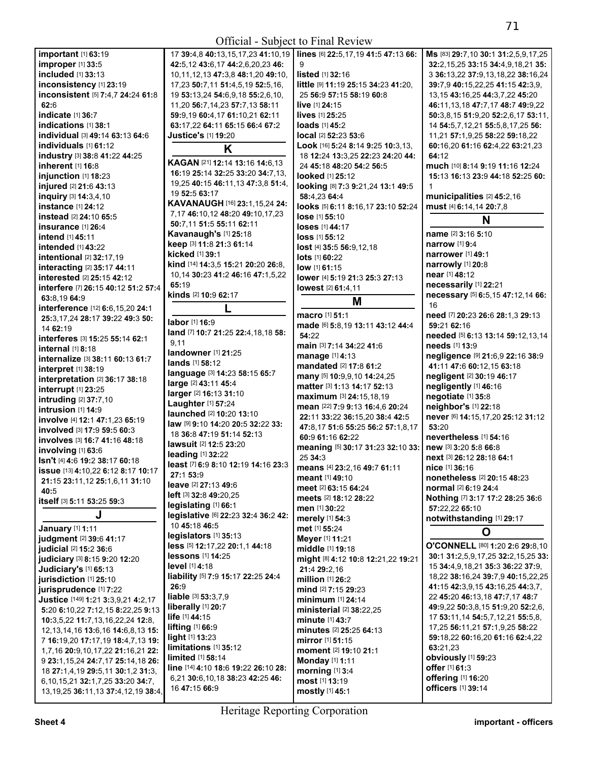Official - Subject to Final Review

**important** [1] **63:**19
**improper** [1] **33:**5
**included** [1] **33:**13
**inconsistency** [1] **23:**19
**inconsistent** [5] **7:**4,7 **24:**24 **61:**8 **62:**6
**indicate** [1] **36:**7
**indications** [1] **38:**1
**individual** [3] **49:**14 **63:**13 **64:**6
**individuals** [1] **61:**12
**industry** [3] **38:**8 **41:**22 **44:**25
**inherent** [1] **16:**8
**injunction** [1] **18:**23
**injured** [2] **21:**6 **43:**13
**inquiry** [3] **14:**3,4,10
**instance** [1] **24:**12
**instead** [2] **24:**10 **65:**5
**insurance** [1] **26:**4
**intend** [1] **45:**11
**intended** [1] **43:**22
**intentional** [2] **32:**17,19
**interacting** [2] **35:**17 **44:**11
**interested** [2] **25:**15 **42:**12
**interfere** [7] **26:**15 **40:**12 **51:**2 **57:**4 **63:**8,19 **64:**9
**interference** [12] **6:**6,15,20 **24:**1 **25:**3,17,24 **28:**17 **39:**22 **49:**3 **50:**14 **62:**19
**interferes** [3] **15:**25 **55:**14 **62:**1
**internal** [1] **8:**18
**internalize** [3] **38:**11 **60:**13 **61:**7
**interpret** [1] **38:**19
**interpretation** [2] **36:**17 **38:**18
**interrupt** [1] **23:**25
**intruding** [2] **37:**7,10
**intrusion** [1] **14:**9
**involve** [4] **12:**1 **47:**1,23 **65:**19
**involved** [3] **17:**9 **59:**5 **60:**3
**involves** [3] **16:**7 **41:**16 **48:**18
**involving** [1] **63:**6
**Isn't** [4] **4:**6 **19:**2 **38:**17 **60:**18
**issue** [13] **4:**10,22 **6:**12 **8:**17 **10:**17 **21:**15 **23:**11,12 **25:**1,6,11 **31:**10 **40:**5
**itself** [3] **5:**11 **53:**25 **59:**3

## J

**January** [1] **1:**11
**judgment** [2] **39:**6 **41:**17
**judicial** [2] **15:**2 **36:**6
**judiciary** [3] **8:**15 **9:**20 **12:**20
**Judiciary's** [1] **65:**13
**jurisdiction** [1] **25:**10
**jurisprudence** [1] **7:**22
**Justice** [149] **1:**21 **3:**3,9,21 **4:**2,17 **5:**20 **6:**10,22 **7:**12,15 **8:**22,25 **9:**13 **10:**3,5,22 **11:**7,13,16,22,24 **12:**8,12,13,14,16 **13:**6,16 **14:**6,8,13 **15:**7 **16:**19,20 **17:**17,19 **18:**4,7,13 **19:**1,7,16 **20:**9,10,17,22 **21:**16,21 **22:**9 **23:**1,15,24 **24:**7,17 **25:**14,18 **26:**18 **27:**1,4,19 **29:**5,11 **30:**1,2 **31:**3,6,10,15,21 **32:**1,7,25 **33:**20 **34:**7,13,19,25 **36:**11,13 **37:**4,12,19 **38:**4,17 **39:**4,8 **40:**13,15,17,23 **41:**10,19 **42:**5,12 **43:**6,17 **44:**2,6,20,23 **46:**10,11,12,13 **47:**3,8 **48:**1,20 **49:**10,17,23 **50:**7,11 **51:**4,5,19 **52:**5,16,19 **53:**13,24 **54:**6,9,18 **55:**2,6,10,11,20 **56:**7,14,23 **57:**7,13 **58:**11 **59:**9,19 **60:**4,17 **61:**10,21 **62:**11 **63:**17,22 **64:**11 **65:**15 **66:**4 **67:**2
**Justice's** [1] **19:**20

## K

**KAGAN** [21] **12:**14 **13:**16 **14:**6,13 **16:**19 **25:**14 **32:**25 **33:**20 **34:**7,13,19,25 **40:**15 **46:**11,13 **47:**3,8 **51:**4,19 **52:**5 **63:**17
**KAVANAUGH** [16] **23:**1,15,24 **24:**7,17 **46:**10,12 **48:**20 **49:**10,17,23 **50:**7,11 **51:**5 **55:**11 **62:**11
**Kavanaugh's** [1] **25:**18
**keep** [3] **11:**8 **21:**3 **61:**14
**kicked** [1] **39:**1
**kind** [14] **14:**3,5 **15:**21 **20:**20 **26:**8,10,14 **30:**23 **41:**2 **46:**16 **47:**1,5,22 **65:**19
**kinds** [2] **10:**9 **62:**17

## L

**labor** [1] **16:**9
**land** [7] **10:**7 **21:**25 **22:**4,18,18 **58:**9,11
**landowner** [1] **21:**25
**lands** [1] **58:**12
**language** [3] **14:**23 **58:**15 **65:**7
**large** [2] **43:**11 **45:**4
**larger** [2] **16:**13 **31:**10
**Laughter** [1] **57:**24
**launched** [2] **10:**20 **13:**10
**law** [9] **9:**10 **14:**20 **20:**5 **32:**22 **33:**18 **36:**8 **47:**19 **51:**14 **52:**13
**lawsuit** [2] **12:**5 **23:**20
**leading** [1] **32:**22
**least** [7] **6:**9 **8:**10 **12:**19 **14:**16 **23:**3 **27:**1 **53:**9
**leave** [2] **27:**13 **49:**6
**left** [3] **32:**8 **49:**20,25
**legislating** [1] **66:**1
**legislative** [6] **22:**23 **32:**4 **36:**2 **42:**10 **45:**18 **46:**5
**legislators** [1] **35:**13
**less** [5] **12:**17,22 **20:**1,1 **44:**18
**lessons** [1] **14:**25
**level** [1] **4:**18
**liability** [5] **7:**9 **15:**17 **22:**25 **24:**4 **26:**9
**liable** [3] **53:**3,7,9
**liberally** [1] **20:**7
**life** [1] **44:**15
**lifting** [1] **66:**9
**light** [1] **13:**23
**limitations** [1] **35:**12
**limited** [1] **58:**14
**line** [14] **4:**10 **18:**6 **19:**22 **26:**10 **28:**6,21 **30:**6,10,18 **38:**23 **42:**25 **46:**16 **47:**15 **66:**9
**lines** [6] **22:**5,17,19 **41:**5 **47:**13 **66:**9
**listed** [1] **32:**16
**little** [9] **11:**19 **25:**15 **34:**23 **41:**20,25 **56:**9 **57:**15 **58:**19 **60:**8
**live** [1] **24:**15
**lives** [1] **25:**25
**loads** [1] **45:**2
**local** [2] **52:**23 **53:**6
**Look** [16] **5:**24 **8:**14 **9:**25 **10:**3,13,18 **12:**24 **13:**3,25 **22:**23 **24:**20 **44:**24 **45:**18 **48:**20 **54:**2 **56:**5
**looked** [1] **25:**12
**looking** [8] **7:**3 **9:**21,24 **13:**1 **49:**5 **58:**4,23 **64:**4
**looks** [5] **6:**11 **8:**16,17 **23:**10 **52:**24
**lose** [1] **55:**10
**loses** [1] **44:**17
**loss** [1] **55:**12
**lost** [4] **35:**5 **56:**9,12,18
**lots** [1] **60:**22
**low** [1] **61:**15
**lower** [4] **5:**19 **21:**3 **25:**3 **27:**13
**lowest** [2] **61:**4,11

## M

**macro** [1] **51:**1
**made** [6] **5:**8,19 **13:**11 **43:**12 **44:**4 **54:**22
**main** [3] **7:**14 **34:**22 **41:**6
**manage** [1] **4:**13
**mandated** [2] **17:**8 **61:**2
**many** [5] **10:**9,9,10 **14:**24,25
**matter** [3] **1:**13 **14:**17 **52:**13
**maximum** [3] **24:**15,18,19
**mean** [22] **7:**9 **9:**13 **16:**4,6 **20:**24 **22:**11 **33:**22 **36:**15,20 **38:**4 **42:**5 **47:**8,17 **51:**6 **55:**25 **56:**2 **57:**1,8,17 **60:**9 **61:**16 **62:**22
**meaning** [5] **30:**17 **31:**23 **32:**10 **33:**25 **34:**3
**means** [4] **23:**2,16 **49:**7 **61:**11
**meant** [1] **49:**10
**meet** [2] **63:**15 **64:**24
**meets** [2] **18:**12 **28:**22
**men** [1] **30:**22
**merely** [1] **54:**3
**met** [1] **55:**24
**Meyer** [1] **11:**21
**middle** [1] **19:**18
**might** [8] **4:**12 **10:**8 **12:**21,22 **19:**21 **21:**4 **29:**2,16
**million** [1] **26:**2
**mind** [2] **7:**15 **29:**23
**minimum** [1] **24:**14
**ministerial** [2] **38:**22,25
**minute** [1] **43:**7
**minutes** [2] **25:**25 **64:**13
**mirror** [1] **51:**15
**moment** [2] **19:**10 **21:**1
**Monday** [1] **1:**11
**morning** [1] **3:**4
**most** [1] **13:**19
**mostly** [1] **45:**1
**Ms** [83] **29:**7,10 **30:**1 **31:**2,5,9,17,25 **32:**2,15,25 **33:**15 **34:**4,9,18,21 **35:**3 **36:**13,22 **37:**9,13,18,22 **38:**16,24 **39:**7,9 **40:**15,22,25 **41:**15 **42:**3,9,13,15 **43:**16,25 **44:**3,7,22 **45:**20 **46:**11,13,18 **47:**7,17 **48:**7 **49:**9,22 **50:**3,8,15 **51:**9,20 **52:**2,6,17 **53:**11,14 **54:**5,7,12,21 **55:**5,8,17,25 **56:**11,21 **57:**1,9,25 **58:**22 **59:**18,22 **60:**16,20 **61:**16 **62:**4,22 **63:**21,23 **64:**12
**much** [10] **8:**14 **9:**19 **11:**16 **12:**24 **15:**13 **16:**13 **23:**9 **44:**18 **52:**25 **60:**1
**municipalities** [2] **45:**2,16
**must** [4] **6:**14,14 **20:**7,8

## N

**name** [2] **3:**16 **5:**10
**narrow** [1] **9:**4
**narrower** [1] **49:**1
**narrowly** [1] **20:**8
**near** [1] **48:**12
**necessarily** [1] **22:**21
**necessary** [5] **6:**5,15 **47:**12,14 **66:**16
**need** [7] **20:**23 **26:**6 **28:**1,3 **29:**13 **59:**21 **62:**16
**needed** [5] **6:**13 **13:**14 **59:**12,13,14
**needs** [1] **13:**9
**negligence** [9] **21:**6,9 **22:**16 **38:**9 **41:**11 **47:**6 **60:**12,15 **63:**18
**negligent** [2] **30:**19 **46:**17
**negligently** [1] **46:**16
**negotiate** [1] **35:**8
**neighbor's** [1] **22:**18
**never** [6] **14:**15,17,20 **25:**12 **31:**12 **53:**20
**nevertheless** [1] **54:**16
**new** [3] **3:**20 **5:**8 **66:**8
**next** [3] **26:**12 **28:**18 **64:**1
**nice** [1] **36:**16
**nonetheless** [2] **20:**15 **48:**23
**normal** [2] **6:**19 **24:**4
**Nothing** [7] **3:**17 **17:**2 **28:**25 **36:**6 **57:**22,22 **65:**10
**notwithstanding** [1] **29:**17

## O

**O'CONNELL** [80] **1:**20 **2:**6 **29:**8,10 **30:**1 **31:**2,5,9,17,25 **32:**2,15,25 **33:**15 **34:**4,9,18,21 **35:**3 **36:**22 **37:**9,18,22 **38:**16,24 **39:**7,9 **40:**15,22,25 **41:**15 **42:**3,9,15 **43:**16,25 **44:**3,7,22 **45:**20 **46:**13,18 **47:**7,17 **48:**7 **49:**9,22 **50:**3,8,15 **51:**9,20 **52:**2,6,17 **53:**11,14 **54:**5,7,12,21 **55:**5,8,17,25 **56:**11,21 **57:**1,9,25 **58:**22 **59:**18,22 **60:**16,20 **61:**16 **62:**4,22 **63:**21,23
**obviously** [1] **59:**23
**offer** [1] **61:**3
**offering** [1] **16:**20
**officers** [1] **39:**14

Heritage Reporting Corporation

Sheet 4 important - officers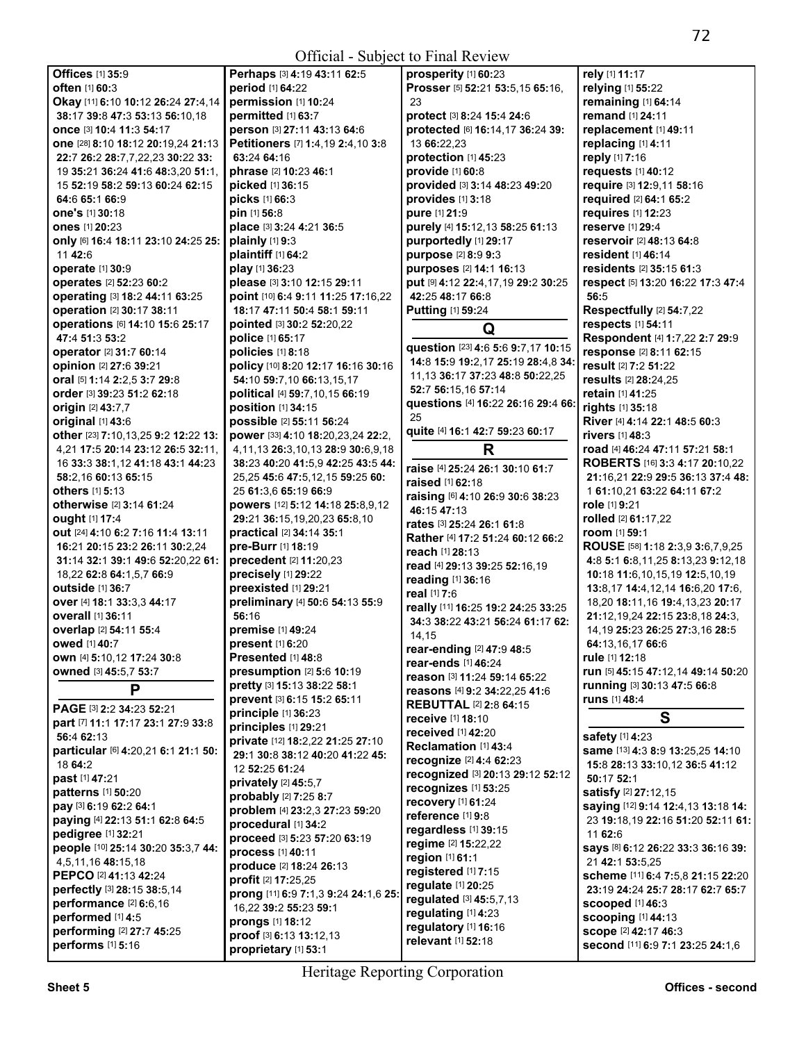Official - Subject to Final Review

**Offices** [1] **35:**9
**often** [1] **60:**3
**Okay** [11] **6:**10 **10:**12 **26:**24 **27:**4,14 **38:**17 **39:**8 **47:**3 **53:**13 **56:**10,18
**once** [3] **10:**4 **11:**3 **54:**17
**one** [28] **8:**10 **18:**12 **20:**19,24 **21:**13 **22:**7 **26:**2 **28:**7,7,22,23 **30:**22 **33:**19 **35:**21 **36:**24 **41:**6 **48:**3,20 **51:**1,15 **52:**19 **58:**2 **59:**13 **60:**24 **62:**15 **64:**6 **65:**1 **66:**9
**one's** [1] **30:**18
**ones** [1] **20:**23
**only** [6] **16:**4 **18:**11 **23:**10 **24:**25 **25:**11 **42:**6
**operate** [1] **30:**9
**operates** [2] **52:**23 **60:**2
**operating** [3] **18:**2 **44:**11 **63:**25
**operation** [2] **30:**17 **38:**11
**operations** [6] **14:**10 **15:**6 **25:**17 **47:**4 **51:**3 **53:**2
**operator** [2] **31:**7 **60:**14
**opinion** [2] **27:**6 **39:**21
**oral** [5] **1:**14 **2:**2,5 **3:**7 **29:**8
**order** [3] **39:**23 **51:**2 **62:**18
**origin** [2] **43:**7,7
**original** [1] **43:**6
**other** [23] **7:**10,13,25 **9:**2 **12:**22 **13:**4,21 **17:**5 **20:**14 **23:**12 **26:**5 **32:**11,16 **33:**3 **38:**1,12 **41:**18 **43:**1 **44:**23 **58:**2,16 **60:**13 **65:**15
**others** [1] **5:**13
**otherwise** [2] **3:**14 **61:**24
**ought** [1] **17:**4
**out** [24] **4:**10 **6:**2 **7:**16 **11:**4 **13:**11 **16:**21 **20:**15 **23:**2 **26:**11 **30:**2,24 **31:**14 **32:**1 **39:**1 **49:**6 **52:**20,22 **61:**18,22 **62:**8 **64:**1,5,7 **66:**9
**outside** [1] **36:**7
**over** [4] **18:**1 **33:**3,3 **44:**17
**overall** [1] **36:**11
**overlap** [2] **54:**11 **55:**4
**owed** [1] **40:**7
**own** [4] **5:**10,12 **17:**24 **30:**8
**owned** [3] **45:**5,7 **53:**7

## P

**PAGE** [3] **2:**2 **34:**23 **52:**21
**part** [7] **11:**1 **17:**17 **23:**1 **27:**9 **33:**8 **56:**4 **62:**13
**particular** [6] **4:**20,21 **6:**1 **21:**1 **50:**18 **64:**2
**past** [1] **47:**21
**patterns** [1] **50:**20
**pay** [3] **6:**19 **62:**2 **64:**1
**paying** [4] **22:**13 **51:**1 **62:**8 **64:**5
**pedigree** [1] **32:**21
**people** [10] **25:**14 **30:**20 **35:**3,7 **44:**4,5,11,16 **48:**15,18
**PEPCO** [2] **41:**13 **42:**24
**perfectly** [3] **28:**15 **38:**5,14
**performance** [2] **6:**6,16
**performed** [1] **4:**5
**performing** [2] **27:**7 **45:**25
**performs** [1] **5:**16
**Perhaps** [3] **4:**19 **43:**11 **62:**5
**period** [1] **64:**22
**permission** [1] **10:**24
**permitted** [1] **63:**7
**person** [3] **27:**11 **43:**13 **64:**6
**Petitioners** [7] **1:**4,19 **2:**4,10 **3:**8 **63:**24 **64:**16
**phrase** [2] **10:**23 **46:**1
**picked** [1] **36:**15
**picks** [1] **66:**3
**pin** [1] **56:**8
**place** [3] **3:**24 **4:**21 **36:**5
**plainly** [1] **9:**3
**plaintiff** [1] **64:**2
**play** [1] **36:**23
**please** [3] **3:**10 **12:**15 **29:**11
**point** [10] **6:**4 **9:**11 **11:**25 **17:**16,22 **18:**17 **47:**11 **50:**4 **58:**1 **59:**11
**pointed** [3] **30:**2 **52:**20,22
**police** [1] **65:**17
**policies** [1] **8:**18
**policy** [10] **8:**20 **12:**17 **16:**16 **30:**16 **54:**10 **59:**7,10 **66:**13,15,17
**political** [4] **59:**7,10,15 **66:**19
**position** [1] **34:**15
**possible** [2] **55:**11 **56:**24
**power** [33] **4:**10 **18:**20,23,24 **22:**2,4,11,13 **26:**3,10,13 **28:**9 **30:**6,9,18 **38:**23 **40:**20 **41:**5,9 **42:**25 **43:**5 **44:**25,25 **45:**6 **47:**5,12,15 **59:**25 **60:**25 **61:**3,6 **65:**19 **66:**9
**powers** [12] **5:**12 **14:**18 **25:**8,9,12 **29:**21 **36:**15,19,20,23 **65:**8,10
**practical** [2] **34:**14 **35:**1
**pre-Burr** [1] **18:**19
**precedent** [2] **11:**20,23
**precisely** [1] **29:**22
**preexisted** [1] **29:**21
**preliminary** [4] **50:**6 **54:**13 **55:**9 **56:**16
**premise** [1] **49:**24
**present** [1] **6:**20
**Presented** [1] **48:**8
**presumption** [2] **5:**6 **10:**19
**pretty** [3] **15:**13 **38:**22 **58:**1
**prevent** [3] **6:**15 **15:**2 **65:**11
**principle** [1] **36:**23
**principles** [1] **29:**21
**private** [12] **18:**2,22 **21:**25 **27:**10 **29:**1 **30:**8 **38:**12 **40:**20 **41:**22 **45:**12 **52:**25 **61:**24
**privately** [2] **45:**5,7
**probably** [2] **7:**25 **8:**7
**problem** [4] **23:**2,3 **27:**23 **59:**20
**procedural** [1] **34:**2
**proceed** [3] **5:**23 **57:**20 **63:**19
**process** [1] **40:**11
**produce** [2] **18:**24 **26:**13
**profit** [2] **17:**25,25
**prong** [11] **6:**9 **7:**1,3 **9:**24 **24:**1,6 **25:**16,22 **39:**2 **55:**23 **59:**1
**prongs** [1] **18:**12
**proof** [3] **6:**13 **13:**12,13
**proprietary** [1] **53:**1
**prosperity** [1] **60:**23
**Prosser** [5] **52:**21 **53:**5,15 **65:**16,23
**protect** [3] **8:**24 **15:**4 **24:**6
**protected** [6] **16:**14,17 **36:**24 **39:**13 **66:**22,23
**protection** [1] **45:**23
**provide** [1] **60:**8
**provided** [3] **3:**14 **48:**23 **49:**20
**provides** [1] **3:**18
**pure** [1] **21:**9
**purely** [4] **15:**12,13 **58:**25 **61:**13
**purportedly** [1] **29:**17
**purpose** [2] **8:**9 **9:**3
**purposes** [2] **14:**1 **16:**13
**put** [9] **4:**12 **22:**4,17,19 **29:**2 **30:**25 **42:**25 **48:**17 **66:**8
**Putting** [1] **59:**24

## Q

**question** [23] **4:**6 **5:**6 **9:**7,17 **10:**15 **14:**8 **15:**9 **19:**2,17 **25:**19 **28:**4,8 **34:**11,13 **36:**17 **37:**23 **48:**8 **50:**22,25 **52:**7 **56:**15,16 **57:**14
**questions** [4] **16:**22 **26:**16 **29:**4 **66:**25
**quite** [4] **16:**1 **42:**7 **59:**23 **60:**17

## R

**raise** [4] **25:**24 **26:**1 **30:**10 **61:**7
**raised** [1] **62:**18
**raising** [6] **4:**10 **26:**9 **30:**6 **38:**23 **46:**15 **47:**13
**rates** [3] **25:**24 **26:**1 **61:**8
**Rather** [4] **17:**2 **51:**24 **60:**12 **66:**2
**reach** [1] **28:**13
**read** [4] **29:**13 **39:**25 **52:**16,19
**reading** [1] **36:**16
**real** [1] **7:**6
**really** [11] **16:**25 **19:**2 **24:**25 **33:**25 **34:**3 **38:**22 **43:**21 **56:**24 **61:**17 **62:**14,15
**rear-ending** [2] **47:**9 **48:**5
**rear-ends** [1] **46:**24
**reason** [3] **11:**24 **59:**14 **65:**22
**reasons** [4] **9:**2 **34:**22,25 **41:**6
**REBUTTAL** [2] **2:**8 **64:**15
**receive** [1] **18:**10
**received** [1] **42:**20
**Reclamation** [1] **43:**4
**recognize** [2] **4:**4 **62:**23
**recognized** [3] **20:**13 **29:**12 **52:**12
**recognizes** [1] **53:**25
**recovery** [1] **61:**24
**reference** [1] **9:**8
**regardless** [1] **39:**15
**regime** [2] **15:**22,22
**region** [1] **61:**1
**registered** [1] **7:**15
**regulate** [1] **20:**25
**regulated** [3] **45:**5,7,13
**regulating** [1] **4:**23
**regulatory** [1] **16:**16
**relevant** [1] **52:**18
**rely** [1] **11:**17
**relying** [1] **55:**22
**remaining** [1] **64:**14
**remand** [1] **24:**11
**replacement** [1] **49:**11
**replacing** [1] **4:**11
**reply** [1] **7:**16
**requests** [1] **40:**12
**require** [3] **12:**9,11 **58:**16
**required** [2] **64:**1 **65:**2
**requires** [1] **12:**23
**reserve** [1] **29:**4
**reservoir** [2] **48:**13 **64:**8
**resident** [1] **46:**14
**residents** [2] **35:**15 **61:**3
**respect** [5] **13:**20 **16:**22 **17:**3 **47:**4 **56:**5
**Respectfully** [2] **54:**7,22
**respects** [1] **54:**11
**Respondent** [4] **1:**7,22 **2:**7 **29:**9
**response** [2] **8:**11 **62:**15
**result** [2] **7:**2 **51:**22
**results** [2] **28:**24,25
**retain** [1] **41:**25
**rights** [1] **35:**18
**River** [4] **4:**14 **22:**1 **48:**5 **60:**3
**rivers** [1] **48:**3
**road** [4] **46:**24 **47:**11 **57:**21 **58:**1
**ROBERTS** [16] **3:**3 **4:**17 **20:**10,22 **21:**16,21 **22:**9 **29:**5 **36:**13 **37:**4 **48:**1 **61:**10,21 **63:**22 **64:**11 **67:**2
**role** [1] **9:**21
**rolled** [2] **61:**17,22
**room** [1] **59:**1
**ROUSE** [58] **1:**18 **2:**3,9 **3:**6,7,9,25 **4:**8 **5:**1 **6:**8,11,25 **8:**13,23 **9:**12,18 **10:**18 **11:**6,10,15,19 **12:**5,10,19 **13:**8,17 **14:**4,12,14 **16:**6,20 **17:**6,18,20 **18:**11,16 **19:**4,13,23 **20:**17 **21:**12,19,24 **22:**15 **23:**8,18 **24:**3,14,19 **25:**23 **26:**25 **27:**3,16 **28:**5 **64:**13,16,17 **66:**6
**rule** [1] **12:**18
**run** [5] **45:**15 **47:**12,14 **49:**14 **50:**20
**running** [3] **30:**13 **47:**5 **66:**8
**runs** [1] **48:**4

## S

**safety** [1] **4:**23
**same** [13] **4:**3 **8:**9 **13:**25,25 **14:**10 **15:**8 **28:**13 **33:**10,12 **36:**5 **41:**12 **50:**17 **52:**1
**satisfy** [2] **27:**12,15
**saying** [12] **9:**14 **12:**4,13 **13:**18 **14:**23 **19:**18,19 **22:**16 **51:**20 **52:**11 **61:**11 **62:**6
**says** [8] **6:**12 **26:**22 **33:**3 **36:**16 **39:**21 **42:**1 **53:**5,25
**scheme** [11] **6:**4 **7:**5,8 **21:**15 **22:**20 **23:**19 **24:**24 **25:**7 **28:**17 **62:**7 **65:**7
**scooped** [1] **46:**3
**scooping** [1] **44:**13
**scope** [2] **42:**17 **46:**3
**second** [11] **6:**9 **7:**1 **23:**25 **24:**1,6

Heritage Reporting Corporation

Sheet 5 | Offices - second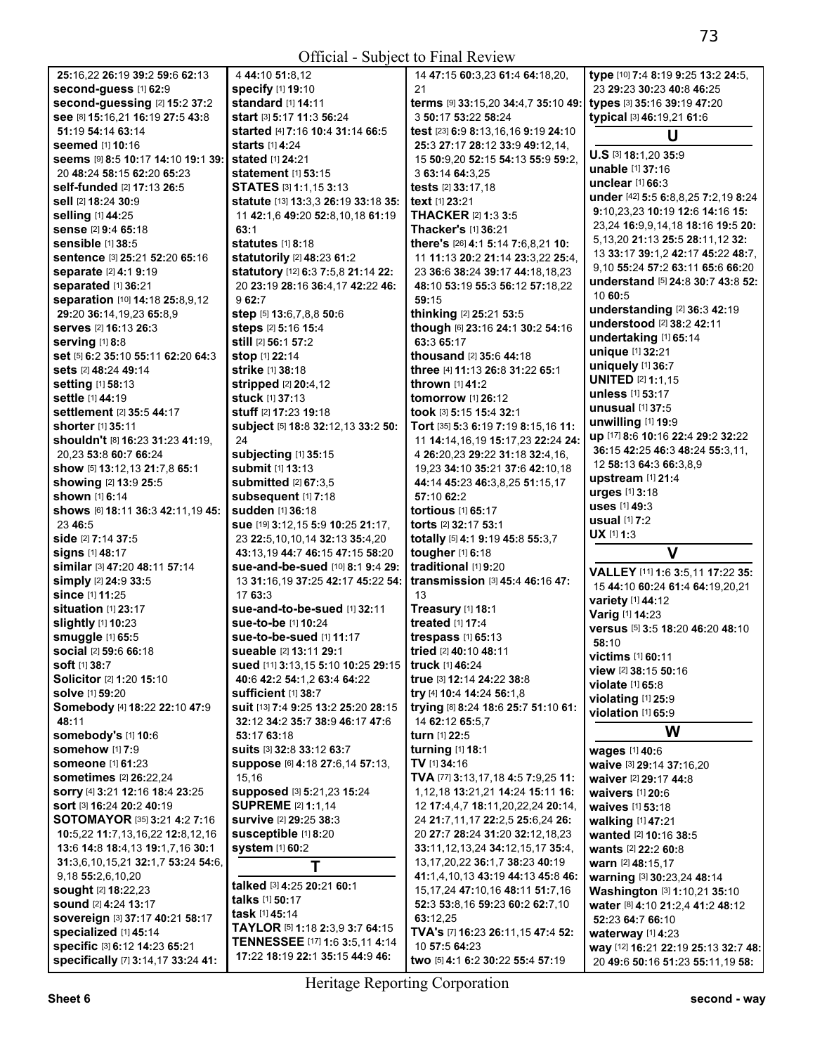25:16,22 26:19 39:2 59:6 62:13
**second-guess** [1] 62:9
**second-guessing** [2] 15:2 37:2
**see** [8] 15:16,21 16:19 27:5 43:8 51:19 54:14 63:14
**seemed** [1] 10:16
**seems** [9] 8:5 10:17 14:10 19:1 39:20 48:24 58:15 62:20 65:23
**self-funded** [2] 17:13 26:5
**sell** [2] 18:24 30:9
**selling** [1] 44:25
**sense** [2] 9:4 65:18
**sensible** [1] 38:5
**sentence** [3] 25:21 52:20 65:16
**separate** [2] 4:1 9:19
**separated** [1] 36:21
**separation** [10] 14:18 25:8,9,12 29:20 36:14,19,23 65:8,9
**serves** [2] 16:13 26:3
**serving** [1] 8:8
**set** [5] 6:2 35:10 55:11 62:20 64:3
**sets** [2] 48:24 49:14
**setting** [1] 58:13
**settle** [1] 44:19
**settlement** [2] 35:5 44:17
**shorter** [1] 35:11
**shouldn't** [8] 16:23 31:23 41:19,20,23 53:8 60:7 66:24
**show** [5] 13:12,13 21:7,8 65:1
**showing** [2] 13:9 25:5
**shown** [1] 6:14
**shows** [6] 18:11 36:3 42:11,19 45:23 46:5
**side** [2] 7:14 37:5
**signs** [1] 48:17
**similar** [3] 47:20 48:11 57:14
**simply** [2] 24:9 33:5
**since** [1] 11:25
**situation** [1] 23:17
**slightly** [1] 10:23
**smuggle** [1] 65:5
**social** [2] 59:6 66:18
**soft** [1] 38:7
**Solicitor** [2] 1:20 15:10
**solve** [1] 59:20
**Somebody** [4] 18:22 22:10 47:9 48:11
**somebody's** [1] 10:6
**somehow** [1] 7:9
**someone** [1] 61:23
**sometimes** [2] 26:22,24
**sorry** [4] 3:21 12:16 18:4 23:25
**sort** [3] 16:24 20:2 40:19
**SOTOMAYOR** [35] 3:21 4:2 7:16 10:5,22 11:7,13,16,22 12:8,12,16 13:6 14:8 18:4,13 19:1,7,16 30:1 31:3,6,10,15,21 32:1,7 53:24 54:6,9,18 55:2,6,10,20
**sought** [2] 18:22,23
**sound** [2] 4:24 13:17
**sovereign** [3] 37:17 40:21 58:17
**specialized** [1] 45:14
**specific** [3] 6:12 14:23 65:21
**specifically** [7] 3:14,17 33:24 41:4 44:10 51:8,12
**specify** [1] 19:10
**standard** [1] 14:11
**start** [3] 5:17 11:3 56:24
**started** [4] 7:16 10:4 31:14 66:5
**starts** [1] 4:24
**stated** [1] 24:21
**statement** [1] 53:15
**STATES** [3] 1:1,15 3:13
**statute** [13] 13:3,3 26:19 33:18 35:11 42:1,6 49:20 52:8,10,18 61:19 63:1
**statutes** [1] 8:18
**statutorily** [2] 48:23 61:2
**statutory** [12] 6:3 7:5,8 21:14 22:20 23:19 28:16 36:4,17 42:22 46:9 62:7
**step** [5] 13:6,7,8,8 50:6
**steps** [2] 5:16 15:4
**still** [2] 56:1 57:2
**stop** [1] 22:14
**strike** [1] 38:18
**stripped** [2] 20:4,12
**stuck** [1] 37:13
**stuff** [2] 17:23 19:18
**subject** [5] 18:8 32:12,13 33:2 50:24
**subjecting** [1] 35:15
**submit** [1] 13:13
**submitted** [2] 67:3,5
**subsequent** [1] 7:18
**sudden** [1] 36:18
**sue** [19] 3:12,15 5:9 10:25 21:17,23 22:5,10,10,14 32:13 35:4,20 43:13,19 44:7 46:15 47:15 58:20
**sue-and-be-sued** [10] 8:1 9:4 29:13 31:16,19 37:25 42:17 45:22 54:17 63:3
**sue-and-to-be-sued** [1] 32:11
**sue-to-be** [1] 10:24
**sue-to-be-sued** [1] 11:17
**sueable** [2] 13:11 29:1
**sued** [11] 3:13,15 5:10 10:25 29:15 40:6 42:2 54:1,2 63:4 64:22
**sufficient** [1] 38:7
**suit** [13] 7:4 9:25 13:2 25:20 28:15 32:12 34:2 35:7 38:9 46:17 47:6 53:17 63:18
**suits** [3] 32:8 33:12 63:7
**suppose** [6] 4:18 27:6,14 57:13,15,16
**supposed** [3] 5:21,23 15:24
**SUPREME** [2] 1:1,14
**survive** [2] 29:25 38:3
**susceptible** [1] 8:20
**system** [1] 60:2

## T

**talked** [3] 4:25 20:21 60:1
**talks** [1] 50:17
**task** [1] 45:14
**TAYLOR** [5] 1:18 2:3,9 3:7 64:15
**TENNESSEE** [17] 1:6 3:5,11 4:14 17:22 18:19 22:1 35:15 44:9 46:14 47:15 60:3,23 61:4 64:18,20,21
**terms** [9] 33:15,20 34:4,7 35:10 49:3 50:17 53:22 58:24
**test** [23] 6:9 8:13,16,16 9:19 24:10 25:3 27:17 28:12 33:9 49:12,14,15 50:9,20 52:15 54:13 55:9 59:2,3 63:14 64:3,25
**tests** [2] 33:17,18
**text** [1] 23:21
**THACKER** [2] 1:3 3:5
**Thacker's** [1] 36:21
**there's** [26] 4:1 5:14 7:6,8,21 10:11 11:13 20:2 21:14 23:3,22 25:4,23 36:6 38:24 39:17 44:18,18,23 48:10 53:19 55:3 56:12 57:18,22 59:15
**thinking** [2] 25:21 53:5
**though** [6] 23:16 24:1 30:2 54:16 63:3 65:17
**thousand** [2] 35:6 44:18
**three** [4] 11:13 26:8 31:22 65:1
**thrown** [1] 41:2
**tomorrow** [1] 26:12
**took** [3] 5:15 15:4 32:1
**Tort** [35] 5:3 6:19 7:19 8:15,16 11:11 14:14,16,19 15:17,23 22:24 24:4 26:20,23 29:22 31:18 32:4,16,19,23 34:10 35:21 37:6 42:10,18 44:14 45:23 46:3,8,25 51:15,17 57:10 62:2
**tortious** [1] 65:17
**torts** [2] 32:17 53:1
**totally** [5] 4:1 9:19 45:8 55:3,7
**tougher** [1] 6:18
**traditional** [1] 9:20
**transmission** [3] 45:4 46:16 47:13
**Treasury** [1] 18:1
**treated** [1] 17:4
**trespass** [1] 65:13
**tried** [2] 40:10 48:11
**truck** [1] 46:24
**true** [3] 12:14 24:22 38:8
**try** [4] 10:4 14:24 56:1,8
**trying** [8] 8:24 18:6 25:7 51:10 61:14 62:12 65:5,7
**turn** [1] 22:5
**turning** [1] 18:1
**TV** [1] 34:16
**TVA** [77] 3:13,17,18 4:5 7:9,25 11:1,12,18 13:21,21 14:24 15:11 16:12 17:4,4,7 18:11,20,22,24 20:14,24 21:7,11,17 22:2,5 25:6,24 26:20 27:7 28:24 31:20 32:12,18,23 33:11,12,13,24 34:12,15,17 35:4,13,17,20,22 36:1,7 38:23 40:19 41:1,4,10,13 43:19 44:13 45:8 46:15,17,24 47:10,16 48:11 51:7,16 52:3 53:8,16 59:23 60:2 62:7,10 63:12,25
**TVA's** [7] 16:23 26:11,15 47:4 52:10 57:5 64:23
**two** [5] 4:1 6:2 30:22 55:4 57:19
**type** [10] 7:4 8:19 9:25 13:2 24:5,23 29:23 30:23 40:8 46:25
**types** [3] 35:16 39:19 47:20
**typical** [3] 46:19,21 61:6

## U

**U.S** [3] 18:1,20 35:9
**unable** [1] 37:16
**unclear** [1] 66:3
**under** [42] 5:5 6:8,8,25 7:2,19 8:24 9:10,23,23 10:19 12:6 14:16 15:23,24 16:9,9,14,18 18:16 19:5 20:5,13,20 21:13 25:5 28:11,12 32:13 33:17 39:1,2 42:17 45:22 48:7,9,10 55:24 57:2 63:11 65:6 66:20
**understand** [5] 24:8 30:7 43:8 52:10 60:5
**understanding** [2] 36:3 42:19
**understood** [2] 38:2 42:11
**undertaking** [1] 65:14
**unique** [1] 32:21
**uniquely** [1] 36:7
**UNITED** [2] 1:1,15
**unless** [1] 53:17
**unusual** [1] 37:5
**unwilling** [1] 19:9
**up** [17] 8:6 10:16 22:4 29:2 32:22 36:15 42:25 46:3 48:24 55:3,11,12 58:13 64:3 66:3,8,9
**upstream** [1] 21:4
**urges** [1] 3:18
**uses** [1] 49:3
**usual** [1] 7:2
**UX** [1] 1:3

## V

**VALLEY** [11] 1:6 3:5,11 17:22 35:15 44:10 60:24 61:4 64:19,20,21
**variety** [1] 44:12
**Varig** [1] 14:23
**versus** [5] 3:5 18:20 46:20 48:10 58:10
**victims** [1] 60:11
**view** [2] 38:15 50:16
**violate** [1] 65:8
**violating** [1] 25:9
**violation** [1] 65:9

## W

**wages** [1] 40:6
**waive** [3] 29:14 37:16,20
**waiver** [2] 29:17 44:8
**waivers** [1] 20:6
**waives** [1] 53:18
**walking** [1] 47:21
**wanted** [2] 10:16 38:5
**wants** [2] 22:2 60:8
**warn** [2] 48:15,17
**warning** [3] 30:23,24 48:14
**Washington** [3] 1:10,21 35:10
**water** [8] 4:10 21:2,4 41:2 48:12 52:23 64:7 66:10
**waterway** [1] 4:23
**way** [12] 16:21 22:19 25:13 32:7 48:20 49:6 50:16 51:23 55:11,19 58: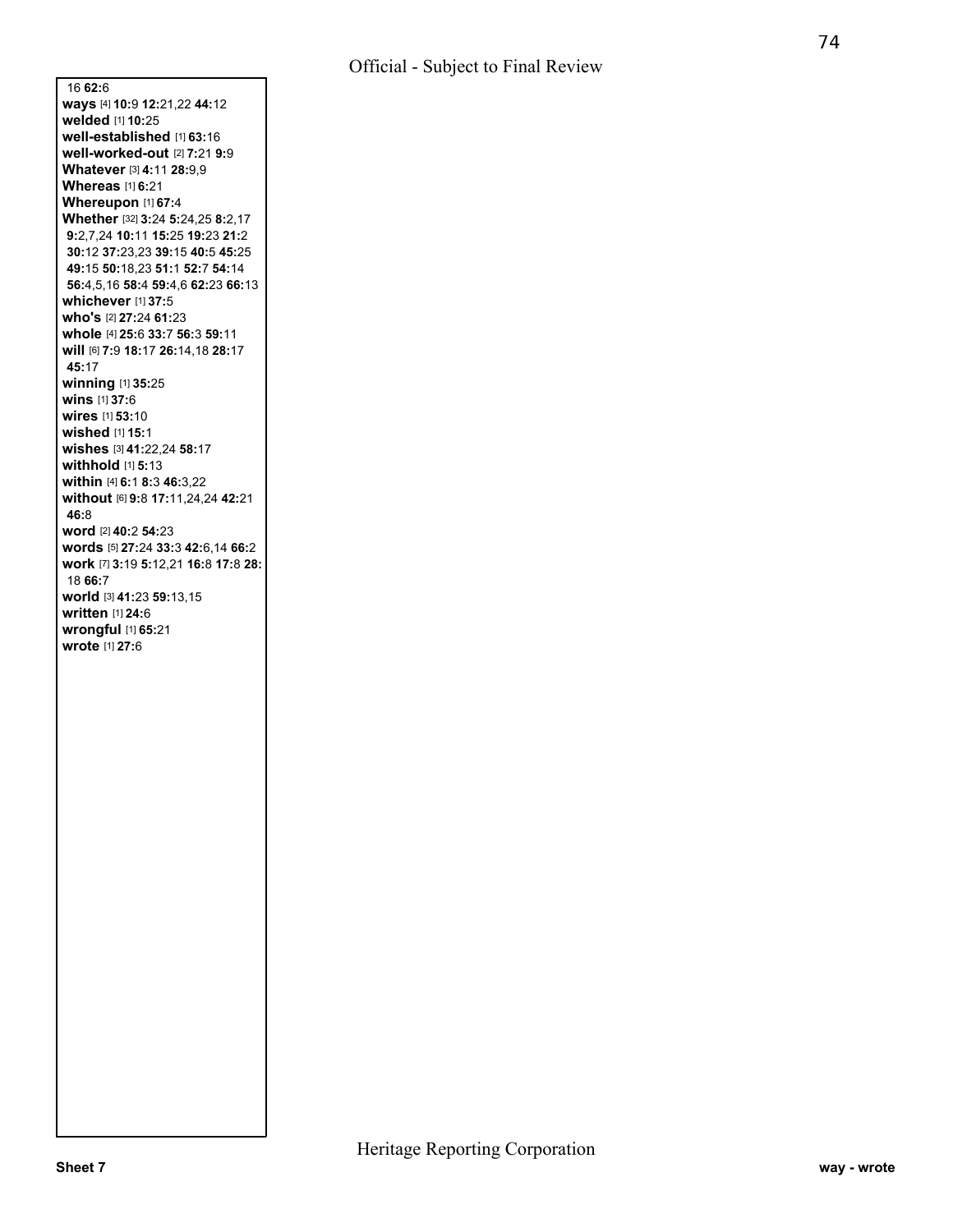16 **62:**6

**ways** [4] **10:**9 **12:**21,22 **44:**12

**welded** [1] **10:**25

**well-established** [1] **63:**16

**well-worked-out** [2] **7:**21 **9:**9

**Whatever** [3] **4:**11 **28:**9,9

**Whereas** [1] **6:**21

**Whereupon** [1] **67:**4

**Whether** [32] **3:**24 **5:**24,25 **8:**2,17 **9:**2,7,24 **10:**11 **15:**25 **19:**23 **21:**2 **30:**12 **37:**23,23 **39:**15 **40:**5 **45:**25 **49:**15 **50:**18,23 **51:**1 **52:**7 **54:**14 **56:**4,5,16 **58:**4 **59:**4,6 **62:**23 **66:**13

**whichever** [1] **37:**5

**who's** [2] **27:**24 **61:**23

**whole** [4] **25:**6 **33:**7 **56:**3 **59:**11

**will** [6] **7:**9 **18:**17 **26:**14,18 **28:**17 **45:**17

**winning** [1] **35:**25

**wins** [1] **37:**6

**wires** [1] **53:**10

**wished** [1] **15:**1

**wishes** [3] **41:**22,24 **58:**17

**withhold** [1] **5:**13

**within** [4] **6:**1 **8:**3 **46:**3,22

**without** [6] **9:**8 **17:**11,24,24 **42:**21 **46:**8

**word** [2] **40:**2 **54:**23

**words** [5] **27:**24 **33:**3 **42:**6,14 **66:**2

**work** [7] **3:**19 **5:**12,21 **16:**8 **17:**8 **28:**18 **66:**7

**world** [3] **41:**23 **59:**13,15

**written** [1] **24:**6

**wrongful** [1] **65:**21

**wrote** [1] **27:**6